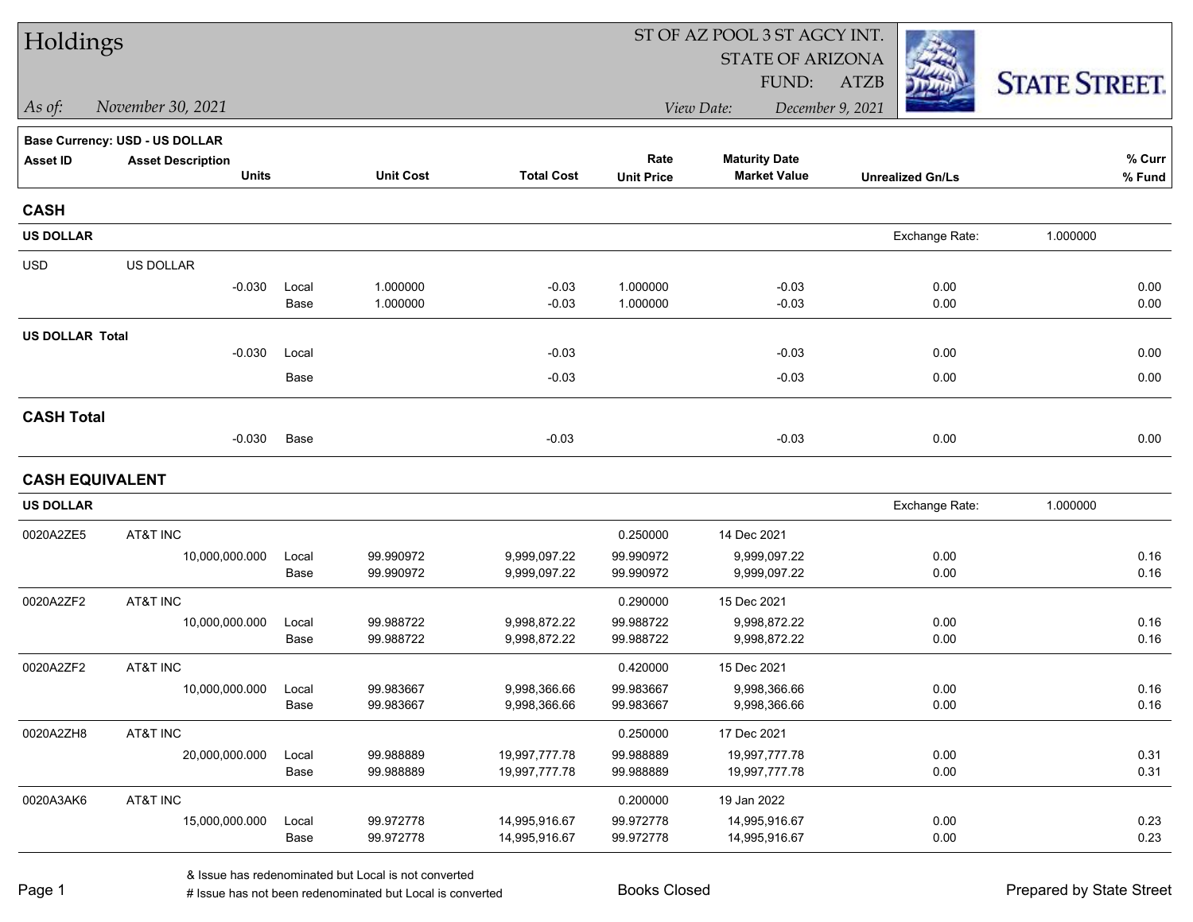# Holdings

ST OF AZ POOL 3 ST AGCY INT.
STATE OF ARIZONA
FUND: ATZB

*As of:* November 30, 2021
*View Date:* December 9, 2021

STATE STREET.

**Base Currency: USD - US DOLLAR**

| Asset ID | Asset Description / Units | | Unit Cost | Total Cost | Rate / Unit Price | Maturity Date / Market Value | Unrealized Gn/Ls | % Curr / % Fund |
|---|---|---|---|---|---|---|---|---|
| **CASH** | | | | | | | | |
| **US DOLLAR** | | | | | | | Exchange Rate: | 1.000000 |
| USD | US DOLLAR | | | | | | | |
| | -0.030 | Local | 1.000000 | -0.03 | 1.000000 | -0.03 | 0.00 | 0.00 |
| | | Base | 1.000000 | -0.03 | 1.000000 | -0.03 | 0.00 | 0.00 |
| **US DOLLAR Total** | | | | | | | | |
| | -0.030 | Local | | -0.03 | | -0.03 | 0.00 | 0.00 |
| | | Base | | -0.03 | | -0.03 | 0.00 | 0.00 |
| **CASH Total** | | | | | | | | |
| | -0.030 | Base | | -0.03 | | -0.03 | 0.00 | 0.00 |
| **CASH EQUIVALENT** | | | | | | | | |
| **US DOLLAR** | | | | | | | Exchange Rate: | 1.000000 |
| 0020A2ZE5 | AT&T INC | | | | 0.250000 | 14 Dec 2021 | | |
| | 10,000,000.000 | Local | 99.990972 | 9,999,097.22 | 99.990972 | 9,999,097.22 | 0.00 | 0.16 |
| | | Base | 99.990972 | 9,999,097.22 | 99.990972 | 9,999,097.22 | 0.00 | 0.16 |
| 0020A2ZF2 | AT&T INC | | | | 0.290000 | 15 Dec 2021 | | |
| | 10,000,000.000 | Local | 99.988722 | 9,998,872.22 | 99.988722 | 9,998,872.22 | 0.00 | 0.16 |
| | | Base | 99.988722 | 9,998,872.22 | 99.988722 | 9,998,872.22 | 0.00 | 0.16 |
| 0020A2ZF2 | AT&T INC | | | | 0.420000 | 15 Dec 2021 | | |
| | 10,000,000.000 | Local | 99.983667 | 9,998,366.66 | 99.983667 | 9,998,366.66 | 0.00 | 0.16 |
| | | Base | 99.983667 | 9,998,366.66 | 99.983667 | 9,998,366.66 | 0.00 | 0.16 |
| 0020A2ZH8 | AT&T INC | | | | 0.250000 | 17 Dec 2021 | | |
| | 20,000,000.000 | Local | 99.988889 | 19,997,777.78 | 99.988889 | 19,997,777.78 | 0.00 | 0.31 |
| | | Base | 99.988889 | 19,997,777.78 | 99.988889 | 19,997,777.78 | 0.00 | 0.31 |
| 0020A3AK6 | AT&T INC | | | | 0.200000 | 19 Jan 2022 | | |
| | 15,000,000.000 | Local | 99.972778 | 14,995,916.67 | 99.972778 | 14,995,916.67 | 0.00 | 0.23 |
| | | Base | 99.972778 | 14,995,916.67 | 99.972778 | 14,995,916.67 | 0.00 | 0.23 |

& Issue has redenominated but Local is not converted
# Issue has not been redenominated but Local is converted

Books Closed

Prepared by State Street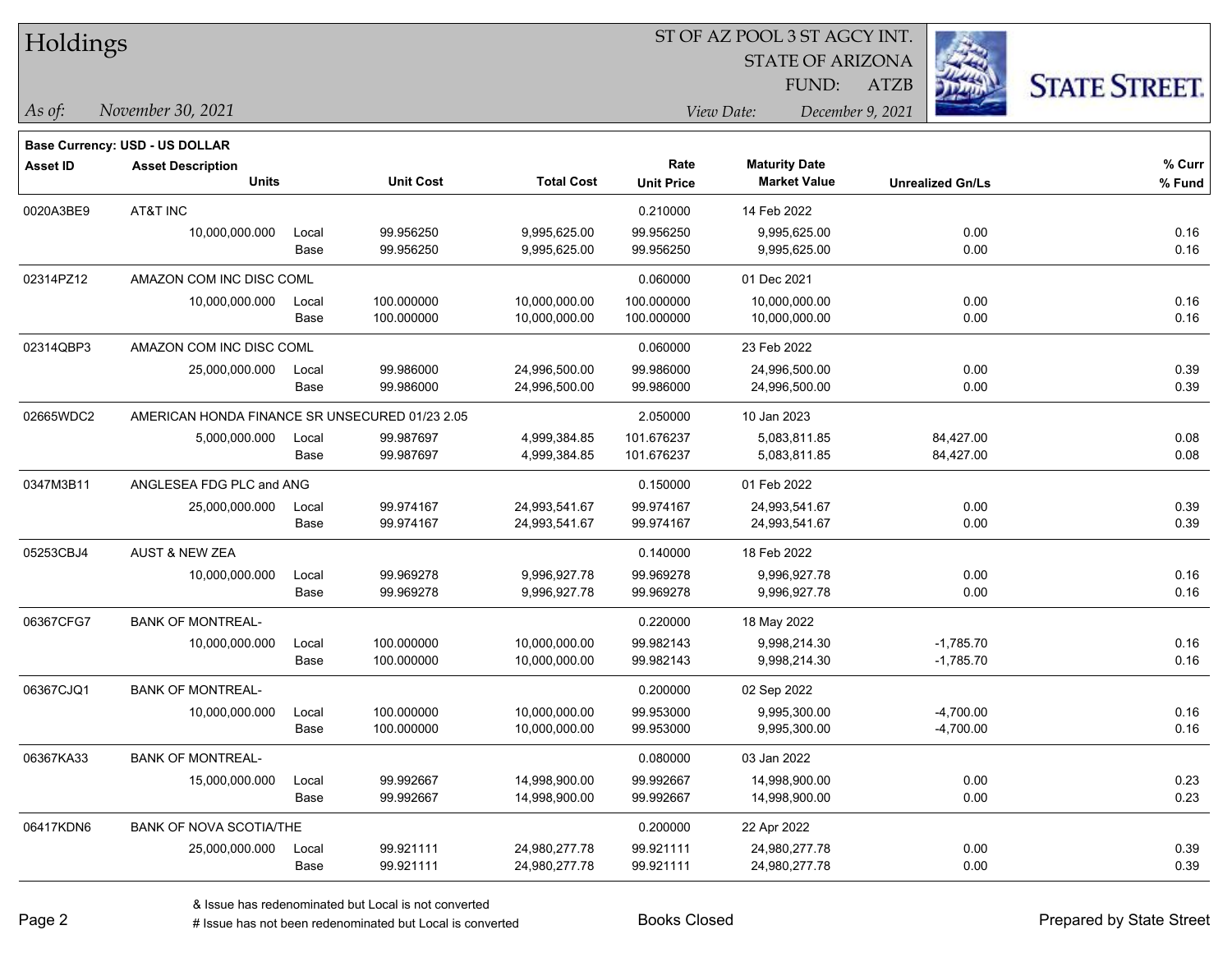# Holdings

ST OF AZ POOL 3 ST AGCY INT.
STATE OF ARIZONA
FUND: ATZB

*As of:* *November 30, 2021*

*View Date:* *December 9, 2021*

STATE STREET.

**Base Currency: USD - US DOLLAR**

| Asset ID | Asset Description / Units | | Unit Cost | Total Cost | Rate / Unit Price | Maturity Date / Market Value | Unrealized Gn/Ls | % Curr / % Fund |
|---|---|---|---|---|---|---|---|---|
| 0020A3BE9 | AT&T INC | | | | 0.210000 | 14 Feb 2022 | | |
| | 10,000,000.000 | Local | 99.956250 | 9,995,625.00 | 99.956250 | 9,995,625.00 | 0.00 | 0.16 |
| | | Base | 99.956250 | 9,995,625.00 | 99.956250 | 9,995,625.00 | 0.00 | 0.16 |
| 02314PZ12 | AMAZON COM INC DISC COML | | | | 0.060000 | 01 Dec 2021 | | |
| | 10,000,000.000 | Local | 100.000000 | 10,000,000.00 | 100.000000 | 10,000,000.00 | 0.00 | 0.16 |
| | | Base | 100.000000 | 10,000,000.00 | 100.000000 | 10,000,000.00 | 0.00 | 0.16 |
| 02314QBP3 | AMAZON COM INC DISC COML | | | | 0.060000 | 23 Feb 2022 | | |
| | 25,000,000.000 | Local | 99.986000 | 24,996,500.00 | 99.986000 | 24,996,500.00 | 0.00 | 0.39 |
| | | Base | 99.986000 | 24,996,500.00 | 99.986000 | 24,996,500.00 | 0.00 | 0.39 |
| 02665WDC2 | AMERICAN HONDA FINANCE SR UNSECURED 01/23 2.05 | | | | 2.050000 | 10 Jan 2023 | | |
| | 5,000,000.000 | Local | 99.987697 | 4,999,384.85 | 101.676237 | 5,083,811.85 | 84,427.00 | 0.08 |
| | | Base | 99.987697 | 4,999,384.85 | 101.676237 | 5,083,811.85 | 84,427.00 | 0.08 |
| 0347M3B11 | ANGLESEA FDG PLC and ANG | | | | 0.150000 | 01 Feb 2022 | | |
| | 25,000,000.000 | Local | 99.974167 | 24,993,541.67 | 99.974167 | 24,993,541.67 | 0.00 | 0.39 |
| | | Base | 99.974167 | 24,993,541.67 | 99.974167 | 24,993,541.67 | 0.00 | 0.39 |
| 05253CBJ4 | AUST & NEW ZEA | | | | 0.140000 | 18 Feb 2022 | | |
| | 10,000,000.000 | Local | 99.969278 | 9,996,927.78 | 99.969278 | 9,996,927.78 | 0.00 | 0.16 |
| | | Base | 99.969278 | 9,996,927.78 | 99.969278 | 9,996,927.78 | 0.00 | 0.16 |
| 06367CFG7 | BANK OF MONTREAL- | | | | 0.220000 | 18 May 2022 | | |
| | 10,000,000.000 | Local | 100.000000 | 10,000,000.00 | 99.982143 | 9,998,214.30 | -1,785.70 | 0.16 |
| | | Base | 100.000000 | 10,000,000.00 | 99.982143 | 9,998,214.30 | -1,785.70 | 0.16 |
| 06367CJQ1 | BANK OF MONTREAL- | | | | 0.200000 | 02 Sep 2022 | | |
| | 10,000,000.000 | Local | 100.000000 | 10,000,000.00 | 99.953000 | 9,995,300.00 | -4,700.00 | 0.16 |
| | | Base | 100.000000 | 10,000,000.00 | 99.953000 | 9,995,300.00 | -4,700.00 | 0.16 |
| 06367KA33 | BANK OF MONTREAL- | | | | 0.080000 | 03 Jan 2022 | | |
| | 15,000,000.000 | Local | 99.992667 | 14,998,900.00 | 99.992667 | 14,998,900.00 | 0.00 | 0.23 |
| | | Base | 99.992667 | 14,998,900.00 | 99.992667 | 14,998,900.00 | 0.00 | 0.23 |
| 06417KDN6 | BANK OF NOVA SCOTIA/THE | | | | 0.200000 | 22 Apr 2022 | | |
| | 25,000,000.000 | Local | 99.921111 | 24,980,277.78 | 99.921111 | 24,980,277.78 | 0.00 | 0.39 |
| | | Base | 99.921111 | 24,980,277.78 | 99.921111 | 24,980,277.78 | 0.00 | 0.39 |

& Issue has redenominated but Local is not converted
# Issue has not been redenominated but Local is converted

Books Closed

Prepared by State Street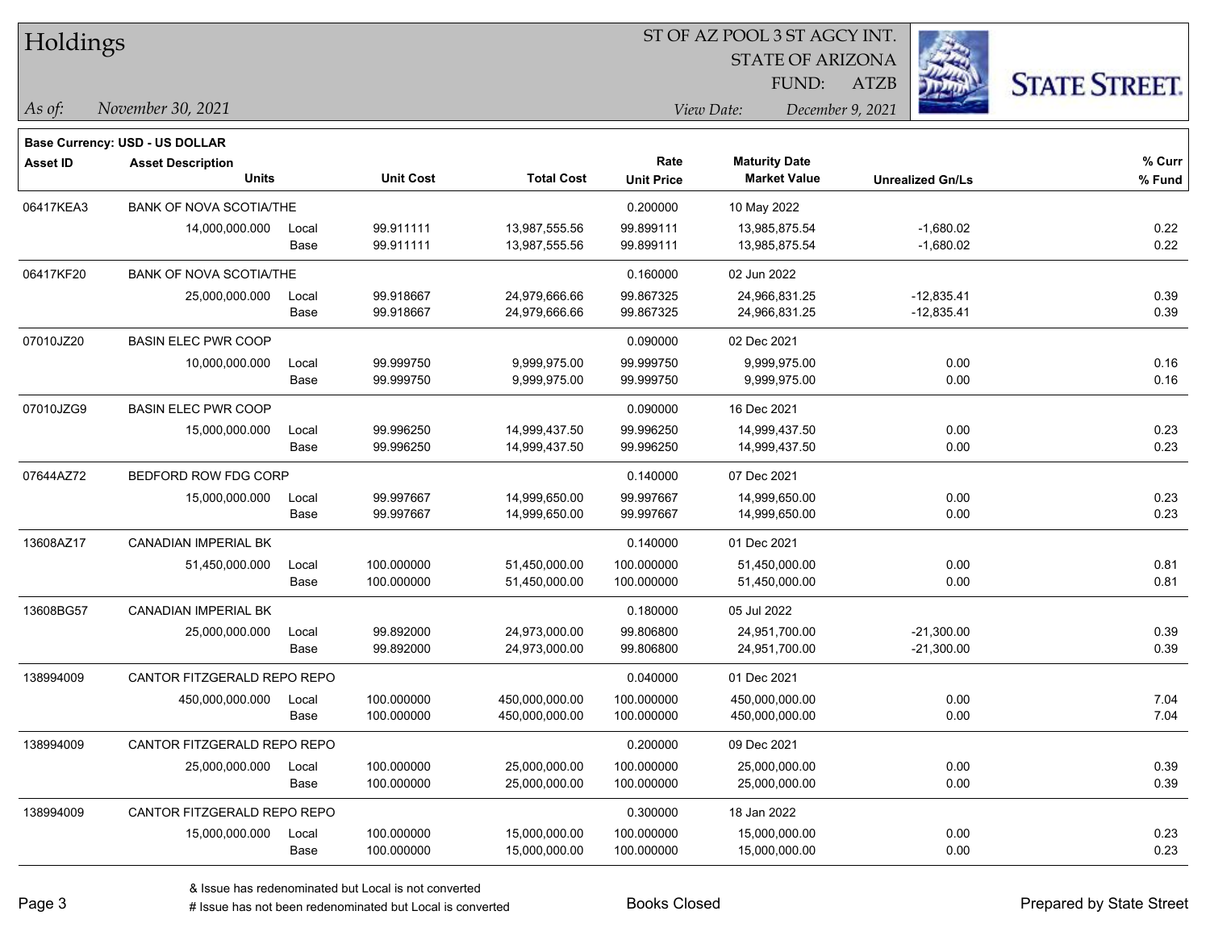# Holdings

ST OF AZ POOL 3 ST AGCY INT.
STATE OF ARIZONA
FUND: ATZB

*As of:* November 30, 2021    *View Date:* December 9, 2021

**Base Currency: USD - US DOLLAR**

| Asset ID | Asset Description / Units | | Unit Cost | Total Cost | Rate / Unit Price | Maturity Date / Market Value | Unrealized Gn/Ls | % Curr / % Fund |
|---|---|---|---|---|---|---|---|---|
| 06417KEA3 | BANK OF NOVA SCOTIA/THE | | | | 0.200000 | 10 May 2022 | | |
| | 14,000,000.000 | Local | 99.911111 | 13,987,555.56 | 99.899111 | 13,985,875.54 | -1,680.02 | 0.22 |
| | | Base | 99.911111 | 13,987,555.56 | 99.899111 | 13,985,875.54 | -1,680.02 | 0.22 |
| 06417KF20 | BANK OF NOVA SCOTIA/THE | | | | 0.160000 | 02 Jun 2022 | | |
| | 25,000,000.000 | Local | 99.918667 | 24,979,666.66 | 99.867325 | 24,966,831.25 | -12,835.41 | 0.39 |
| | | Base | 99.918667 | 24,979,666.66 | 99.867325 | 24,966,831.25 | -12,835.41 | 0.39 |
| 07010JZ20 | BASIN ELEC PWR COOP | | | | 0.090000 | 02 Dec 2021 | | |
| | 10,000,000.000 | Local | 99.999750 | 9,999,975.00 | 99.999750 | 9,999,975.00 | 0.00 | 0.16 |
| | | Base | 99.999750 | 9,999,975.00 | 99.999750 | 9,999,975.00 | 0.00 | 0.16 |
| 07010JZG9 | BASIN ELEC PWR COOP | | | | 0.090000 | 16 Dec 2021 | | |
| | 15,000,000.000 | Local | 99.996250 | 14,999,437.50 | 99.996250 | 14,999,437.50 | 0.00 | 0.23 |
| | | Base | 99.996250 | 14,999,437.50 | 99.996250 | 14,999,437.50 | 0.00 | 0.23 |
| 07644AZ72 | BEDFORD ROW FDG CORP | | | | 0.140000 | 07 Dec 2021 | | |
| | 15,000,000.000 | Local | 99.997667 | 14,999,650.00 | 99.997667 | 14,999,650.00 | 0.00 | 0.23 |
| | | Base | 99.997667 | 14,999,650.00 | 99.997667 | 14,999,650.00 | 0.00 | 0.23 |
| 13608AZ17 | CANADIAN IMPERIAL BK | | | | 0.140000 | 01 Dec 2021 | | |
| | 51,450,000.000 | Local | 100.000000 | 51,450,000.00 | 100.000000 | 51,450,000.00 | 0.00 | 0.81 |
| | | Base | 100.000000 | 51,450,000.00 | 100.000000 | 51,450,000.00 | 0.00 | 0.81 |
| 13608BG57 | CANADIAN IMPERIAL BK | | | | 0.180000 | 05 Jul 2022 | | |
| | 25,000,000.000 | Local | 99.892000 | 24,973,000.00 | 99.806800 | 24,951,700.00 | -21,300.00 | 0.39 |
| | | Base | 99.892000 | 24,973,000.00 | 99.806800 | 24,951,700.00 | -21,300.00 | 0.39 |
| 138994009 | CANTOR FITZGERALD REPO REPO | | | | 0.040000 | 01 Dec 2021 | | |
| | 450,000,000.000 | Local | 100.000000 | 450,000,000.00 | 100.000000 | 450,000,000.00 | 0.00 | 7.04 |
| | | Base | 100.000000 | 450,000,000.00 | 100.000000 | 450,000,000.00 | 0.00 | 7.04 |
| 138994009 | CANTOR FITZGERALD REPO REPO | | | | 0.200000 | 09 Dec 2021 | | |
| | 25,000,000.000 | Local | 100.000000 | 25,000,000.00 | 100.000000 | 25,000,000.00 | 0.00 | 0.39 |
| | | Base | 100.000000 | 25,000,000.00 | 100.000000 | 25,000,000.00 | 0.00 | 0.39 |
| 138994009 | CANTOR FITZGERALD REPO REPO | | | | 0.300000 | 18 Jan 2022 | | |
| | 15,000,000.000 | Local | 100.000000 | 15,000,000.00 | 100.000000 | 15,000,000.00 | 0.00 | 0.23 |
| | | Base | 100.000000 | 15,000,000.00 | 100.000000 | 15,000,000.00 | 0.00 | 0.23 |

& Issue has redenominated but Local is not converted
# Issue has not been redenominated but Local is converted

Books Closed

Prepared by State Street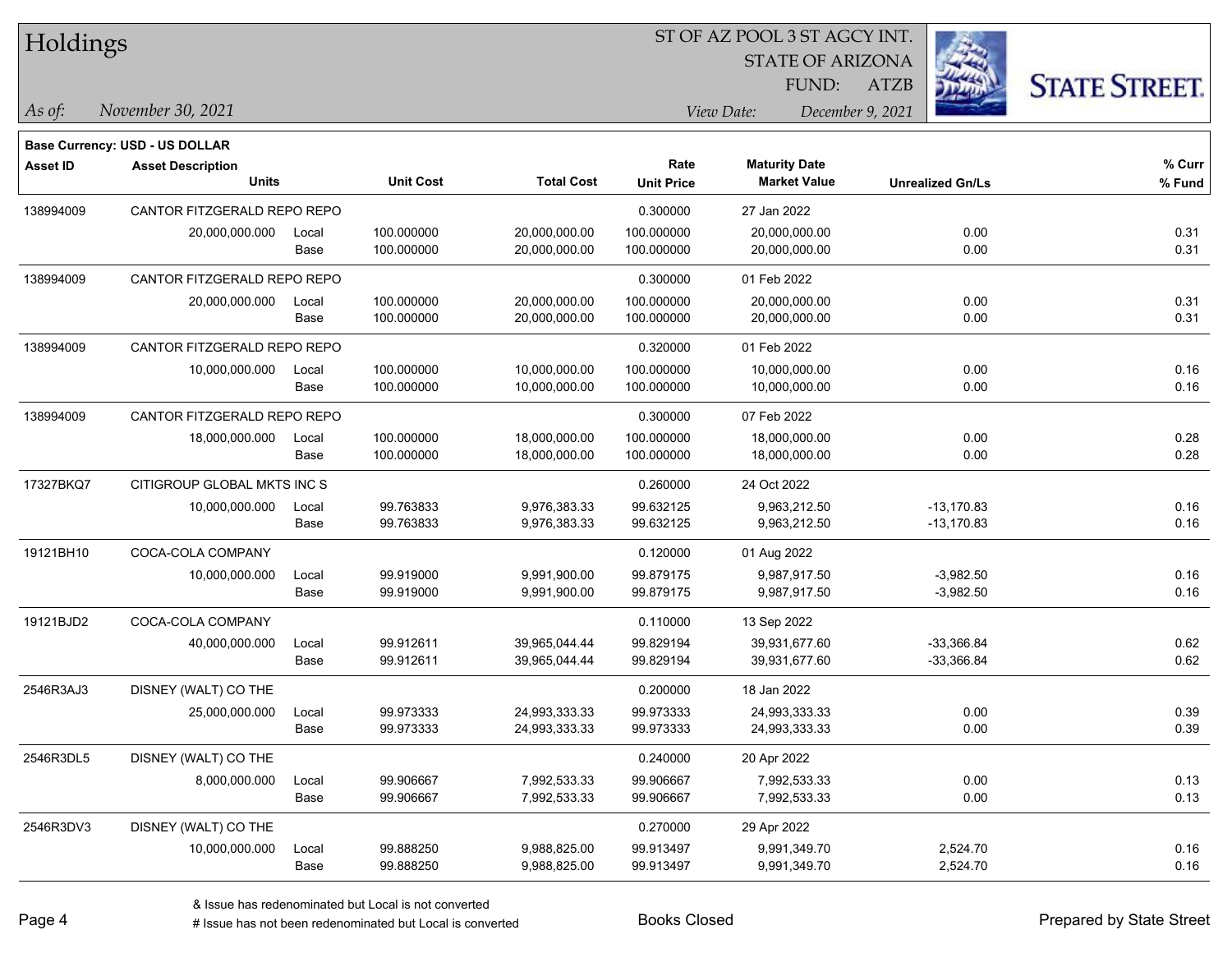# Holdings

ST OF AZ POOL 3 ST AGCY INT.
STATE OF ARIZONA
FUND: ATZB

*As of:* November 30, 2021
*View Date:* December 9, 2021

**Base Currency: USD - US DOLLAR**

| Asset ID | Asset Description / Units | | Unit Cost | Total Cost | Rate / Unit Price | Maturity Date / Market Value | Unrealized Gn/Ls | % Curr / % Fund |
|---|---|---|---|---|---|---|---|---|
| 138994009 | CANTOR FITZGERALD REPO REPO | | | | 0.300000 | 27 Jan 2022 | | |
| | 20,000,000.000 | Local | 100.000000 | 20,000,000.00 | 100.000000 | 20,000,000.00 | 0.00 | 0.31 |
| | | Base | 100.000000 | 20,000,000.00 | 100.000000 | 20,000,000.00 | 0.00 | 0.31 |
| 138994009 | CANTOR FITZGERALD REPO REPO | | | | 0.300000 | 01 Feb 2022 | | |
| | 20,000,000.000 | Local | 100.000000 | 20,000,000.00 | 100.000000 | 20,000,000.00 | 0.00 | 0.31 |
| | | Base | 100.000000 | 20,000,000.00 | 100.000000 | 20,000,000.00 | 0.00 | 0.31 |
| 138994009 | CANTOR FITZGERALD REPO REPO | | | | 0.320000 | 01 Feb 2022 | | |
| | 10,000,000.000 | Local | 100.000000 | 10,000,000.00 | 100.000000 | 10,000,000.00 | 0.00 | 0.16 |
| | | Base | 100.000000 | 10,000,000.00 | 100.000000 | 10,000,000.00 | 0.00 | 0.16 |
| 138994009 | CANTOR FITZGERALD REPO REPO | | | | 0.300000 | 07 Feb 2022 | | |
| | 18,000,000.000 | Local | 100.000000 | 18,000,000.00 | 100.000000 | 18,000,000.00 | 0.00 | 0.28 |
| | | Base | 100.000000 | 18,000,000.00 | 100.000000 | 18,000,000.00 | 0.00 | 0.28 |
| 17327BKQ7 | CITIGROUP GLOBAL MKTS INC S | | | | 0.260000 | 24 Oct 2022 | | |
| | 10,000,000.000 | Local | 99.763833 | 9,976,383.33 | 99.632125 | 9,963,212.50 | -13,170.83 | 0.16 |
| | | Base | 99.763833 | 9,976,383.33 | 99.632125 | 9,963,212.50 | -13,170.83 | 0.16 |
| 19121BH10 | COCA-COLA COMPANY | | | | 0.120000 | 01 Aug 2022 | | |
| | 10,000,000.000 | Local | 99.919000 | 9,991,900.00 | 99.879175 | 9,987,917.50 | -3,982.50 | 0.16 |
| | | Base | 99.919000 | 9,991,900.00 | 99.879175 | 9,987,917.50 | -3,982.50 | 0.16 |
| 19121BJD2 | COCA-COLA COMPANY | | | | 0.110000 | 13 Sep 2022 | | |
| | 40,000,000.000 | Local | 99.912611 | 39,965,044.44 | 99.829194 | 39,931,677.60 | -33,366.84 | 0.62 |
| | | Base | 99.912611 | 39,965,044.44 | 99.829194 | 39,931,677.60 | -33,366.84 | 0.62 |
| 2546R3AJ3 | DISNEY (WALT) CO THE | | | | 0.200000 | 18 Jan 2022 | | |
| | 25,000,000.000 | Local | 99.973333 | 24,993,333.33 | 99.973333 | 24,993,333.33 | 0.00 | 0.39 |
| | | Base | 99.973333 | 24,993,333.33 | 99.973333 | 24,993,333.33 | 0.00 | 0.39 |
| 2546R3DL5 | DISNEY (WALT) CO THE | | | | 0.240000 | 20 Apr 2022 | | |
| | 8,000,000.000 | Local | 99.906667 | 7,992,533.33 | 99.906667 | 7,992,533.33 | 0.00 | 0.13 |
| | | Base | 99.906667 | 7,992,533.33 | 99.906667 | 7,992,533.33 | 0.00 | 0.13 |
| 2546R3DV3 | DISNEY (WALT) CO THE | | | | 0.270000 | 29 Apr 2022 | | |
| | 10,000,000.000 | Local | 99.888250 | 9,988,825.00 | 99.913497 | 9,991,349.70 | 2,524.70 | 0.16 |
| | | Base | 99.888250 | 9,988,825.00 | 99.913497 | 9,991,349.70 | 2,524.70 | 0.16 |

& Issue has redenominated but Local is not converted
# Issue has not been redenominated but Local is converted

Books Closed

Prepared by State Street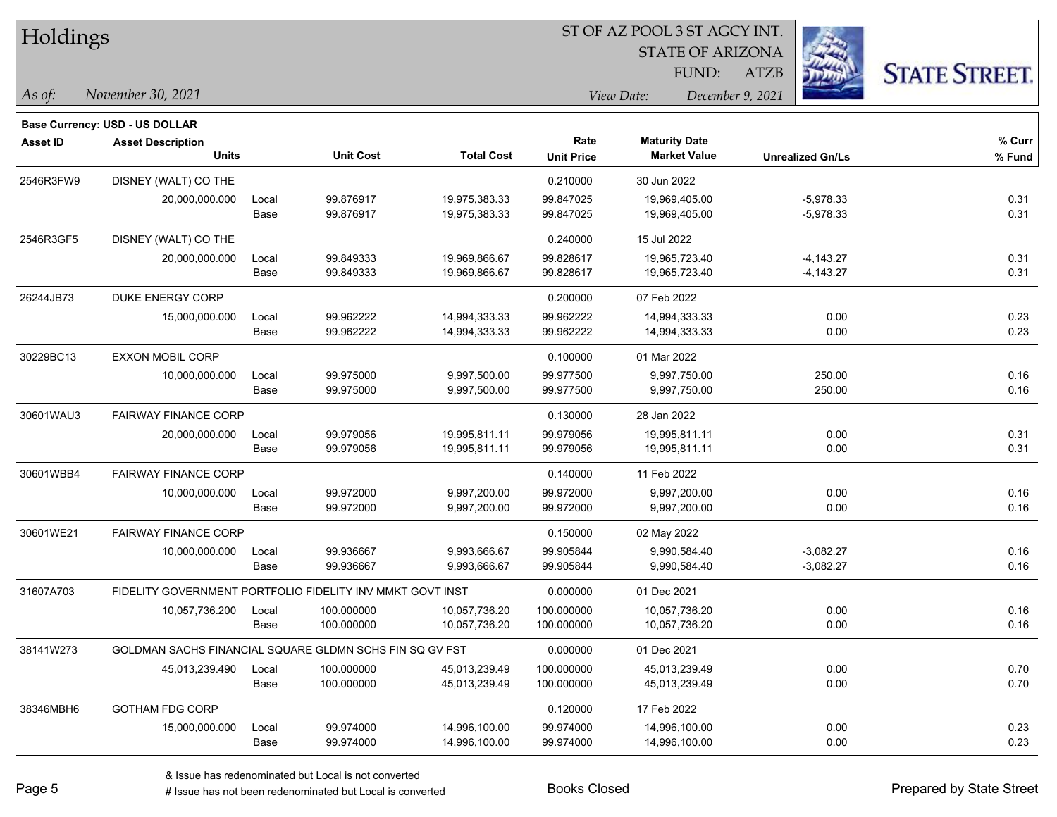# Holdings

ST OF AZ POOL 3 ST AGCY INT.
STATE OF ARIZONA
FUND: ATZB

*As of:* *November 30, 2021*

*View Date:* *December 9, 2021*

**Base Currency: USD - US DOLLAR**

| Asset ID | Asset Description / Units | | Unit Cost | Total Cost | Rate / Unit Price | Maturity Date / Market Value | Unrealized Gn/Ls | % Curr / % Fund |
|---|---|---|---|---|---|---|---|---|
| 2546R3FW9 | DISNEY (WALT) CO THE | | | | 0.210000 | 30 Jun 2022 | | |
| | 20,000,000.000 | Local | 99.876917 | 19,975,383.33 | 99.847025 | 19,969,405.00 | -5,978.33 | 0.31 |
| | | Base | 99.876917 | 19,975,383.33 | 99.847025 | 19,969,405.00 | -5,978.33 | 0.31 |
| 2546R3GF5 | DISNEY (WALT) CO THE | | | | 0.240000 | 15 Jul 2022 | | |
| | 20,000,000.000 | Local | 99.849333 | 19,969,866.67 | 99.828617 | 19,965,723.40 | -4,143.27 | 0.31 |
| | | Base | 99.849333 | 19,969,866.67 | 99.828617 | 19,965,723.40 | -4,143.27 | 0.31 |
| 26244JB73 | DUKE ENERGY CORP | | | | 0.200000 | 07 Feb 2022 | | |
| | 15,000,000.000 | Local | 99.962222 | 14,994,333.33 | 99.962222 | 14,994,333.33 | 0.00 | 0.23 |
| | | Base | 99.962222 | 14,994,333.33 | 99.962222 | 14,994,333.33 | 0.00 | 0.23 |
| 30229BC13 | EXXON MOBIL CORP | | | | 0.100000 | 01 Mar 2022 | | |
| | 10,000,000.000 | Local | 99.975000 | 9,997,500.00 | 99.977500 | 9,997,750.00 | 250.00 | 0.16 |
| | | Base | 99.975000 | 9,997,500.00 | 99.977500 | 9,997,750.00 | 250.00 | 0.16 |
| 30601WAU3 | FAIRWAY FINANCE CORP | | | | 0.130000 | 28 Jan 2022 | | |
| | 20,000,000.000 | Local | 99.979056 | 19,995,811.11 | 99.979056 | 19,995,811.11 | 0.00 | 0.31 |
| | | Base | 99.979056 | 19,995,811.11 | 99.979056 | 19,995,811.11 | 0.00 | 0.31 |
| 30601WBB4 | FAIRWAY FINANCE CORP | | | | 0.140000 | 11 Feb 2022 | | |
| | 10,000,000.000 | Local | 99.972000 | 9,997,200.00 | 99.972000 | 9,997,200.00 | 0.00 | 0.16 |
| | | Base | 99.972000 | 9,997,200.00 | 99.972000 | 9,997,200.00 | 0.00 | 0.16 |
| 30601WE21 | FAIRWAY FINANCE CORP | | | | 0.150000 | 02 May 2022 | | |
| | 10,000,000.000 | Local | 99.936667 | 9,993,666.67 | 99.905844 | 9,990,584.40 | -3,082.27 | 0.16 |
| | | Base | 99.936667 | 9,993,666.67 | 99.905844 | 9,990,584.40 | -3,082.27 | 0.16 |
| 31607A703 | FIDELITY GOVERNMENT PORTFOLIO FIDELITY INV MMKT GOVT INST | | | | 0.000000 | 01 Dec 2021 | | |
| | 10,057,736.200 | Local | 100.000000 | 10,057,736.20 | 100.000000 | 10,057,736.20 | 0.00 | 0.16 |
| | | Base | 100.000000 | 10,057,736.20 | 100.000000 | 10,057,736.20 | 0.00 | 0.16 |
| 38141W273 | GOLDMAN SACHS FINANCIAL SQUARE GLDMN SCHS FIN SQ GV FST | | | | 0.000000 | 01 Dec 2021 | | |
| | 45,013,239.490 | Local | 100.000000 | 45,013,239.49 | 100.000000 | 45,013,239.49 | 0.00 | 0.70 |
| | | Base | 100.000000 | 45,013,239.49 | 100.000000 | 45,013,239.49 | 0.00 | 0.70 |
| 38346MBH6 | GOTHAM FDG CORP | | | | 0.120000 | 17 Feb 2022 | | |
| | 15,000,000.000 | Local | 99.974000 | 14,996,100.00 | 99.974000 | 14,996,100.00 | 0.00 | 0.23 |
| | | Base | 99.974000 | 14,996,100.00 | 99.974000 | 14,996,100.00 | 0.00 | 0.23 |

& Issue has redenominated but Local is not converted
# Issue has not been redenominated but Local is converted

Books Closed

Prepared by State Street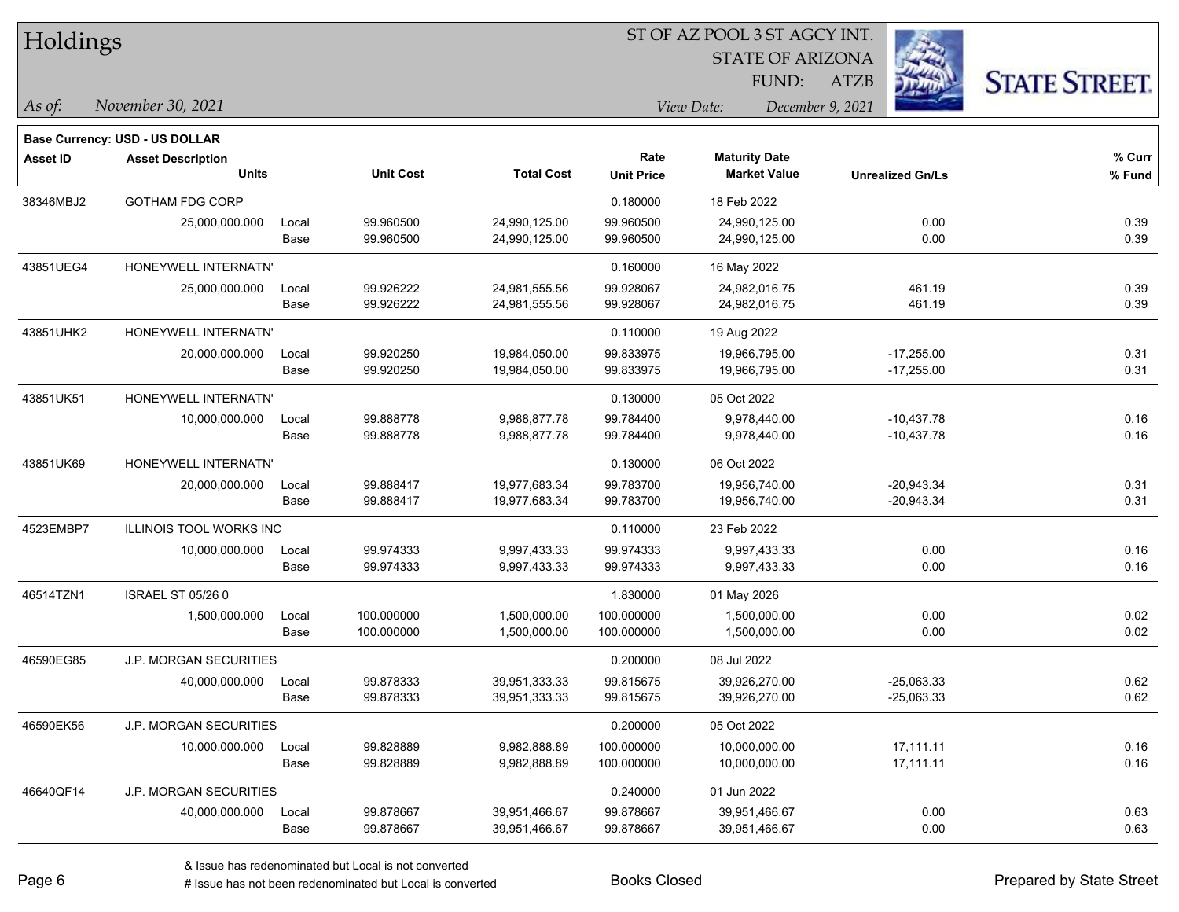# Holdings

ST OF AZ POOL 3 ST AGCY INT.
STATE OF ARIZONA
FUND: ATZB

*As of:* *November 30, 2021*
*View Date:* *December 9, 2021*

**Base Currency: USD - US DOLLAR**

| Asset ID | Asset Description / Units | | Unit Cost | Total Cost | Rate / Unit Price | Maturity Date / Market Value | Unrealized Gn/Ls | % Curr / % Fund |
|---|---|---|---|---|---|---|---|---|
| 38346MBJ2 | GOTHAM FDG CORP | | | | 0.180000 | 18 Feb 2022 | | |
| | 25,000,000.000 | Local | 99.960500 | 24,990,125.00 | 99.960500 | 24,990,125.00 | 0.00 | 0.39 |
| | | Base | 99.960500 | 24,990,125.00 | 99.960500 | 24,990,125.00 | 0.00 | 0.39 |
| 43851UEG4 | HONEYWELL INTERNATN' | | | | 0.160000 | 16 May 2022 | | |
| | 25,000,000.000 | Local | 99.926222 | 24,981,555.56 | 99.928067 | 24,982,016.75 | 461.19 | 0.39 |
| | | Base | 99.926222 | 24,981,555.56 | 99.928067 | 24,982,016.75 | 461.19 | 0.39 |
| 43851UHK2 | HONEYWELL INTERNATN' | | | | 0.110000 | 19 Aug 2022 | | |
| | 20,000,000.000 | Local | 99.920250 | 19,984,050.00 | 99.833975 | 19,966,795.00 | -17,255.00 | 0.31 |
| | | Base | 99.920250 | 19,984,050.00 | 99.833975 | 19,966,795.00 | -17,255.00 | 0.31 |
| 43851UK51 | HONEYWELL INTERNATN' | | | | 0.130000 | 05 Oct 2022 | | |
| | 10,000,000.000 | Local | 99.888778 | 9,988,877.78 | 99.784400 | 9,978,440.00 | -10,437.78 | 0.16 |
| | | Base | 99.888778 | 9,988,877.78 | 99.784400 | 9,978,440.00 | -10,437.78 | 0.16 |
| 43851UK69 | HONEYWELL INTERNATN' | | | | 0.130000 | 06 Oct 2022 | | |
| | 20,000,000.000 | Local | 99.888417 | 19,977,683.34 | 99.783700 | 19,956,740.00 | -20,943.34 | 0.31 |
| | | Base | 99.888417 | 19,977,683.34 | 99.783700 | 19,956,740.00 | -20,943.34 | 0.31 |
| 4523EMBP7 | ILLINOIS TOOL WORKS INC | | | | 0.110000 | 23 Feb 2022 | | |
| | 10,000,000.000 | Local | 99.974333 | 9,997,433.33 | 99.974333 | 9,997,433.33 | 0.00 | 0.16 |
| | | Base | 99.974333 | 9,997,433.33 | 99.974333 | 9,997,433.33 | 0.00 | 0.16 |
| 46514TZN1 | ISRAEL ST 05/26 0 | | | | 1.830000 | 01 May 2026 | | |
| | 1,500,000.000 | Local | 100.000000 | 1,500,000.00 | 100.000000 | 1,500,000.00 | 0.00 | 0.02 |
| | | Base | 100.000000 | 1,500,000.00 | 100.000000 | 1,500,000.00 | 0.00 | 0.02 |
| 46590EG85 | J.P. MORGAN SECURITIES | | | | 0.200000 | 08 Jul 2022 | | |
| | 40,000,000.000 | Local | 99.878333 | 39,951,333.33 | 99.815675 | 39,926,270.00 | -25,063.33 | 0.62 |
| | | Base | 99.878333 | 39,951,333.33 | 99.815675 | 39,926,270.00 | -25,063.33 | 0.62 |
| 46590EK56 | J.P. MORGAN SECURITIES | | | | 0.200000 | 05 Oct 2022 | | |
| | 10,000,000.000 | Local | 99.828889 | 9,982,888.89 | 100.000000 | 10,000,000.00 | 17,111.11 | 0.16 |
| | | Base | 99.828889 | 9,982,888.89 | 100.000000 | 10,000,000.00 | 17,111.11 | 0.16 |
| 46640QF14 | J.P. MORGAN SECURITIES | | | | 0.240000 | 01 Jun 2022 | | |
| | 40,000,000.000 | Local | 99.878667 | 39,951,466.67 | 99.878667 | 39,951,466.67 | 0.00 | 0.63 |
| | | Base | 99.878667 | 39,951,466.67 | 99.878667 | 39,951,466.67 | 0.00 | 0.63 |

& Issue has redenominated but Local is not converted
# Issue has not been redenominated but Local is converted

Books Closed

Prepared by State Street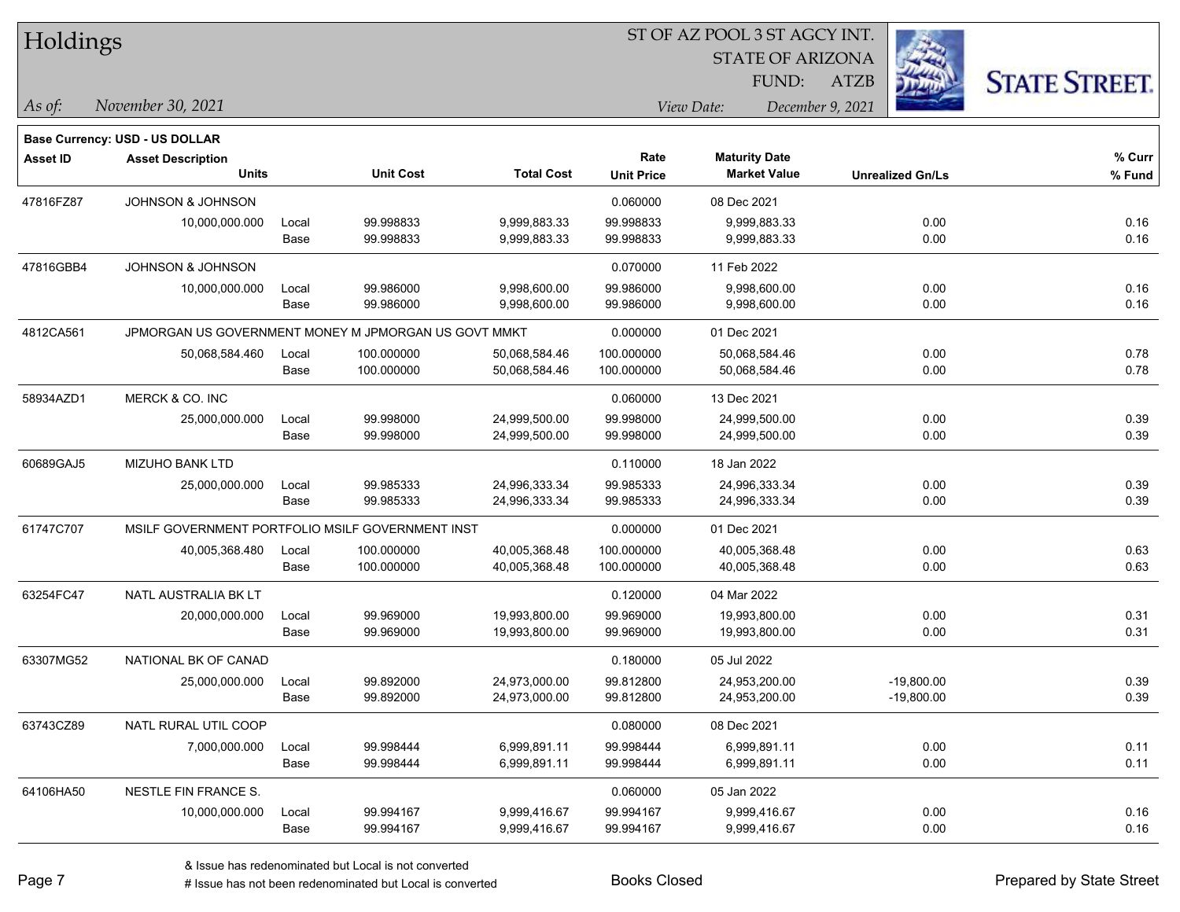# Holdings

ST OF AZ POOL 3 ST AGCY INT.
STATE OF ARIZONA
FUND: ATZB

*As of:* *November 30, 2021*  *View Date:* *December 9, 2021*

**Base Currency: USD - US DOLLAR**

| Asset ID | Asset Description / Units | | Unit Cost | Total Cost | Rate / Unit Price | Maturity Date / Market Value | Unrealized Gn/Ls | % Curr / % Fund |
|---|---|---|---|---|---|---|---|---|
| 47816FZ87 | JOHNSON & JOHNSON | | | | 0.060000 | 08 Dec 2021 | | |
| | 10,000,000.000 | Local | 99.998833 | 9,999,883.33 | 99.998833 | 9,999,883.33 | 0.00 | 0.16 |
| | | Base | 99.998833 | 9,999,883.33 | 99.998833 | 9,999,883.33 | 0.00 | 0.16 |
| 47816GBB4 | JOHNSON & JOHNSON | | | | 0.070000 | 11 Feb 2022 | | |
| | 10,000,000.000 | Local | 99.986000 | 9,998,600.00 | 99.986000 | 9,998,600.00 | 0.00 | 0.16 |
| | | Base | 99.986000 | 9,998,600.00 | 99.986000 | 9,998,600.00 | 0.00 | 0.16 |
| 4812CA561 | JPMORGAN US GOVERNMENT MONEY M JPMORGAN US GOVT MMKT | | | | 0.000000 | 01 Dec 2021 | | |
| | 50,068,584.460 | Local | 100.000000 | 50,068,584.46 | 100.000000 | 50,068,584.46 | 0.00 | 0.78 |
| | | Base | 100.000000 | 50,068,584.46 | 100.000000 | 50,068,584.46 | 0.00 | 0.78 |
| 58934AZD1 | MERCK & CO. INC | | | | 0.060000 | 13 Dec 2021 | | |
| | 25,000,000.000 | Local | 99.998000 | 24,999,500.00 | 99.998000 | 24,999,500.00 | 0.00 | 0.39 |
| | | Base | 99.998000 | 24,999,500.00 | 99.998000 | 24,999,500.00 | 0.00 | 0.39 |
| 60689GAJ5 | MIZUHO BANK LTD | | | | 0.110000 | 18 Jan 2022 | | |
| | 25,000,000.000 | Local | 99.985333 | 24,996,333.34 | 99.985333 | 24,996,333.34 | 0.00 | 0.39 |
| | | Base | 99.985333 | 24,996,333.34 | 99.985333 | 24,996,333.34 | 0.00 | 0.39 |
| 61747C707 | MSILF GOVERNMENT PORTFOLIO MSILF GOVERNMENT INST | | | | 0.000000 | 01 Dec 2021 | | |
| | 40,005,368.480 | Local | 100.000000 | 40,005,368.48 | 100.000000 | 40,005,368.48 | 0.00 | 0.63 |
| | | Base | 100.000000 | 40,005,368.48 | 100.000000 | 40,005,368.48 | 0.00 | 0.63 |
| 63254FC47 | NATL AUSTRALIA BK LT | | | | 0.120000 | 04 Mar 2022 | | |
| | 20,000,000.000 | Local | 99.969000 | 19,993,800.00 | 99.969000 | 19,993,800.00 | 0.00 | 0.31 |
| | | Base | 99.969000 | 19,993,800.00 | 99.969000 | 19,993,800.00 | 0.00 | 0.31 |
| 63307MG52 | NATIONAL BK OF CANAD | | | | 0.180000 | 05 Jul 2022 | | |
| | 25,000,000.000 | Local | 99.892000 | 24,973,000.00 | 99.812800 | 24,953,200.00 | -19,800.00 | 0.39 |
| | | Base | 99.892000 | 24,973,000.00 | 99.812800 | 24,953,200.00 | -19,800.00 | 0.39 |
| 63743CZ89 | NATL RURAL UTIL COOP | | | | 0.080000 | 08 Dec 2021 | | |
| | 7,000,000.000 | Local | 99.998444 | 6,999,891.11 | 99.998444 | 6,999,891.11 | 0.00 | 0.11 |
| | | Base | 99.998444 | 6,999,891.11 | 99.998444 | 6,999,891.11 | 0.00 | 0.11 |
| 64106HA50 | NESTLE FIN FRANCE S. | | | | 0.060000 | 05 Jan 2022 | | |
| | 10,000,000.000 | Local | 99.994167 | 9,999,416.67 | 99.994167 | 9,999,416.67 | 0.00 | 0.16 |
| | | Base | 99.994167 | 9,999,416.67 | 99.994167 | 9,999,416.67 | 0.00 | 0.16 |

& Issue has redenominated but Local is not converted
# Issue has not been redenominated but Local is converted

Books Closed

Prepared by State Street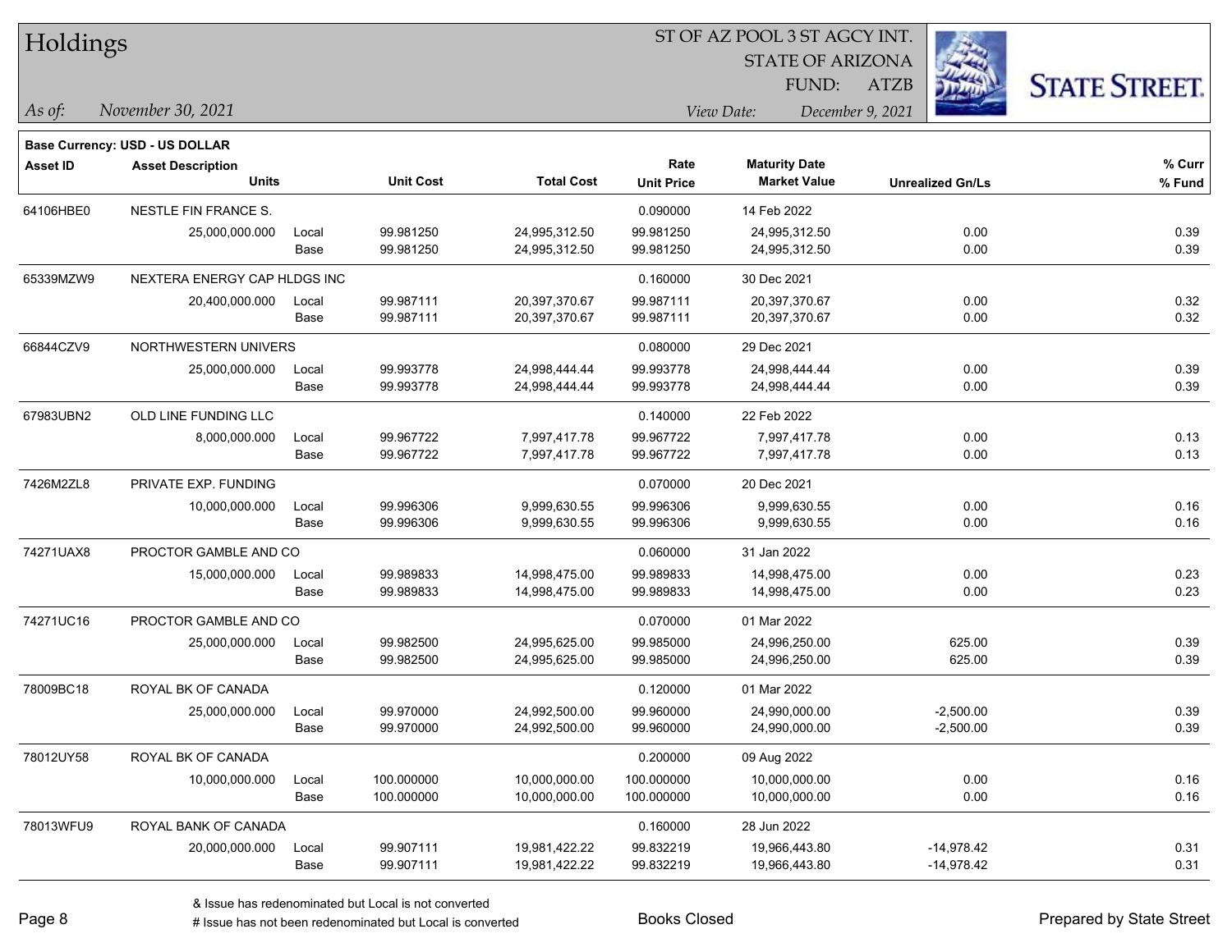**Base Currency: USD - US DOLLAR**

| Asset ID | Asset Description / Units | | Unit Cost | Total Cost | Rate / Unit Price | Maturity Date / Market Value | Unrealized Gn/Ls | % Curr / % Fund |
|---|---|---|---|---|---|---|---|---|
| 64106HBE0 | NESTLE FIN FRANCE S. | | | | 0.090000 | 14 Feb 2022 | | |
| | 25,000,000.000 | Local | 99.981250 | 24,995,312.50 | 99.981250 | 24,995,312.50 | 0.00 | 0.39 |
| | | Base | 99.981250 | 24,995,312.50 | 99.981250 | 24,995,312.50 | 0.00 | 0.39 |
| 65339MZW9 | NEXTERA ENERGY CAP HLDGS INC | | | | 0.160000 | 30 Dec 2021 | | |
| | 20,400,000.000 | Local | 99.987111 | 20,397,370.67 | 99.987111 | 20,397,370.67 | 0.00 | 0.32 |
| | | Base | 99.987111 | 20,397,370.67 | 99.987111 | 20,397,370.67 | 0.00 | 0.32 |
| 66844CZV9 | NORTHWESTERN UNIVERS | | | | 0.080000 | 29 Dec 2021 | | |
| | 25,000,000.000 | Local | 99.993778 | 24,998,444.44 | 99.993778 | 24,998,444.44 | 0.00 | 0.39 |
| | | Base | 99.993778 | 24,998,444.44 | 99.993778 | 24,998,444.44 | 0.00 | 0.39 |
| 67983UBN2 | OLD LINE FUNDING LLC | | | | 0.140000 | 22 Feb 2022 | | |
| | 8,000,000.000 | Local | 99.967722 | 7,997,417.78 | 99.967722 | 7,997,417.78 | 0.00 | 0.13 |
| | | Base | 99.967722 | 7,997,417.78 | 99.967722 | 7,997,417.78 | 0.00 | 0.13 |
| 7426M2ZL8 | PRIVATE EXP. FUNDING | | | | 0.070000 | 20 Dec 2021 | | |
| | 10,000,000.000 | Local | 99.996306 | 9,999,630.55 | 99.996306 | 9,999,630.55 | 0.00 | 0.16 |
| | | Base | 99.996306 | 9,999,630.55 | 99.996306 | 9,999,630.55 | 0.00 | 0.16 |
| 74271UAX8 | PROCTOR GAMBLE AND CO | | | | 0.060000 | 31 Jan 2022 | | |
| | 15,000,000.000 | Local | 99.989833 | 14,998,475.00 | 99.989833 | 14,998,475.00 | 0.00 | 0.23 |
| | | Base | 99.989833 | 14,998,475.00 | 99.989833 | 14,998,475.00 | 0.00 | 0.23 |
| 74271UC16 | PROCTOR GAMBLE AND CO | | | | 0.070000 | 01 Mar 2022 | | |
| | 25,000,000.000 | Local | 99.982500 | 24,995,625.00 | 99.985000 | 24,996,250.00 | 625.00 | 0.39 |
| | | Base | 99.982500 | 24,995,625.00 | 99.985000 | 24,996,250.00 | 625.00 | 0.39 |
| 78009BC18 | ROYAL BK OF CANADA | | | | 0.120000 | 01 Mar 2022 | | |
| | 25,000,000.000 | Local | 99.970000 | 24,992,500.00 | 99.960000 | 24,990,000.00 | -2,500.00 | 0.39 |
| | | Base | 99.970000 | 24,992,500.00 | 99.960000 | 24,990,000.00 | -2,500.00 | 0.39 |
| 78012UY58 | ROYAL BK OF CANADA | | | | 0.200000 | 09 Aug 2022 | | |
| | 10,000,000.000 | Local | 100.000000 | 10,000,000.00 | 100.000000 | 10,000,000.00 | 0.00 | 0.16 |
| | | Base | 100.000000 | 10,000,000.00 | 100.000000 | 10,000,000.00 | 0.00 | 0.16 |
| 78013WFU9 | ROYAL BANK OF CANADA | | | | 0.160000 | 28 Jun 2022 | | |
| | 20,000,000.000 | Local | 99.907111 | 19,981,422.22 | 99.832219 | 19,966,443.80 | -14,978.42 | 0.31 |
| | | Base | 99.907111 | 19,981,422.22 | 99.832219 | 19,966,443.80 | -14,978.42 | 0.31 |

& Issue has redenominated but Local is not converted
# Issue has not been redenominated but Local is converted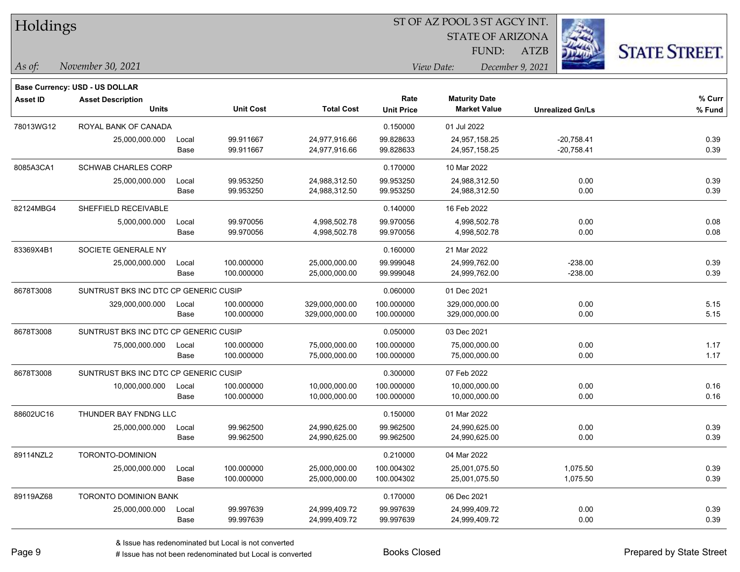**Base Currency: USD - US DOLLAR**

| Asset ID | Asset Description / Units | | Unit Cost | Total Cost | Rate / Unit Price | Maturity Date / Market Value | Unrealized Gn/Ls | % Curr / % Fund |
|---|---|---|---|---|---|---|---|---|
| 78013WG12 | ROYAL BANK OF CANADA | | | | 0.150000 | 01 Jul 2022 | | |
| | 25,000,000.000 | Local | 99.911667 | 24,977,916.66 | 99.828633 | 24,957,158.25 | -20,758.41 | 0.39 |
| | | Base | 99.911667 | 24,977,916.66 | 99.828633 | 24,957,158.25 | -20,758.41 | 0.39 |
| 8085A3CA1 | SCHWAB CHARLES CORP | | | | 0.170000 | 10 Mar 2022 | | |
| | 25,000,000.000 | Local | 99.953250 | 24,988,312.50 | 99.953250 | 24,988,312.50 | 0.00 | 0.39 |
| | | Base | 99.953250 | 24,988,312.50 | 99.953250 | 24,988,312.50 | 0.00 | 0.39 |
| 82124MBG4 | SHEFFIELD RECEIVABLE | | | | 0.140000 | 16 Feb 2022 | | |
| | 5,000,000.000 | Local | 99.970056 | 4,998,502.78 | 99.970056 | 4,998,502.78 | 0.00 | 0.08 |
| | | Base | 99.970056 | 4,998,502.78 | 99.970056 | 4,998,502.78 | 0.00 | 0.08 |
| 83369X4B1 | SOCIETE GENERALE NY | | | | 0.160000 | 21 Mar 2022 | | |
| | 25,000,000.000 | Local | 100.000000 | 25,000,000.00 | 99.999048 | 24,999,762.00 | -238.00 | 0.39 |
| | | Base | 100.000000 | 25,000,000.00 | 99.999048 | 24,999,762.00 | -238.00 | 0.39 |
| 8678T3008 | SUNTRUST BKS INC DTC CP GENERIC CUSIP | | | | 0.060000 | 01 Dec 2021 | | |
| | 329,000,000.000 | Local | 100.000000 | 329,000,000.00 | 100.000000 | 329,000,000.00 | 0.00 | 5.15 |
| | | Base | 100.000000 | 329,000,000.00 | 100.000000 | 329,000,000.00 | 0.00 | 5.15 |
| 8678T3008 | SUNTRUST BKS INC DTC CP GENERIC CUSIP | | | | 0.050000 | 03 Dec 2021 | | |
| | 75,000,000.000 | Local | 100.000000 | 75,000,000.00 | 100.000000 | 75,000,000.00 | 0.00 | 1.17 |
| | | Base | 100.000000 | 75,000,000.00 | 100.000000 | 75,000,000.00 | 0.00 | 1.17 |
| 8678T3008 | SUNTRUST BKS INC DTC CP GENERIC CUSIP | | | | 0.300000 | 07 Feb 2022 | | |
| | 10,000,000.000 | Local | 100.000000 | 10,000,000.00 | 100.000000 | 10,000,000.00 | 0.00 | 0.16 |
| | | Base | 100.000000 | 10,000,000.00 | 100.000000 | 10,000,000.00 | 0.00 | 0.16 |
| 88602UC16 | THUNDER BAY FNDNG LLC | | | | 0.150000 | 01 Mar 2022 | | |
| | 25,000,000.000 | Local | 99.962500 | 24,990,625.00 | 99.962500 | 24,990,625.00 | 0.00 | 0.39 |
| | | Base | 99.962500 | 24,990,625.00 | 99.962500 | 24,990,625.00 | 0.00 | 0.39 |
| 89114NZL2 | TORONTO-DOMINION | | | | 0.210000 | 04 Mar 2022 | | |
| | 25,000,000.000 | Local | 100.000000 | 25,000,000.00 | 100.004302 | 25,001,075.50 | 1,075.50 | 0.39 |
| | | Base | 100.000000 | 25,000,000.00 | 100.004302 | 25,001,075.50 | 1,075.50 | 0.39 |
| 89119AZ68 | TORONTO DOMINION BANK | | | | 0.170000 | 06 Dec 2021 | | |
| | 25,000,000.000 | Local | 99.997639 | 24,999,409.72 | 99.997639 | 24,999,409.72 | 0.00 | 0.39 |
| | | Base | 99.997639 | 24,999,409.72 | 99.997639 | 24,999,409.72 | 0.00 | 0.39 |

& Issue has redenominated but Local is not converted
# Issue has not been redenominated but Local is converted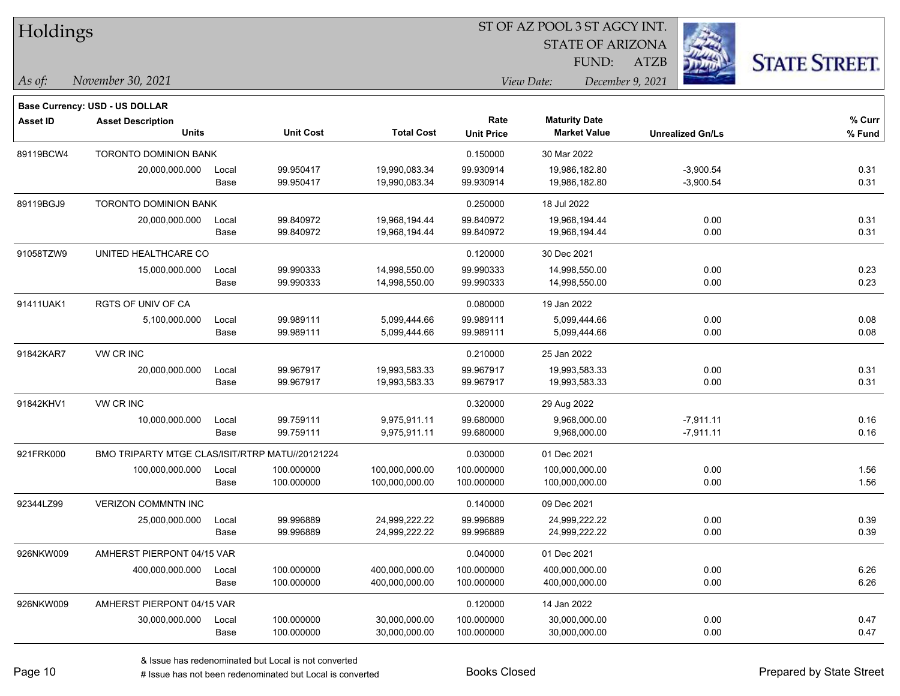# Holdings

ST OF AZ POOL 3 ST AGCY INT.
STATE OF ARIZONA
FUND: ATZB

*As of:* *November 30, 2021*
*View Date:* *December 9, 2021*

**Base Currency: USD - US DOLLAR**

| Asset ID | Asset Description / Units | | Unit Cost | Total Cost | Rate / Unit Price | Maturity Date / Market Value | Unrealized Gn/Ls | % Curr / % Fund |
|---|---|---|---|---|---|---|---|---|
| 89119BCW4 | TORONTO DOMINION BANK | | | | 0.150000 | 30 Mar 2022 | | |
| | 20,000,000.000 | Local | 99.950417 | 19,990,083.34 | 99.930914 | 19,986,182.80 | -3,900.54 | 0.31 |
| | | Base | 99.950417 | 19,990,083.34 | 99.930914 | 19,986,182.80 | -3,900.54 | 0.31 |
| 89119BGJ9 | TORONTO DOMINION BANK | | | | 0.250000 | 18 Jul 2022 | | |
| | 20,000,000.000 | Local | 99.840972 | 19,968,194.44 | 99.840972 | 19,968,194.44 | 0.00 | 0.31 |
| | | Base | 99.840972 | 19,968,194.44 | 99.840972 | 19,968,194.44 | 0.00 | 0.31 |
| 91058TZW9 | UNITED HEALTHCARE CO | | | | 0.120000 | 30 Dec 2021 | | |
| | 15,000,000.000 | Local | 99.990333 | 14,998,550.00 | 99.990333 | 14,998,550.00 | 0.00 | 0.23 |
| | | Base | 99.990333 | 14,998,550.00 | 99.990333 | 14,998,550.00 | 0.00 | 0.23 |
| 91411UAK1 | RGTS OF UNIV OF CA | | | | 0.080000 | 19 Jan 2022 | | |
| | 5,100,000.000 | Local | 99.989111 | 5,099,444.66 | 99.989111 | 5,099,444.66 | 0.00 | 0.08 |
| | | Base | 99.989111 | 5,099,444.66 | 99.989111 | 5,099,444.66 | 0.00 | 0.08 |
| 91842KAR7 | VW CR INC | | | | 0.210000 | 25 Jan 2022 | | |
| | 20,000,000.000 | Local | 99.967917 | 19,993,583.33 | 99.967917 | 19,993,583.33 | 0.00 | 0.31 |
| | | Base | 99.967917 | 19,993,583.33 | 99.967917 | 19,993,583.33 | 0.00 | 0.31 |
| 91842KHV1 | VW CR INC | | | | 0.320000 | 29 Aug 2022 | | |
| | 10,000,000.000 | Local | 99.759111 | 9,975,911.11 | 99.680000 | 9,968,000.00 | -7,911.11 | 0.16 |
| | | Base | 99.759111 | 9,975,911.11 | 99.680000 | 9,968,000.00 | -7,911.11 | 0.16 |
| 921FRK000 | BMO TRIPARTY MTGE CLAS/ISIT/RTRP MATU//20121224 | | | | 0.030000 | 01 Dec 2021 | | |
| | 100,000,000.000 | Local | 100.000000 | 100,000,000.00 | 100.000000 | 100,000,000.00 | 0.00 | 1.56 |
| | | Base | 100.000000 | 100,000,000.00 | 100.000000 | 100,000,000.00 | 0.00 | 1.56 |
| 92344LZ99 | VERIZON COMMNTN INC | | | | 0.140000 | 09 Dec 2021 | | |
| | 25,000,000.000 | Local | 99.996889 | 24,999,222.22 | 99.996889 | 24,999,222.22 | 0.00 | 0.39 |
| | | Base | 99.996889 | 24,999,222.22 | 99.996889 | 24,999,222.22 | 0.00 | 0.39 |
| 926NKW009 | AMHERST PIERPONT 04/15 VAR | | | | 0.040000 | 01 Dec 2021 | | |
| | 400,000,000.000 | Local | 100.000000 | 400,000,000.00 | 100.000000 | 400,000,000.00 | 0.00 | 6.26 |
| | | Base | 100.000000 | 400,000,000.00 | 100.000000 | 400,000,000.00 | 0.00 | 6.26 |
| 926NKW009 | AMHERST PIERPONT 04/15 VAR | | | | 0.120000 | 14 Jan 2022 | | |
| | 30,000,000.000 | Local | 100.000000 | 30,000,000.00 | 100.000000 | 30,000,000.00 | 0.00 | 0.47 |
| | | Base | 100.000000 | 30,000,000.00 | 100.000000 | 30,000,000.00 | 0.00 | 0.47 |

& Issue has redenominated but Local is not converted
# Issue has not been redenominated but Local is converted

Books Closed

Prepared by State Street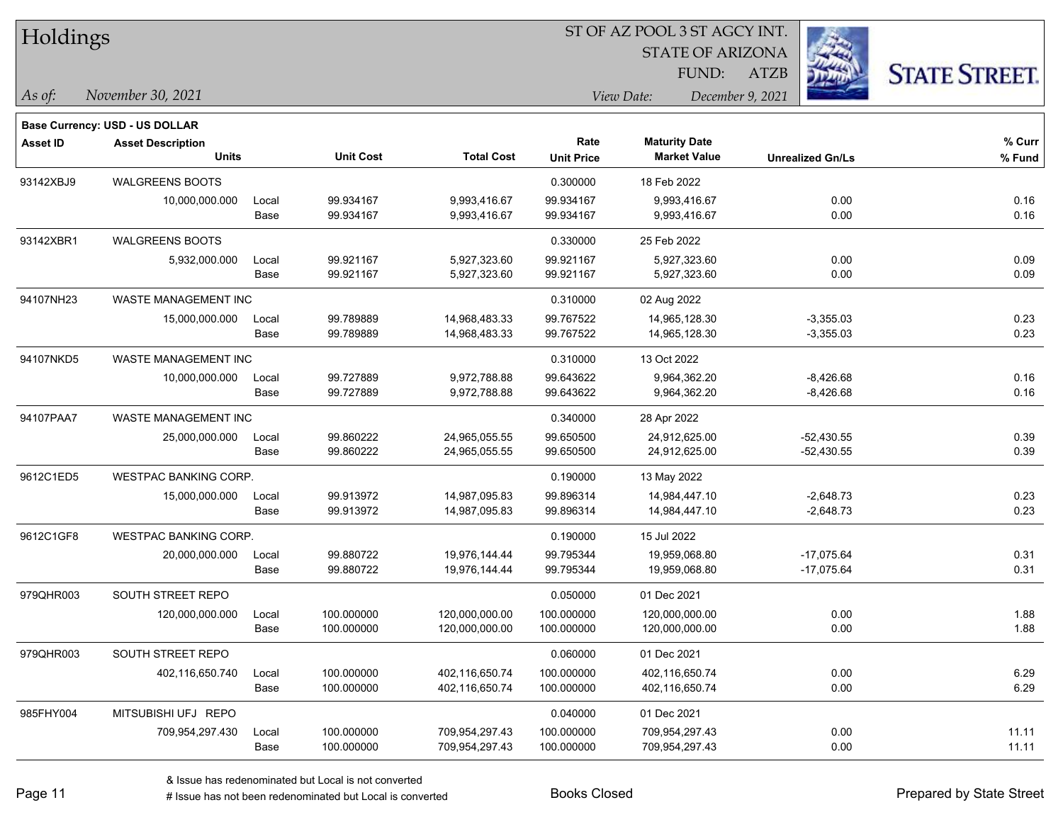# Holdings

ST OF AZ POOL 3 ST AGCY INT.
STATE OF ARIZONA
FUND: ATZB

*As of:* November 30, 2021 *View Date:* December 9, 2021

**Base Currency: USD - US DOLLAR**

| Asset ID | Asset Description / Units | | Unit Cost | Total Cost | Rate / Unit Price | Maturity Date / Market Value | Unrealized Gn/Ls | % Curr / % Fund |
|---|---|---|---|---|---|---|---|---|
| 93142XBJ9 | WALGREENS BOOTS | | | | 0.300000 | 18 Feb 2022 | | |
| | 10,000,000.000 | Local | 99.934167 | 9,993,416.67 | 99.934167 | 9,993,416.67 | 0.00 | 0.16 |
| | | Base | 99.934167 | 9,993,416.67 | 99.934167 | 9,993,416.67 | 0.00 | 0.16 |
| 93142XBR1 | WALGREENS BOOTS | | | | 0.330000 | 25 Feb 2022 | | |
| | 5,932,000.000 | Local | 99.921167 | 5,927,323.60 | 99.921167 | 5,927,323.60 | 0.00 | 0.09 |
| | | Base | 99.921167 | 5,927,323.60 | 99.921167 | 5,927,323.60 | 0.00 | 0.09 |
| 94107NH23 | WASTE MANAGEMENT INC | | | | 0.310000 | 02 Aug 2022 | | |
| | 15,000,000.000 | Local | 99.789889 | 14,968,483.33 | 99.767522 | 14,965,128.30 | -3,355.03 | 0.23 |
| | | Base | 99.789889 | 14,968,483.33 | 99.767522 | 14,965,128.30 | -3,355.03 | 0.23 |
| 94107NKD5 | WASTE MANAGEMENT INC | | | | 0.310000 | 13 Oct 2022 | | |
| | 10,000,000.000 | Local | 99.727889 | 9,972,788.88 | 99.643622 | 9,964,362.20 | -8,426.68 | 0.16 |
| | | Base | 99.727889 | 9,972,788.88 | 99.643622 | 9,964,362.20 | -8,426.68 | 0.16 |
| 94107PAA7 | WASTE MANAGEMENT INC | | | | 0.340000 | 28 Apr 2022 | | |
| | 25,000,000.000 | Local | 99.860222 | 24,965,055.55 | 99.650500 | 24,912,625.00 | -52,430.55 | 0.39 |
| | | Base | 99.860222 | 24,965,055.55 | 99.650500 | 24,912,625.00 | -52,430.55 | 0.39 |
| 9612C1ED5 | WESTPAC BANKING CORP. | | | | 0.190000 | 13 May 2022 | | |
| | 15,000,000.000 | Local | 99.913972 | 14,987,095.83 | 99.896314 | 14,984,447.10 | -2,648.73 | 0.23 |
| | | Base | 99.913972 | 14,987,095.83 | 99.896314 | 14,984,447.10 | -2,648.73 | 0.23 |
| 9612C1GF8 | WESTPAC BANKING CORP. | | | | 0.190000 | 15 Jul 2022 | | |
| | 20,000,000.000 | Local | 99.880722 | 19,976,144.44 | 99.795344 | 19,959,068.80 | -17,075.64 | 0.31 |
| | | Base | 99.880722 | 19,976,144.44 | 99.795344 | 19,959,068.80 | -17,075.64 | 0.31 |
| 979QHR003 | SOUTH STREET REPO | | | | 0.050000 | 01 Dec 2021 | | |
| | 120,000,000.000 | Local | 100.000000 | 120,000,000.00 | 100.000000 | 120,000,000.00 | 0.00 | 1.88 |
| | | Base | 100.000000 | 120,000,000.00 | 100.000000 | 120,000,000.00 | 0.00 | 1.88 |
| 979QHR003 | SOUTH STREET REPO | | | | 0.060000 | 01 Dec 2021 | | |
| | 402,116,650.740 | Local | 100.000000 | 402,116,650.74 | 100.000000 | 402,116,650.74 | 0.00 | 6.29 |
| | | Base | 100.000000 | 402,116,650.74 | 100.000000 | 402,116,650.74 | 0.00 | 6.29 |
| 985FHY004 | MITSUBISHI UFJ REPO | | | | 0.040000 | 01 Dec 2021 | | |
| | 709,954,297.430 | Local | 100.000000 | 709,954,297.43 | 100.000000 | 709,954,297.43 | 0.00 | 11.11 |
| | | Base | 100.000000 | 709,954,297.43 | 100.000000 | 709,954,297.43 | 0.00 | 11.11 |

& Issue has redenominated but Local is not converted
# Issue has not been redenominated but Local is converted

Books Closed

Prepared by State Street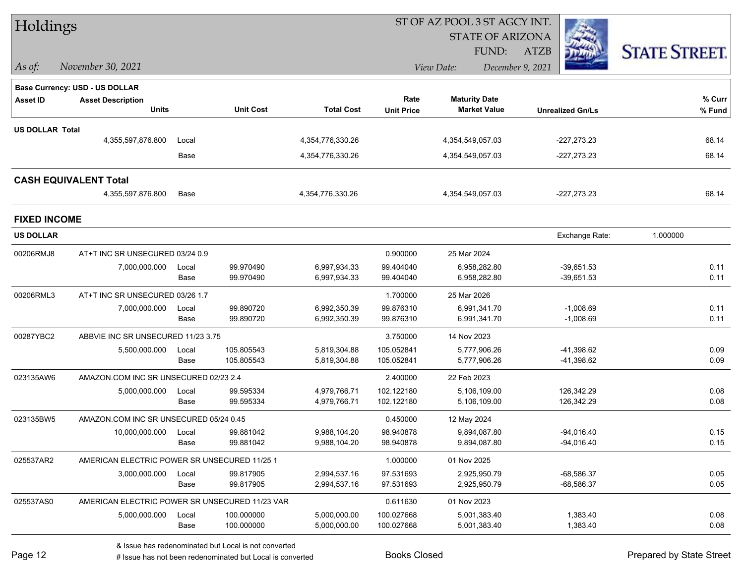# Holdings

ST OF AZ POOL 3 ST AGCY INT.
STATE OF ARIZONA
FUND: ATZB

*As of:* *November 30, 2021*

*View Date:* *December 9, 2021*

**Base Currency: USD - US DOLLAR**

| Asset ID | Asset Description / Units | | Unit Cost | Total Cost | Rate / Unit Price | Maturity Date / Market Value | Unrealized Gn/Ls | % Curr / % Fund |
|---|---|---|---|---|---|---|---|---|
| **US DOLLAR Total** | | | | | | | | |
| | 4,355,597,876.800 | Local | | 4,354,776,330.26 | | 4,354,549,057.03 | -227,273.23 | 68.14 |
| | | Base | | 4,354,776,330.26 | | 4,354,549,057.03 | -227,273.23 | 68.14 |
| **CASH EQUIVALENT Total** | | | | | | | | |
| | 4,355,597,876.800 | Base | | 4,354,776,330.26 | | 4,354,549,057.03 | -227,273.23 | 68.14 |

## FIXED INCOME

**US DOLLAR** — Exchange Rate: 1.000000

| Asset ID | Asset Description / Units | | Unit Cost | Total Cost | Rate / Unit Price | Maturity Date / Market Value | Unrealized Gn/Ls | % Curr / % Fund |
|---|---|---|---|---|---|---|---|---|
| 00206RMJ8 | AT+T INC SR UNSECURED 03/24 0.9 | | | | 0.900000 | 25 Mar 2024 | | |
| | 7,000,000.000 | Local | 99.970490 | 6,997,934.33 | 99.404040 | 6,958,282.80 | -39,651.53 | 0.11 |
| | | Base | 99.970490 | 6,997,934.33 | 99.404040 | 6,958,282.80 | -39,651.53 | 0.11 |
| 00206RML3 | AT+T INC SR UNSECURED 03/26 1.7 | | | | 1.700000 | 25 Mar 2026 | | |
| | 7,000,000.000 | Local | 99.890720 | 6,992,350.39 | 99.876310 | 6,991,341.70 | -1,008.69 | 0.11 |
| | | Base | 99.890720 | 6,992,350.39 | 99.876310 | 6,991,341.70 | -1,008.69 | 0.11 |
| 00287YBC2 | ABBVIE INC SR UNSECURED 11/23 3.75 | | | | 3.750000 | 14 Nov 2023 | | |
| | 5,500,000.000 | Local | 105.805543 | 5,819,304.88 | 105.052841 | 5,777,906.26 | -41,398.62 | 0.09 |
| | | Base | 105.805543 | 5,819,304.88 | 105.052841 | 5,777,906.26 | -41,398.62 | 0.09 |
| 023135AW6 | AMAZON.COM INC SR UNSECURED 02/23 2.4 | | | | 2.400000 | 22 Feb 2023 | | |
| | 5,000,000.000 | Local | 99.595334 | 4,979,766.71 | 102.122180 | 5,106,109.00 | 126,342.29 | 0.08 |
| | | Base | 99.595334 | 4,979,766.71 | 102.122180 | 5,106,109.00 | 126,342.29 | 0.08 |
| 023135BW5 | AMAZON.COM INC SR UNSECURED 05/24 0.45 | | | | 0.450000 | 12 May 2024 | | |
| | 10,000,000.000 | Local | 99.881042 | 9,988,104.20 | 98.940878 | 9,894,087.80 | -94,016.40 | 0.15 |
| | | Base | 99.881042 | 9,988,104.20 | 98.940878 | 9,894,087.80 | -94,016.40 | 0.15 |
| 025537AR2 | AMERICAN ELECTRIC POWER SR UNSECURED 11/25 1 | | | | 1.000000 | 01 Nov 2025 | | |
| | 3,000,000.000 | Local | 99.817905 | 2,994,537.16 | 97.531693 | 2,925,950.79 | -68,586.37 | 0.05 |
| | | Base | 99.817905 | 2,994,537.16 | 97.531693 | 2,925,950.79 | -68,586.37 | 0.05 |
| 025537AS0 | AMERICAN ELECTRIC POWER SR UNSECURED 11/23 VAR | | | | 0.611630 | 01 Nov 2023 | | |
| | 5,000,000.000 | Local | 100.000000 | 5,000,000.00 | 100.027668 | 5,001,383.40 | 1,383.40 | 0.08 |
| | | Base | 100.000000 | 5,000,000.00 | 100.027668 | 5,001,383.40 | 1,383.40 | 0.08 |

& Issue has redenominated but Local is not converted
# Issue has not been redenominated but Local is converted

Books Closed

Prepared by State Street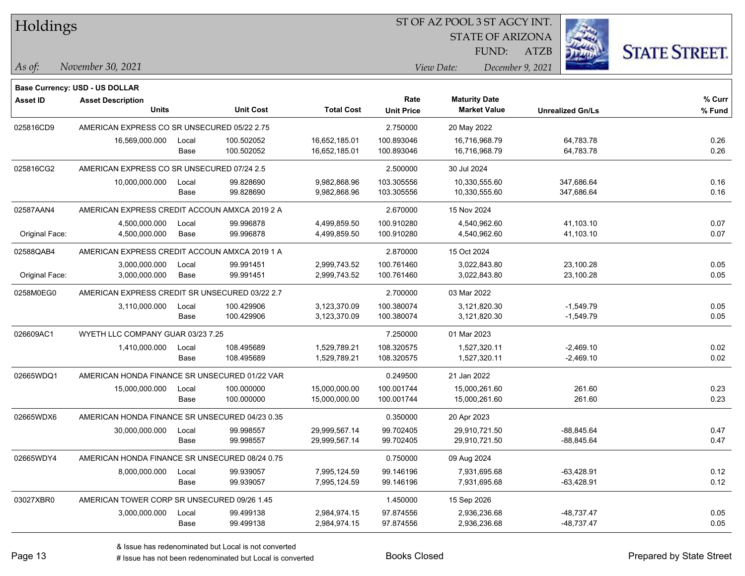# Holdings

ST OF AZ POOL 3 ST AGCY INT.
STATE OF ARIZONA
FUND: ATZB

*As of:* November 30, 2021 *View Date:* December 9, 2021

**Base Currency: USD - US DOLLAR**

| Asset ID | Asset Description / Units | | Unit Cost | Total Cost | Rate / Unit Price | Maturity Date / Market Value | Unrealized Gn/Ls | % Curr / % Fund |
|---|---|---|---|---|---|---|---|---|
| 025816CD9 | AMERICAN EXPRESS CO SR UNSECURED 05/22 2.75 | | | | 2.750000 | 20 May 2022 | | |
| | 16,569,000.000 | Local | 100.502052 | 16,652,185.01 | 100.893046 | 16,716,968.79 | 64,783.78 | 0.26 |
| | | Base | 100.502052 | 16,652,185.01 | 100.893046 | 16,716,968.79 | 64,783.78 | 0.26 |
| 025816CG2 | AMERICAN EXPRESS CO SR UNSECURED 07/24 2.5 | | | | 2.500000 | 30 Jul 2024 | | |
| | 10,000,000.000 | Local | 99.828690 | 9,982,868.96 | 103.305556 | 10,330,555.60 | 347,686.64 | 0.16 |
| | | Base | 99.828690 | 9,982,868.96 | 103.305556 | 10,330,555.60 | 347,686.64 | 0.16 |
| 02587AAN4 | AMERICAN EXPRESS CREDIT ACCOUN AMXCA 2019 2 A | | | | 2.670000 | 15 Nov 2024 | | |
| | 4,500,000.000 | Local | 99.996878 | 4,499,859.50 | 100.910280 | 4,540,962.60 | 41,103.10 | 0.07 |
| Original Face: | 4,500,000.000 | Base | 99.996878 | 4,499,859.50 | 100.910280 | 4,540,962.60 | 41,103.10 | 0.07 |
| 02588QAB4 | AMERICAN EXPRESS CREDIT ACCOUN AMXCA 2019 1 A | | | | 2.870000 | 15 Oct 2024 | | |
| | 3,000,000.000 | Local | 99.991451 | 2,999,743.52 | 100.761460 | 3,022,843.80 | 23,100.28 | 0.05 |
| Original Face: | 3,000,000.000 | Base | 99.991451 | 2,999,743.52 | 100.761460 | 3,022,843.80 | 23,100.28 | 0.05 |
| 0258M0EG0 | AMERICAN EXPRESS CREDIT SR UNSECURED 03/22 2.7 | | | | 2.700000 | 03 Mar 2022 | | |
| | 3,110,000.000 | Local | 100.429906 | 3,123,370.09 | 100.380074 | 3,121,820.30 | -1,549.79 | 0.05 |
| | | Base | 100.429906 | 3,123,370.09 | 100.380074 | 3,121,820.30 | -1,549.79 | 0.05 |
| 026609AC1 | WYETH LLC COMPANY GUAR 03/23 7.25 | | | | 7.250000 | 01 Mar 2023 | | |
| | 1,410,000.000 | Local | 108.495689 | 1,529,789.21 | 108.320575 | 1,527,320.11 | -2,469.10 | 0.02 |
| | | Base | 108.495689 | 1,529,789.21 | 108.320575 | 1,527,320.11 | -2,469.10 | 0.02 |
| 02665WDQ1 | AMERICAN HONDA FINANCE SR UNSECURED 01/22 VAR | | | | 0.249500 | 21 Jan 2022 | | |
| | 15,000,000.000 | Local | 100.000000 | 15,000,000.00 | 100.001744 | 15,000,261.60 | 261.60 | 0.23 |
| | | Base | 100.000000 | 15,000,000.00 | 100.001744 | 15,000,261.60 | 261.60 | 0.23 |
| 02665WDX6 | AMERICAN HONDA FINANCE SR UNSECURED 04/23 0.35 | | | | 0.350000 | 20 Apr 2023 | | |
| | 30,000,000.000 | Local | 99.998557 | 29,999,567.14 | 99.702405 | 29,910,721.50 | -88,845.64 | 0.47 |
| | | Base | 99.998557 | 29,999,567.14 | 99.702405 | 29,910,721.50 | -88,845.64 | 0.47 |
| 02665WDY4 | AMERICAN HONDA FINANCE SR UNSECURED 08/24 0.75 | | | | 0.750000 | 09 Aug 2024 | | |
| | 8,000,000.000 | Local | 99.939057 | 7,995,124.59 | 99.146196 | 7,931,695.68 | -63,428.91 | 0.12 |
| | | Base | 99.939057 | 7,995,124.59 | 99.146196 | 7,931,695.68 | -63,428.91 | 0.12 |
| 03027XBR0 | AMERICAN TOWER CORP SR UNSECURED 09/26 1.45 | | | | 1.450000 | 15 Sep 2026 | | |
| | 3,000,000.000 | Local | 99.499138 | 2,984,974.15 | 97.874556 | 2,936,236.68 | -48,737.47 | 0.05 |
| | | Base | 99.499138 | 2,984,974.15 | 97.874556 | 2,936,236.68 | -48,737.47 | 0.05 |

& Issue has redenominated but Local is not converted
# Issue has not been redenominated but Local is converted

Books Closed

Prepared by State Street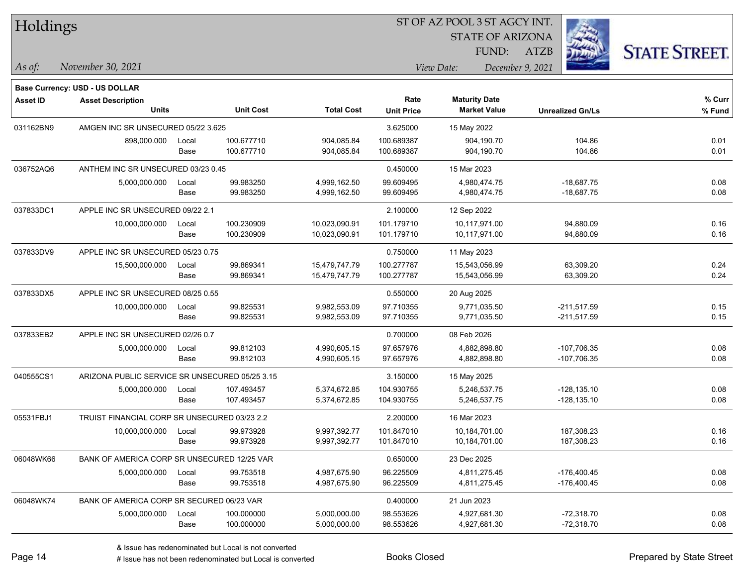# Holdings

ST OF AZ POOL 3 ST AGCY INT.
STATE OF ARIZONA
FUND: ATZB

*As of:* *November 30, 2021*

*View Date:* *December 9, 2021*

**Base Currency: USD - US DOLLAR**

| Asset ID | Asset Description / Units | | Unit Cost | Total Cost | Rate / Unit Price | Maturity Date / Market Value | Unrealized Gn/Ls | % Curr / % Fund |
|---|---|---|---|---|---|---|---|---|
| 031162BN9 | AMGEN INC SR UNSECURED 05/22 3.625 | | | | 3.625000 | 15 May 2022 | | |
| | 898,000.000 | Local | 100.677710 | 904,085.84 | 100.689387 | 904,190.70 | 104.86 | 0.01 |
| | | Base | 100.677710 | 904,085.84 | 100.689387 | 904,190.70 | 104.86 | 0.01 |
| 036752AQ6 | ANTHEM INC SR UNSECURED 03/23 0.45 | | | | 0.450000 | 15 Mar 2023 | | |
| | 5,000,000.000 | Local | 99.983250 | 4,999,162.50 | 99.609495 | 4,980,474.75 | -18,687.75 | 0.08 |
| | | Base | 99.983250 | 4,999,162.50 | 99.609495 | 4,980,474.75 | -18,687.75 | 0.08 |
| 037833DC1 | APPLE INC SR UNSECURED 09/22 2.1 | | | | 2.100000 | 12 Sep 2022 | | |
| | 10,000,000.000 | Local | 100.230909 | 10,023,090.91 | 101.179710 | 10,117,971.00 | 94,880.09 | 0.16 |
| | | Base | 100.230909 | 10,023,090.91 | 101.179710 | 10,117,971.00 | 94,880.09 | 0.16 |
| 037833DV9 | APPLE INC SR UNSECURED 05/23 0.75 | | | | 0.750000 | 11 May 2023 | | |
| | 15,500,000.000 | Local | 99.869341 | 15,479,747.79 | 100.277787 | 15,543,056.99 | 63,309.20 | 0.24 |
| | | Base | 99.869341 | 15,479,747.79 | 100.277787 | 15,543,056.99 | 63,309.20 | 0.24 |
| 037833DX5 | APPLE INC SR UNSECURED 08/25 0.55 | | | | 0.550000 | 20 Aug 2025 | | |
| | 10,000,000.000 | Local | 99.825531 | 9,982,553.09 | 97.710355 | 9,771,035.50 | -211,517.59 | 0.15 |
| | | Base | 99.825531 | 9,982,553.09 | 97.710355 | 9,771,035.50 | -211,517.59 | 0.15 |
| 037833EB2 | APPLE INC SR UNSECURED 02/26 0.7 | | | | 0.700000 | 08 Feb 2026 | | |
| | 5,000,000.000 | Local | 99.812103 | 4,990,605.15 | 97.657976 | 4,882,898.80 | -107,706.35 | 0.08 |
| | | Base | 99.812103 | 4,990,605.15 | 97.657976 | 4,882,898.80 | -107,706.35 | 0.08 |
| 040555CS1 | ARIZONA PUBLIC SERVICE SR UNSECURED 05/25 3.15 | | | | 3.150000 | 15 May 2025 | | |
| | 5,000,000.000 | Local | 107.493457 | 5,374,672.85 | 104.930755 | 5,246,537.75 | -128,135.10 | 0.08 |
| | | Base | 107.493457 | 5,374,672.85 | 104.930755 | 5,246,537.75 | -128,135.10 | 0.08 |
| 05531FBJ1 | TRUIST FINANCIAL CORP SR UNSECURED 03/23 2.2 | | | | 2.200000 | 16 Mar 2023 | | |
| | 10,000,000.000 | Local | 99.973928 | 9,997,392.77 | 101.847010 | 10,184,701.00 | 187,308.23 | 0.16 |
| | | Base | 99.973928 | 9,997,392.77 | 101.847010 | 10,184,701.00 | 187,308.23 | 0.16 |
| 06048WK66 | BANK OF AMERICA CORP SR UNSECURED 12/25 VAR | | | | 0.650000 | 23 Dec 2025 | | |
| | 5,000,000.000 | Local | 99.753518 | 4,987,675.90 | 96.225509 | 4,811,275.45 | -176,400.45 | 0.08 |
| | | Base | 99.753518 | 4,987,675.90 | 96.225509 | 4,811,275.45 | -176,400.45 | 0.08 |
| 06048WK74 | BANK OF AMERICA CORP SR SECURED 06/23 VAR | | | | 0.400000 | 21 Jun 2023 | | |
| | 5,000,000.000 | Local | 100.000000 | 5,000,000.00 | 98.553626 | 4,927,681.30 | -72,318.70 | 0.08 |
| | | Base | 100.000000 | 5,000,000.00 | 98.553626 | 4,927,681.30 | -72,318.70 | 0.08 |

& Issue has redenominated but Local is not converted
# Issue has not been redenominated but Local is converted

Books Closed

Prepared by State Street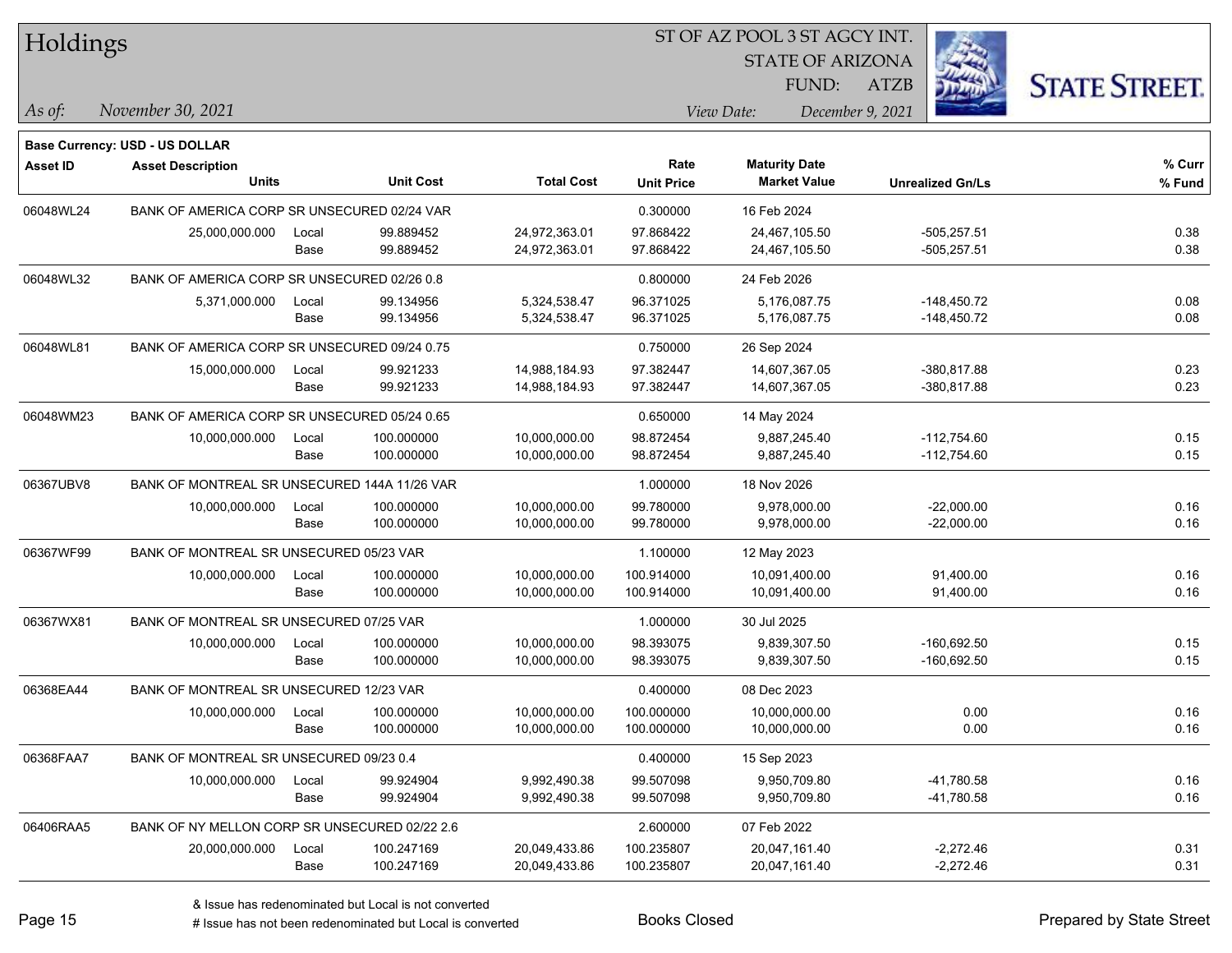# Holdings

ST OF AZ POOL 3 ST AGCY INT.
STATE OF ARIZONA
FUND: ATZB

*As of:* November 30, 2021

*View Date:* December 9, 2021

**Base Currency: USD - US DOLLAR**

| Asset ID | Asset Description / Units | | Unit Cost | Total Cost | Rate / Unit Price | Maturity Date / Market Value | Unrealized Gn/Ls | % Curr / % Fund |
|---|---|---|---|---|---|---|---|---|
| 06048WL24 | BANK OF AMERICA CORP SR UNSECURED 02/24 VAR | | | | 0.300000 | 16 Feb 2024 | | |
| | 25,000,000.000 | Local | 99.889452 | 24,972,363.01 | 97.868422 | 24,467,105.50 | -505,257.51 | 0.38 |
| | | Base | 99.889452 | 24,972,363.01 | 97.868422 | 24,467,105.50 | -505,257.51 | 0.38 |
| 06048WL32 | BANK OF AMERICA CORP SR UNSECURED 02/26 0.8 | | | | 0.800000 | 24 Feb 2026 | | |
| | 5,371,000.000 | Local | 99.134956 | 5,324,538.47 | 96.371025 | 5,176,087.75 | -148,450.72 | 0.08 |
| | | Base | 99.134956 | 5,324,538.47 | 96.371025 | 5,176,087.75 | -148,450.72 | 0.08 |
| 06048WL81 | BANK OF AMERICA CORP SR UNSECURED 09/24 0.75 | | | | 0.750000 | 26 Sep 2024 | | |
| | 15,000,000.000 | Local | 99.921233 | 14,988,184.93 | 97.382447 | 14,607,367.05 | -380,817.88 | 0.23 |
| | | Base | 99.921233 | 14,988,184.93 | 97.382447 | 14,607,367.05 | -380,817.88 | 0.23 |
| 06048WM23 | BANK OF AMERICA CORP SR UNSECURED 05/24 0.65 | | | | 0.650000 | 14 May 2024 | | |
| | 10,000,000.000 | Local | 100.000000 | 10,000,000.00 | 98.872454 | 9,887,245.40 | -112,754.60 | 0.15 |
| | | Base | 100.000000 | 10,000,000.00 | 98.872454 | 9,887,245.40 | -112,754.60 | 0.15 |
| 06367UBV8 | BANK OF MONTREAL SR UNSECURED 144A 11/26 VAR | | | | 1.000000 | 18 Nov 2026 | | |
| | 10,000,000.000 | Local | 100.000000 | 10,000,000.00 | 99.780000 | 9,978,000.00 | -22,000.00 | 0.16 |
| | | Base | 100.000000 | 10,000,000.00 | 99.780000 | 9,978,000.00 | -22,000.00 | 0.16 |
| 06367WF99 | BANK OF MONTREAL SR UNSECURED 05/23 VAR | | | | 1.100000 | 12 May 2023 | | |
| | 10,000,000.000 | Local | 100.000000 | 10,000,000.00 | 100.914000 | 10,091,400.00 | 91,400.00 | 0.16 |
| | | Base | 100.000000 | 10,000,000.00 | 100.914000 | 10,091,400.00 | 91,400.00 | 0.16 |
| 06367WX81 | BANK OF MONTREAL SR UNSECURED 07/25 VAR | | | | 1.000000 | 30 Jul 2025 | | |
| | 10,000,000.000 | Local | 100.000000 | 10,000,000.00 | 98.393075 | 9,839,307.50 | -160,692.50 | 0.15 |
| | | Base | 100.000000 | 10,000,000.00 | 98.393075 | 9,839,307.50 | -160,692.50 | 0.15 |
| 06368EA44 | BANK OF MONTREAL SR UNSECURED 12/23 VAR | | | | 0.400000 | 08 Dec 2023 | | |
| | 10,000,000.000 | Local | 100.000000 | 10,000,000.00 | 100.000000 | 10,000,000.00 | 0.00 | 0.16 |
| | | Base | 100.000000 | 10,000,000.00 | 100.000000 | 10,000,000.00 | 0.00 | 0.16 |
| 06368FAA7 | BANK OF MONTREAL SR UNSECURED 09/23 0.4 | | | | 0.400000 | 15 Sep 2023 | | |
| | 10,000,000.000 | Local | 99.924904 | 9,992,490.38 | 99.507098 | 9,950,709.80 | -41,780.58 | 0.16 |
| | | Base | 99.924904 | 9,992,490.38 | 99.507098 | 9,950,709.80 | -41,780.58 | 0.16 |
| 06406RAA5 | BANK OF NY MELLON CORP SR UNSECURED 02/22 2.6 | | | | 2.600000 | 07 Feb 2022 | | |
| | 20,000,000.000 | Local | 100.247169 | 20,049,433.86 | 100.235807 | 20,047,161.40 | -2,272.46 | 0.31 |
| | | Base | 100.247169 | 20,049,433.86 | 100.235807 | 20,047,161.40 | -2,272.46 | 0.31 |

& Issue has redenominated but Local is not converted
# Issue has not been redenominated but Local is converted

Books Closed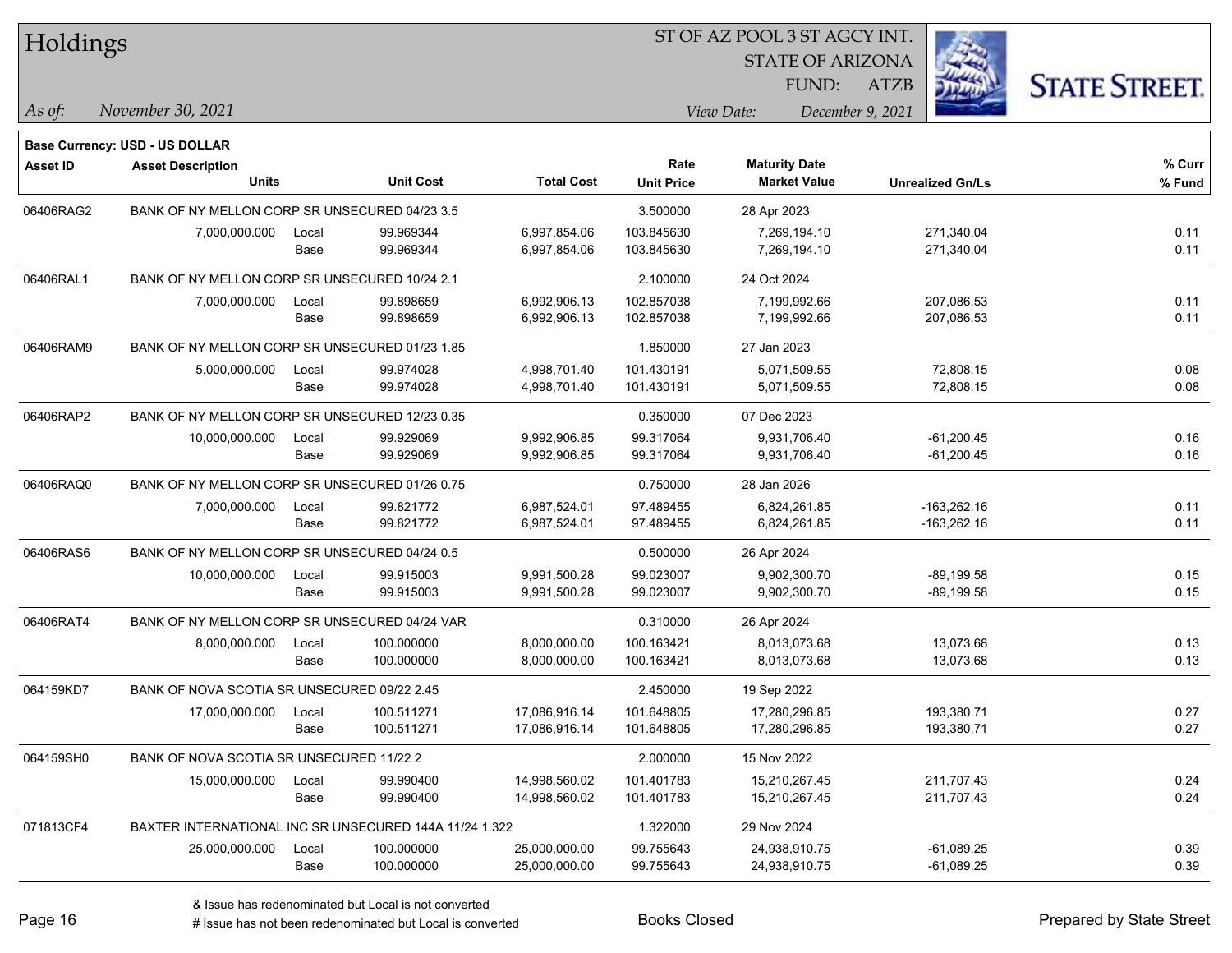# Holdings

ST OF AZ POOL 3 ST AGCY INT.
STATE OF ARIZONA
FUND: ATZB

*As of:* November 30, 2021

*View Date:* December 9, 2021

**Base Currency: USD - US DOLLAR**

| Asset ID | Asset Description / Units | | Unit Cost | Total Cost | Rate / Unit Price | Maturity Date / Market Value | Unrealized Gn/Ls | % Curr / % Fund |
|---|---|---|---|---|---|---|---|---|
| 06406RAG2 | BANK OF NY MELLON CORP SR UNSECURED 04/23 3.5 | | | | 3.500000 | 28 Apr 2023 | | |
| | 7,000,000.000 | Local | 99.969344 | 6,997,854.06 | 103.845630 | 7,269,194.10 | 271,340.04 | 0.11 |
| | | Base | 99.969344 | 6,997,854.06 | 103.845630 | 7,269,194.10 | 271,340.04 | 0.11 |
| 06406RAL1 | BANK OF NY MELLON CORP SR UNSECURED 10/24 2.1 | | | | 2.100000 | 24 Oct 2024 | | |
| | 7,000,000.000 | Local | 99.898659 | 6,992,906.13 | 102.857038 | 7,199,992.66 | 207,086.53 | 0.11 |
| | | Base | 99.898659 | 6,992,906.13 | 102.857038 | 7,199,992.66 | 207,086.53 | 0.11 |
| 06406RAM9 | BANK OF NY MELLON CORP SR UNSECURED 01/23 1.85 | | | | 1.850000 | 27 Jan 2023 | | |
| | 5,000,000.000 | Local | 99.974028 | 4,998,701.40 | 101.430191 | 5,071,509.55 | 72,808.15 | 0.08 |
| | | Base | 99.974028 | 4,998,701.40 | 101.430191 | 5,071,509.55 | 72,808.15 | 0.08 |
| 06406RAP2 | BANK OF NY MELLON CORP SR UNSECURED 12/23 0.35 | | | | 0.350000 | 07 Dec 2023 | | |
| | 10,000,000.000 | Local | 99.929069 | 9,992,906.85 | 99.317064 | 9,931,706.40 | -61,200.45 | 0.16 |
| | | Base | 99.929069 | 9,992,906.85 | 99.317064 | 9,931,706.40 | -61,200.45 | 0.16 |
| 06406RAQ0 | BANK OF NY MELLON CORP SR UNSECURED 01/26 0.75 | | | | 0.750000 | 28 Jan 2026 | | |
| | 7,000,000.000 | Local | 99.821772 | 6,987,524.01 | 97.489455 | 6,824,261.85 | -163,262.16 | 0.11 |
| | | Base | 99.821772 | 6,987,524.01 | 97.489455 | 6,824,261.85 | -163,262.16 | 0.11 |
| 06406RAS6 | BANK OF NY MELLON CORP SR UNSECURED 04/24 0.5 | | | | 0.500000 | 26 Apr 2024 | | |
| | 10,000,000.000 | Local | 99.915003 | 9,991,500.28 | 99.023007 | 9,902,300.70 | -89,199.58 | 0.15 |
| | | Base | 99.915003 | 9,991,500.28 | 99.023007 | 9,902,300.70 | -89,199.58 | 0.15 |
| 06406RAT4 | BANK OF NY MELLON CORP SR UNSECURED 04/24 VAR | | | | 0.310000 | 26 Apr 2024 | | |
| | 8,000,000.000 | Local | 100.000000 | 8,000,000.00 | 100.163421 | 8,013,073.68 | 13,073.68 | 0.13 |
| | | Base | 100.000000 | 8,000,000.00 | 100.163421 | 8,013,073.68 | 13,073.68 | 0.13 |
| 064159KD7 | BANK OF NOVA SCOTIA SR UNSECURED 09/22 2.45 | | | | 2.450000 | 19 Sep 2022 | | |
| | 17,000,000.000 | Local | 100.511271 | 17,086,916.14 | 101.648805 | 17,280,296.85 | 193,380.71 | 0.27 |
| | | Base | 100.511271 | 17,086,916.14 | 101.648805 | 17,280,296.85 | 193,380.71 | 0.27 |
| 064159SH0 | BANK OF NOVA SCOTIA SR UNSECURED 11/22 2 | | | | 2.000000 | 15 Nov 2022 | | |
| | 15,000,000.000 | Local | 99.990400 | 14,998,560.02 | 101.401783 | 15,210,267.45 | 211,707.43 | 0.24 |
| | | Base | 99.990400 | 14,998,560.02 | 101.401783 | 15,210,267.45 | 211,707.43 | 0.24 |
| 071813CF4 | BAXTER INTERNATIONAL INC SR UNSECURED 144A 11/24 1.322 | | | | 1.322000 | 29 Nov 2024 | | |
| | 25,000,000.000 | Local | 100.000000 | 25,000,000.00 | 99.755643 | 24,938,910.75 | -61,089.25 | 0.39 |
| | | Base | 100.000000 | 25,000,000.00 | 99.755643 | 24,938,910.75 | -61,089.25 | 0.39 |

& Issue has redenominated but Local is not converted
# Issue has not been redenominated but Local is converted

Books Closed

Prepared by State Street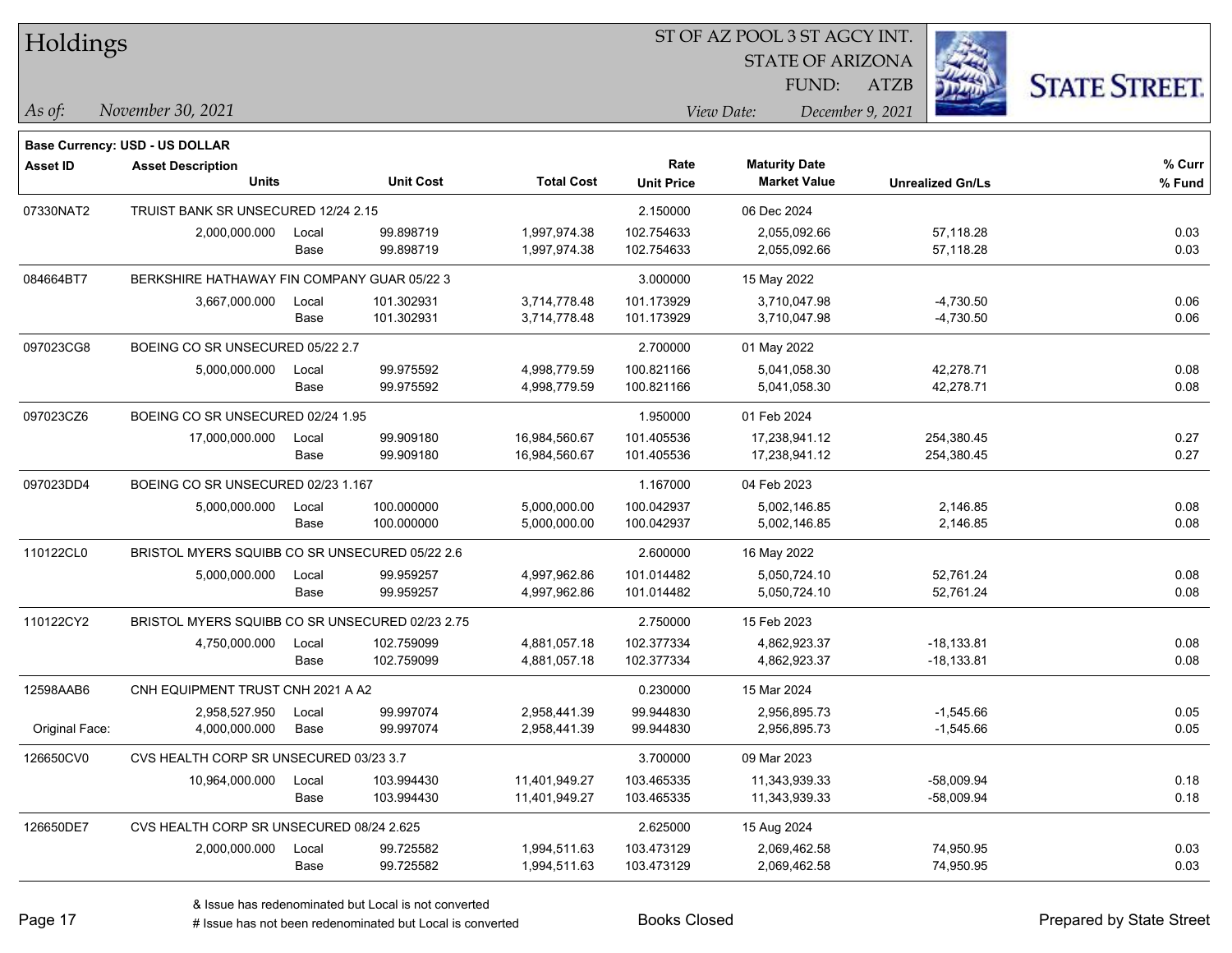# Holdings

ST OF AZ POOL 3 ST AGCY INT.
STATE OF ARIZONA
FUND: ATZB

*As of:* *November 30, 2021*

*View Date:* *December 9, 2021*

**Base Currency: USD - US DOLLAR**

| Asset ID | Asset Description Units | | Unit Cost | Total Cost | Rate Unit Price | Maturity Date Market Value | Unrealized Gn/Ls | % Curr % Fund |
|---|---|---|---|---|---|---|---|---|
| 07330NAT2 | TRUIST BANK SR UNSECURED 12/24 2.15 | | | | 2.150000 | 06 Dec 2024 | | |
| | 2,000,000.000 | Local | 99.898719 | 1,997,974.38 | 102.754633 | 2,055,092.66 | 57,118.28 | 0.03 |
| | | Base | 99.898719 | 1,997,974.38 | 102.754633 | 2,055,092.66 | 57,118.28 | 0.03 |
| 084664BT7 | BERKSHIRE HATHAWAY FIN COMPANY GUAR 05/22 3 | | | | 3.000000 | 15 May 2022 | | |
| | 3,667,000.000 | Local | 101.302931 | 3,714,778.48 | 101.173929 | 3,710,047.98 | -4,730.50 | 0.06 |
| | | Base | 101.302931 | 3,714,778.48 | 101.173929 | 3,710,047.98 | -4,730.50 | 0.06 |
| 097023CG8 | BOEING CO SR UNSECURED 05/22 2.7 | | | | 2.700000 | 01 May 2022 | | |
| | 5,000,000.000 | Local | 99.975592 | 4,998,779.59 | 100.821166 | 5,041,058.30 | 42,278.71 | 0.08 |
| | | Base | 99.975592 | 4,998,779.59 | 100.821166 | 5,041,058.30 | 42,278.71 | 0.08 |
| 097023CZ6 | BOEING CO SR UNSECURED 02/24 1.95 | | | | 1.950000 | 01 Feb 2024 | | |
| | 17,000,000.000 | Local | 99.909180 | 16,984,560.67 | 101.405536 | 17,238,941.12 | 254,380.45 | 0.27 |
| | | Base | 99.909180 | 16,984,560.67 | 101.405536 | 17,238,941.12 | 254,380.45 | 0.27 |
| 097023DD4 | BOEING CO SR UNSECURED 02/23 1.167 | | | | 1.167000 | 04 Feb 2023 | | |
| | 5,000,000.000 | Local | 100.000000 | 5,000,000.00 | 100.042937 | 5,002,146.85 | 2,146.85 | 0.08 |
| | | Base | 100.000000 | 5,000,000.00 | 100.042937 | 5,002,146.85 | 2,146.85 | 0.08 |
| 110122CL0 | BRISTOL MYERS SQUIBB CO SR UNSECURED 05/22 2.6 | | | | 2.600000 | 16 May 2022 | | |
| | 5,000,000.000 | Local | 99.959257 | 4,997,962.86 | 101.014482 | 5,050,724.10 | 52,761.24 | 0.08 |
| | | Base | 99.959257 | 4,997,962.86 | 101.014482 | 5,050,724.10 | 52,761.24 | 0.08 |
| 110122CY2 | BRISTOL MYERS SQUIBB CO SR UNSECURED 02/23 2.75 | | | | 2.750000 | 15 Feb 2023 | | |
| | 4,750,000.000 | Local | 102.759099 | 4,881,057.18 | 102.377334 | 4,862,923.37 | -18,133.81 | 0.08 |
| | | Base | 102.759099 | 4,881,057.18 | 102.377334 | 4,862,923.37 | -18,133.81 | 0.08 |
| 12598AAB6 | CNH EQUIPMENT TRUST CNH 2021 A A2 | | | | 0.230000 | 15 Mar 2024 | | |
| | 2,958,527.950 | Local | 99.997074 | 2,958,441.39 | 99.944830 | 2,956,895.73 | -1,545.66 | 0.05 |
| Original Face: | 4,000,000.000 | Base | 99.997074 | 2,958,441.39 | 99.944830 | 2,956,895.73 | -1,545.66 | 0.05 |
| 126650CV0 | CVS HEALTH CORP SR UNSECURED 03/23 3.7 | | | | 3.700000 | 09 Mar 2023 | | |
| | 10,964,000.000 | Local | 103.994430 | 11,401,949.27 | 103.465335 | 11,343,939.33 | -58,009.94 | 0.18 |
| | | Base | 103.994430 | 11,401,949.27 | 103.465335 | 11,343,939.33 | -58,009.94 | 0.18 |
| 126650DE7 | CVS HEALTH CORP SR UNSECURED 08/24 2.625 | | | | 2.625000 | 15 Aug 2024 | | |
| | 2,000,000.000 | Local | 99.725582 | 1,994,511.63 | 103.473129 | 2,069,462.58 | 74,950.95 | 0.03 |
| | | Base | 99.725582 | 1,994,511.63 | 103.473129 | 2,069,462.58 | 74,950.95 | 0.03 |

& Issue has redenominated but Local is not converted
# Issue has not been redenominated but Local is converted

Books Closed

Prepared by State Street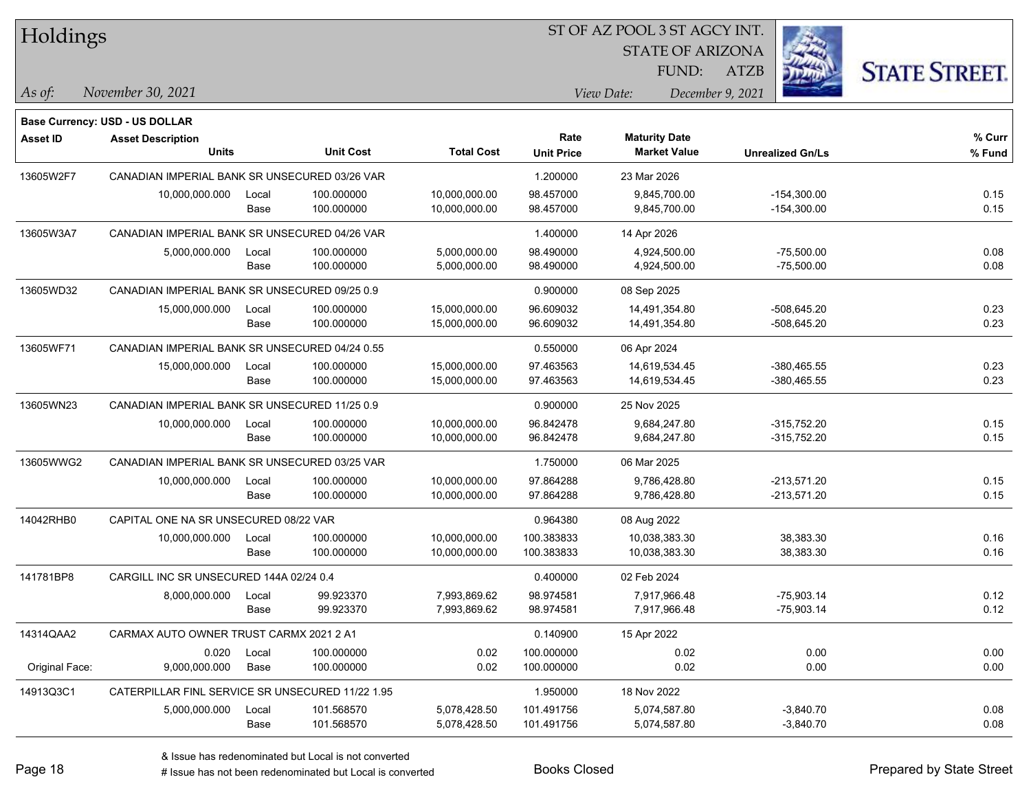# Holdings

ST OF AZ POOL 3 ST AGCY INT.
STATE OF ARIZONA
FUND: ATZB

*As of:* *November 30, 2021*
*View Date:* *December 9, 2021*

**Base Currency: USD - US DOLLAR**

| Asset ID | Asset Description / Units | | Unit Cost | Total Cost | Rate / Unit Price | Maturity Date / Market Value | Unrealized Gn/Ls | % Curr / % Fund |
|---|---|---|---|---|---|---|---|---|
| 13605W2F7 | CANADIAN IMPERIAL BANK SR UNSECURED 03/26 VAR | | | | 1.200000 | 23 Mar 2026 | | |
| | 10,000,000.000 | Local | 100.000000 | 10,000,000.00 | 98.457000 | 9,845,700.00 | -154,300.00 | 0.15 |
| | | Base | 100.000000 | 10,000,000.00 | 98.457000 | 9,845,700.00 | -154,300.00 | 0.15 |
| 13605W3A7 | CANADIAN IMPERIAL BANK SR UNSECURED 04/26 VAR | | | | 1.400000 | 14 Apr 2026 | | |
| | 5,000,000.000 | Local | 100.000000 | 5,000,000.00 | 98.490000 | 4,924,500.00 | -75,500.00 | 0.08 |
| | | Base | 100.000000 | 5,000,000.00 | 98.490000 | 4,924,500.00 | -75,500.00 | 0.08 |
| 13605WD32 | CANADIAN IMPERIAL BANK SR UNSECURED 09/25 0.9 | | | | 0.900000 | 08 Sep 2025 | | |
| | 15,000,000.000 | Local | 100.000000 | 15,000,000.00 | 96.609032 | 14,491,354.80 | -508,645.20 | 0.23 |
| | | Base | 100.000000 | 15,000,000.00 | 96.609032 | 14,491,354.80 | -508,645.20 | 0.23 |
| 13605WF71 | CANADIAN IMPERIAL BANK SR UNSECURED 04/24 0.55 | | | | 0.550000 | 06 Apr 2024 | | |
| | 15,000,000.000 | Local | 100.000000 | 15,000,000.00 | 97.463563 | 14,619,534.45 | -380,465.55 | 0.23 |
| | | Base | 100.000000 | 15,000,000.00 | 97.463563 | 14,619,534.45 | -380,465.55 | 0.23 |
| 13605WN23 | CANADIAN IMPERIAL BANK SR UNSECURED 11/25 0.9 | | | | 0.900000 | 25 Nov 2025 | | |
| | 10,000,000.000 | Local | 100.000000 | 10,000,000.00 | 96.842478 | 9,684,247.80 | -315,752.20 | 0.15 |
| | | Base | 100.000000 | 10,000,000.00 | 96.842478 | 9,684,247.80 | -315,752.20 | 0.15 |
| 13605WWG2 | CANADIAN IMPERIAL BANK SR UNSECURED 03/25 VAR | | | | 1.750000 | 06 Mar 2025 | | |
| | 10,000,000.000 | Local | 100.000000 | 10,000,000.00 | 97.864288 | 9,786,428.80 | -213,571.20 | 0.15 |
| | | Base | 100.000000 | 10,000,000.00 | 97.864288 | 9,786,428.80 | -213,571.20 | 0.15 |
| 14042RHB0 | CAPITAL ONE NA SR UNSECURED 08/22 VAR | | | | 0.964380 | 08 Aug 2022 | | |
| | 10,000,000.000 | Local | 100.000000 | 10,000,000.00 | 100.383833 | 10,038,383.30 | 38,383.30 | 0.16 |
| | | Base | 100.000000 | 10,000,000.00 | 100.383833 | 10,038,383.30 | 38,383.30 | 0.16 |
| 141781BP8 | CARGILL INC SR UNSECURED 144A 02/24 0.4 | | | | 0.400000 | 02 Feb 2024 | | |
| | 8,000,000.000 | Local | 99.923370 | 7,993,869.62 | 98.974581 | 7,917,966.48 | -75,903.14 | 0.12 |
| | | Base | 99.923370 | 7,993,869.62 | 98.974581 | 7,917,966.48 | -75,903.14 | 0.12 |
| 14314QAA2 | CARMAX AUTO OWNER TRUST CARMX 2021 2 A1 | | | | 0.140900 | 15 Apr 2022 | | |
| | 0.020 | Local | 100.000000 | 0.02 | 100.000000 | 0.02 | 0.00 | 0.00 |
| Original Face: | 9,000,000.000 | Base | 100.000000 | 0.02 | 100.000000 | 0.02 | 0.00 | 0.00 |
| 14913Q3C1 | CATERPILLAR FINL SERVICE SR UNSECURED 11/22 1.95 | | | | 1.950000 | 18 Nov 2022 | | |
| | 5,000,000.000 | Local | 101.568570 | 5,078,428.50 | 101.491756 | 5,074,587.80 | -3,840.70 | 0.08 |
| | | Base | 101.568570 | 5,078,428.50 | 101.491756 | 5,074,587.80 | -3,840.70 | 0.08 |

& Issue has redenominated but Local is not converted
# Issue has not been redenominated but Local is converted

Books Closed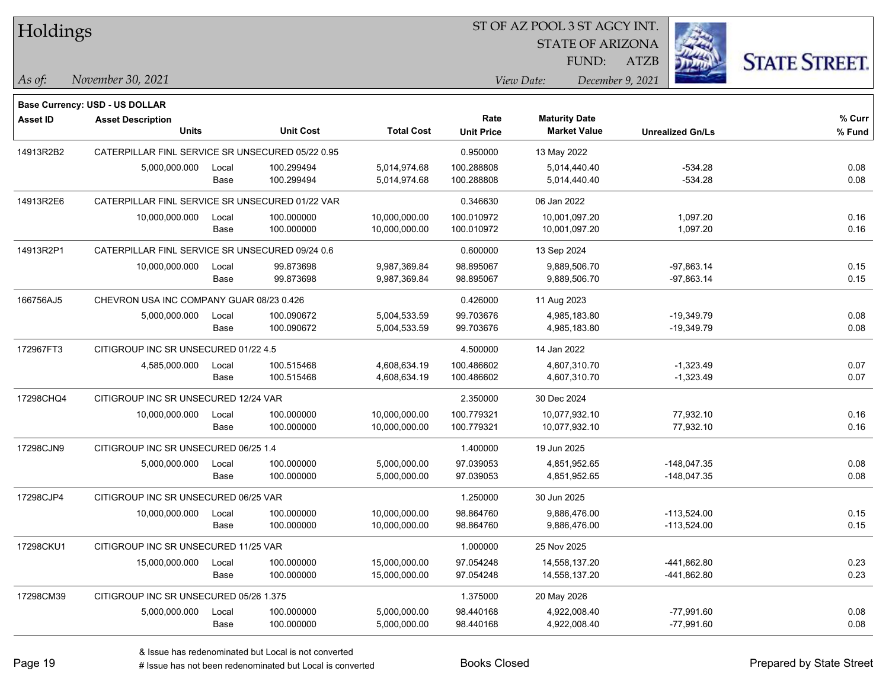**Base Currency: USD - US DOLLAR**

| Asset ID | Asset Description / Units | | Unit Cost | Total Cost | Rate / Unit Price | Maturity Date / Market Value | Unrealized Gn/Ls | % Curr / % Fund |
|---|---|---|---|---|---|---|---|---|
| 14913R2B2 | CATERPILLAR FINL SERVICE SR UNSECURED 05/22 0.95 | | | | 0.950000 | 13 May 2022 | | |
| | 5,000,000.000 | Local | 100.299494 | 5,014,974.68 | 100.288808 | 5,014,440.40 | -534.28 | 0.08 |
| | | Base | 100.299494 | 5,014,974.68 | 100.288808 | 5,014,440.40 | -534.28 | 0.08 |
| 14913R2E6 | CATERPILLAR FINL SERVICE SR UNSECURED 01/22 VAR | | | | 0.346630 | 06 Jan 2022 | | |
| | 10,000,000.000 | Local | 100.000000 | 10,000,000.00 | 100.010972 | 10,001,097.20 | 1,097.20 | 0.16 |
| | | Base | 100.000000 | 10,000,000.00 | 100.010972 | 10,001,097.20 | 1,097.20 | 0.16 |
| 14913R2P1 | CATERPILLAR FINL SERVICE SR UNSECURED 09/24 0.6 | | | | 0.600000 | 13 Sep 2024 | | |
| | 10,000,000.000 | Local | 99.873698 | 9,987,369.84 | 98.895067 | 9,889,506.70 | -97,863.14 | 0.15 |
| | | Base | 99.873698 | 9,987,369.84 | 98.895067 | 9,889,506.70 | -97,863.14 | 0.15 |
| 166756AJ5 | CHEVRON USA INC COMPANY GUAR 08/23 0.426 | | | | 0.426000 | 11 Aug 2023 | | |
| | 5,000,000.000 | Local | 100.090672 | 5,004,533.59 | 99.703676 | 4,985,183.80 | -19,349.79 | 0.08 |
| | | Base | 100.090672 | 5,004,533.59 | 99.703676 | 4,985,183.80 | -19,349.79 | 0.08 |
| 172967FT3 | CITIGROUP INC SR UNSECURED 01/22 4.5 | | | | 4.500000 | 14 Jan 2022 | | |
| | 4,585,000.000 | Local | 100.515468 | 4,608,634.19 | 100.486602 | 4,607,310.70 | -1,323.49 | 0.07 |
| | | Base | 100.515468 | 4,608,634.19 | 100.486602 | 4,607,310.70 | -1,323.49 | 0.07 |
| 17298CHQ4 | CITIGROUP INC SR UNSECURED 12/24 VAR | | | | 2.350000 | 30 Dec 2024 | | |
| | 10,000,000.000 | Local | 100.000000 | 10,000,000.00 | 100.779321 | 10,077,932.10 | 77,932.10 | 0.16 |
| | | Base | 100.000000 | 10,000,000.00 | 100.779321 | 10,077,932.10 | 77,932.10 | 0.16 |
| 17298CJN9 | CITIGROUP INC SR UNSECURED 06/25 1.4 | | | | 1.400000 | 19 Jun 2025 | | |
| | 5,000,000.000 | Local | 100.000000 | 5,000,000.00 | 97.039053 | 4,851,952.65 | -148,047.35 | 0.08 |
| | | Base | 100.000000 | 5,000,000.00 | 97.039053 | 4,851,952.65 | -148,047.35 | 0.08 |
| 17298CJP4 | CITIGROUP INC SR UNSECURED 06/25 VAR | | | | 1.250000 | 30 Jun 2025 | | |
| | 10,000,000.000 | Local | 100.000000 | 10,000,000.00 | 98.864760 | 9,886,476.00 | -113,524.00 | 0.15 |
| | | Base | 100.000000 | 10,000,000.00 | 98.864760 | 9,886,476.00 | -113,524.00 | 0.15 |
| 17298CKU1 | CITIGROUP INC SR UNSECURED 11/25 VAR | | | | 1.000000 | 25 Nov 2025 | | |
| | 15,000,000.000 | Local | 100.000000 | 15,000,000.00 | 97.054248 | 14,558,137.20 | -441,862.80 | 0.23 |
| | | Base | 100.000000 | 15,000,000.00 | 97.054248 | 14,558,137.20 | -441,862.80 | 0.23 |
| 17298CM39 | CITIGROUP INC SR UNSECURED 05/26 1.375 | | | | 1.375000 | 20 May 2026 | | |
| | 5,000,000.000 | Local | 100.000000 | 5,000,000.00 | 98.440168 | 4,922,008.40 | -77,991.60 | 0.08 |
| | | Base | 100.000000 | 5,000,000.00 | 98.440168 | 4,922,008.40 | -77,991.60 | 0.08 |

& Issue has redenominated but Local is not converted

# Issue has not been redenominated but Local is converted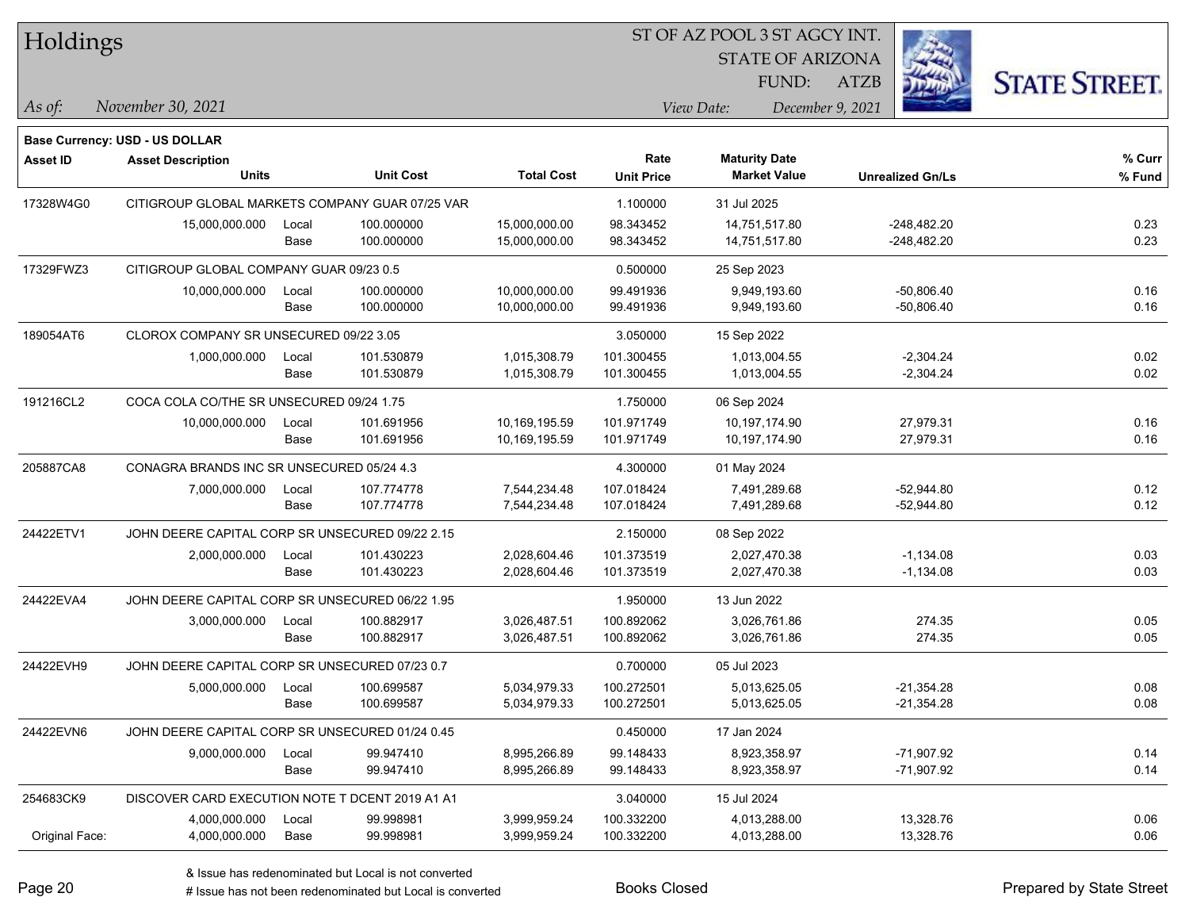# Holdings

ST OF AZ POOL 3 ST AGCY INT.
STATE OF ARIZONA
FUND: ATZB

*As of:* *November 30, 2021*
*View Date:* *December 9, 2021*

**Base Currency: USD - US DOLLAR**

| Asset ID | Asset Description / Units | | Unit Cost | Total Cost | Rate / Unit Price | Maturity Date / Market Value | Unrealized Gn/Ls | % Curr / % Fund |
|---|---|---|---|---|---|---|---|---|
| 17328W4G0 | CITIGROUP GLOBAL MARKETS COMPANY GUAR 07/25 VAR | | | | 1.100000 | 31 Jul 2025 | | |
| | 15,000,000.000 | Local | 100.000000 | 15,000,000.00 | 98.343452 | 14,751,517.80 | -248,482.20 | 0.23 |
| | | Base | 100.000000 | 15,000,000.00 | 98.343452 | 14,751,517.80 | -248,482.20 | 0.23 |
| 17329FWZ3 | CITIGROUP GLOBAL COMPANY GUAR 09/23 0.5 | | | | 0.500000 | 25 Sep 2023 | | |
| | 10,000,000.000 | Local | 100.000000 | 10,000,000.00 | 99.491936 | 9,949,193.60 | -50,806.40 | 0.16 |
| | | Base | 100.000000 | 10,000,000.00 | 99.491936 | 9,949,193.60 | -50,806.40 | 0.16 |
| 189054AT6 | CLOROX COMPANY SR UNSECURED 09/22 3.05 | | | | 3.050000 | 15 Sep 2022 | | |
| | 1,000,000.000 | Local | 101.530879 | 1,015,308.79 | 101.300455 | 1,013,004.55 | -2,304.24 | 0.02 |
| | | Base | 101.530879 | 1,015,308.79 | 101.300455 | 1,013,004.55 | -2,304.24 | 0.02 |
| 191216CL2 | COCA COLA CO/THE SR UNSECURED 09/24 1.75 | | | | 1.750000 | 06 Sep 2024 | | |
| | 10,000,000.000 | Local | 101.691956 | 10,169,195.59 | 101.971749 | 10,197,174.90 | 27,979.31 | 0.16 |
| | | Base | 101.691956 | 10,169,195.59 | 101.971749 | 10,197,174.90 | 27,979.31 | 0.16 |
| 205887CA8 | CONAGRA BRANDS INC SR UNSECURED 05/24 4.3 | | | | 4.300000 | 01 May 2024 | | |
| | 7,000,000.000 | Local | 107.774778 | 7,544,234.48 | 107.018424 | 7,491,289.68 | -52,944.80 | 0.12 |
| | | Base | 107.774778 | 7,544,234.48 | 107.018424 | 7,491,289.68 | -52,944.80 | 0.12 |
| 24422ETV1 | JOHN DEERE CAPITAL CORP SR UNSECURED 09/22 2.15 | | | | 2.150000 | 08 Sep 2022 | | |
| | 2,000,000.000 | Local | 101.430223 | 2,028,604.46 | 101.373519 | 2,027,470.38 | -1,134.08 | 0.03 |
| | | Base | 101.430223 | 2,028,604.46 | 101.373519 | 2,027,470.38 | -1,134.08 | 0.03 |
| 24422EVA4 | JOHN DEERE CAPITAL CORP SR UNSECURED 06/22 1.95 | | | | 1.950000 | 13 Jun 2022 | | |
| | 3,000,000.000 | Local | 100.882917 | 3,026,487.51 | 100.892062 | 3,026,761.86 | 274.35 | 0.05 |
| | | Base | 100.882917 | 3,026,487.51 | 100.892062 | 3,026,761.86 | 274.35 | 0.05 |
| 24422EVH9 | JOHN DEERE CAPITAL CORP SR UNSECURED 07/23 0.7 | | | | 0.700000 | 05 Jul 2023 | | |
| | 5,000,000.000 | Local | 100.699587 | 5,034,979.33 | 100.272501 | 5,013,625.05 | -21,354.28 | 0.08 |
| | | Base | 100.699587 | 5,034,979.33 | 100.272501 | 5,013,625.05 | -21,354.28 | 0.08 |
| 24422EVN6 | JOHN DEERE CAPITAL CORP SR UNSECURED 01/24 0.45 | | | | 0.450000 | 17 Jan 2024 | | |
| | 9,000,000.000 | Local | 99.947410 | 8,995,266.89 | 99.148433 | 8,923,358.97 | -71,907.92 | 0.14 |
| | | Base | 99.947410 | 8,995,266.89 | 99.148433 | 8,923,358.97 | -71,907.92 | 0.14 |
| 254683CK9 | DISCOVER CARD EXECUTION NOTE T DCENT 2019 A1 A1 | | | | 3.040000 | 15 Jul 2024 | | |
| | 4,000,000.000 | Local | 99.998981 | 3,999,959.24 | 100.332200 | 4,013,288.00 | 13,328.76 | 0.06 |
| Original Face: | 4,000,000.000 | Base | 99.998981 | 3,999,959.24 | 100.332200 | 4,013,288.00 | 13,328.76 | 0.06 |

& Issue has redenominated but Local is not converted
# Issue has not been redenominated but Local is converted

Books Closed

Prepared by State Street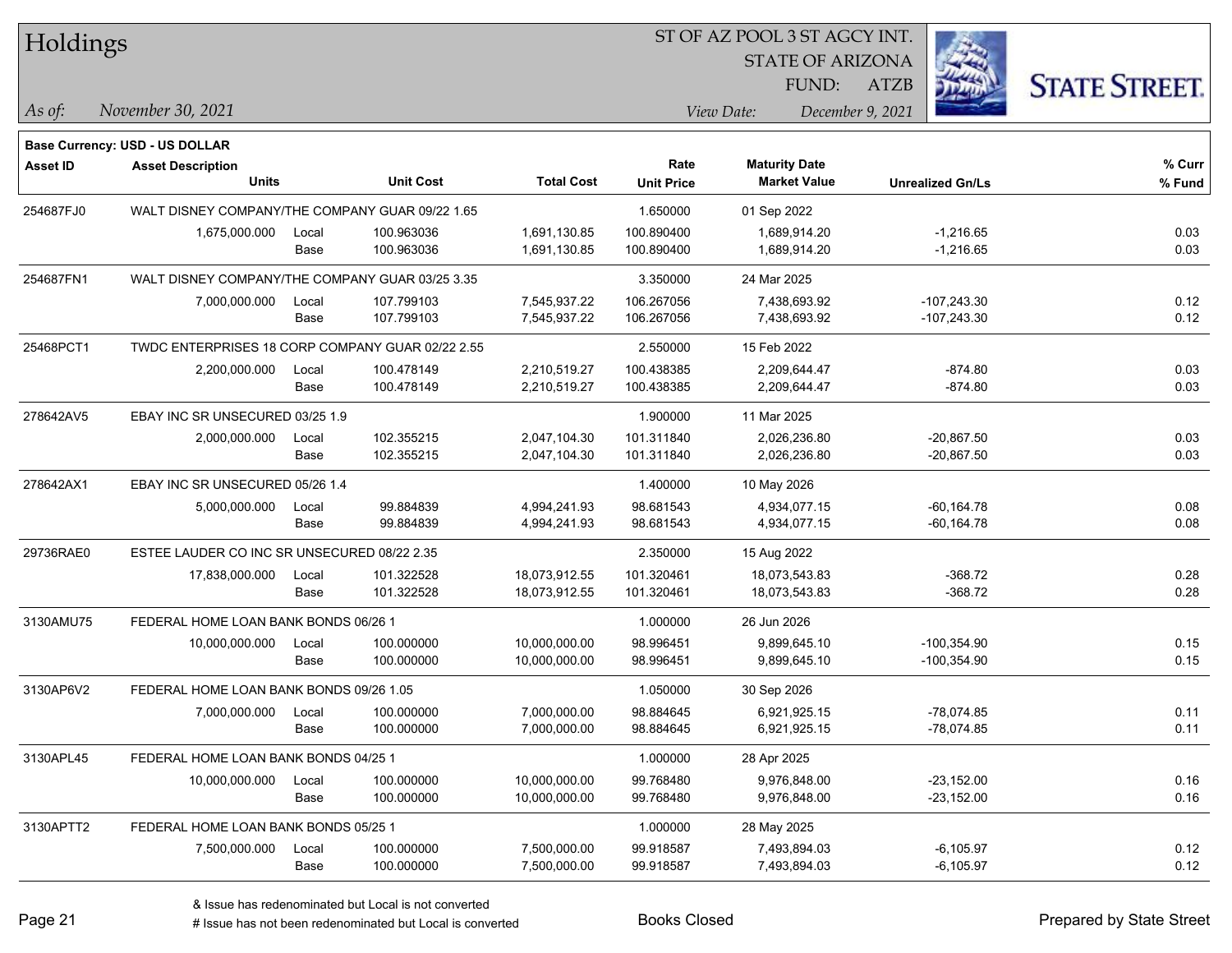# Holdings

ST OF AZ POOL 3 ST AGCY INT.
STATE OF ARIZONA
FUND: ATZB

*As of:* *November 30, 2021*
*View Date:* *December 9, 2021*

**Base Currency: USD - US DOLLAR**

| Asset ID | Asset Description / Units | | Unit Cost | Total Cost | Rate / Unit Price | Maturity Date / Market Value | Unrealized Gn/Ls | % Curr / % Fund |
|---|---|---|---|---|---|---|---|---|
| 254687FJ0 | WALT DISNEY COMPANY/THE COMPANY GUAR 09/22 1.65 | | | | 1.650000 | 01 Sep 2022 | | |
| | 1,675,000.000 | Local | 100.963036 | 1,691,130.85 | 100.890400 | 1,689,914.20 | -1,216.65 | 0.03 |
| | | Base | 100.963036 | 1,691,130.85 | 100.890400 | 1,689,914.20 | -1,216.65 | 0.03 |
| 254687FN1 | WALT DISNEY COMPANY/THE COMPANY GUAR 03/25 3.35 | | | | 3.350000 | 24 Mar 2025 | | |
| | 7,000,000.000 | Local | 107.799103 | 7,545,937.22 | 106.267056 | 7,438,693.92 | -107,243.30 | 0.12 |
| | | Base | 107.799103 | 7,545,937.22 | 106.267056 | 7,438,693.92 | -107,243.30 | 0.12 |
| 25468PCT1 | TWDC ENTERPRISES 18 CORP COMPANY GUAR 02/22 2.55 | | | | 2.550000 | 15 Feb 2022 | | |
| | 2,200,000.000 | Local | 100.478149 | 2,210,519.27 | 100.438385 | 2,209,644.47 | -874.80 | 0.03 |
| | | Base | 100.478149 | 2,210,519.27 | 100.438385 | 2,209,644.47 | -874.80 | 0.03 |
| 278642AV5 | EBAY INC SR UNSECURED 03/25 1.9 | | | | 1.900000 | 11 Mar 2025 | | |
| | 2,000,000.000 | Local | 102.355215 | 2,047,104.30 | 101.311840 | 2,026,236.80 | -20,867.50 | 0.03 |
| | | Base | 102.355215 | 2,047,104.30 | 101.311840 | 2,026,236.80 | -20,867.50 | 0.03 |
| 278642AX1 | EBAY INC SR UNSECURED 05/26 1.4 | | | | 1.400000 | 10 May 2026 | | |
| | 5,000,000.000 | Local | 99.884839 | 4,994,241.93 | 98.681543 | 4,934,077.15 | -60,164.78 | 0.08 |
| | | Base | 99.884839 | 4,994,241.93 | 98.681543 | 4,934,077.15 | -60,164.78 | 0.08 |
| 29736RAE0 | ESTEE LAUDER CO INC SR UNSECURED 08/22 2.35 | | | | 2.350000 | 15 Aug 2022 | | |
| | 17,838,000.000 | Local | 101.322528 | 18,073,912.55 | 101.320461 | 18,073,543.83 | -368.72 | 0.28 |
| | | Base | 101.322528 | 18,073,912.55 | 101.320461 | 18,073,543.83 | -368.72 | 0.28 |
| 3130AMU75 | FEDERAL HOME LOAN BANK BONDS 06/26 1 | | | | 1.000000 | 26 Jun 2026 | | |
| | 10,000,000.000 | Local | 100.000000 | 10,000,000.00 | 98.996451 | 9,899,645.10 | -100,354.90 | 0.15 |
| | | Base | 100.000000 | 10,000,000.00 | 98.996451 | 9,899,645.10 | -100,354.90 | 0.15 |
| 3130AP6V2 | FEDERAL HOME LOAN BANK BONDS 09/26 1.05 | | | | 1.050000 | 30 Sep 2026 | | |
| | 7,000,000.000 | Local | 100.000000 | 7,000,000.00 | 98.884645 | 6,921,925.15 | -78,074.85 | 0.11 |
| | | Base | 100.000000 | 7,000,000.00 | 98.884645 | 6,921,925.15 | -78,074.85 | 0.11 |
| 3130APL45 | FEDERAL HOME LOAN BANK BONDS 04/25 1 | | | | 1.000000 | 28 Apr 2025 | | |
| | 10,000,000.000 | Local | 100.000000 | 10,000,000.00 | 99.768480 | 9,976,848.00 | -23,152.00 | 0.16 |
| | | Base | 100.000000 | 10,000,000.00 | 99.768480 | 9,976,848.00 | -23,152.00 | 0.16 |
| 3130APTT2 | FEDERAL HOME LOAN BANK BONDS 05/25 1 | | | | 1.000000 | 28 May 2025 | | |
| | 7,500,000.000 | Local | 100.000000 | 7,500,000.00 | 99.918587 | 7,493,894.03 | -6,105.97 | 0.12 |
| | | Base | 100.000000 | 7,500,000.00 | 99.918587 | 7,493,894.03 | -6,105.97 | 0.12 |

& Issue has redenominated but Local is not converted
# Issue has not been redenominated but Local is converted

Books Closed

Prepared by State Street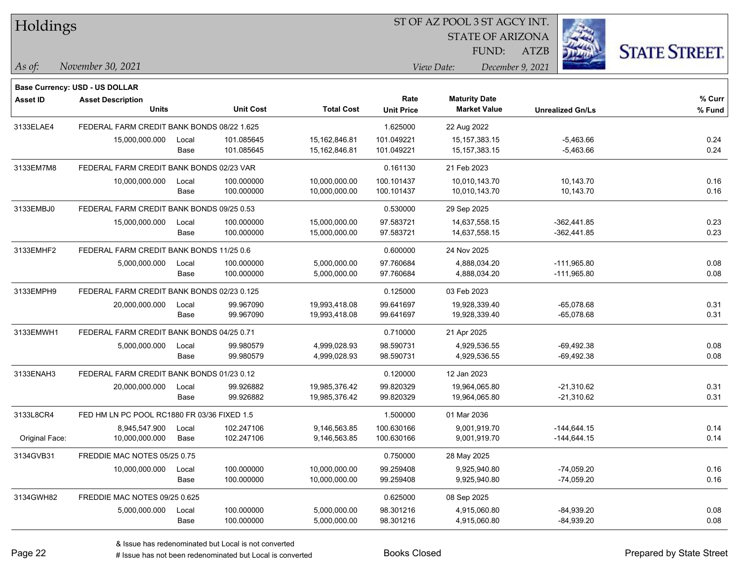# Holdings

ST OF AZ POOL 3 ST AGCY INT.
STATE OF ARIZONA
FUND: ATZB

*As of:* *November 30, 2021*

*View Date:* *December 9, 2021*

**Base Currency: USD - US DOLLAR**

| Asset ID | Asset Description / Units | | Unit Cost | Total Cost | Rate / Unit Price | Maturity Date / Market Value | Unrealized Gn/Ls | % Curr / % Fund |
|---|---|---|---|---|---|---|---|---|
| 3133ELAE4 | FEDERAL FARM CREDIT BANK BONDS 08/22 1.625 | | | | 1.625000 | 22 Aug 2022 | | |
| | 15,000,000.000 | Local | 101.085645 | 15,162,846.81 | 101.049221 | 15,157,383.15 | -5,463.66 | 0.24 |
| | | Base | 101.085645 | 15,162,846.81 | 101.049221 | 15,157,383.15 | -5,463.66 | 0.24 |
| 3133EM7M8 | FEDERAL FARM CREDIT BANK BONDS 02/23 VAR | | | | 0.161130 | 21 Feb 2023 | | |
| | 10,000,000.000 | Local | 100.000000 | 10,000,000.00 | 100.101437 | 10,010,143.70 | 10,143.70 | 0.16 |
| | | Base | 100.000000 | 10,000,000.00 | 100.101437 | 10,010,143.70 | 10,143.70 | 0.16 |
| 3133EMBJ0 | FEDERAL FARM CREDIT BANK BONDS 09/25 0.53 | | | | 0.530000 | 29 Sep 2025 | | |
| | 15,000,000.000 | Local | 100.000000 | 15,000,000.00 | 97.583721 | 14,637,558.15 | -362,441.85 | 0.23 |
| | | Base | 100.000000 | 15,000,000.00 | 97.583721 | 14,637,558.15 | -362,441.85 | 0.23 |
| 3133EMHF2 | FEDERAL FARM CREDIT BANK BONDS 11/25 0.6 | | | | 0.600000 | 24 Nov 2025 | | |
| | 5,000,000.000 | Local | 100.000000 | 5,000,000.00 | 97.760684 | 4,888,034.20 | -111,965.80 | 0.08 |
| | | Base | 100.000000 | 5,000,000.00 | 97.760684 | 4,888,034.20 | -111,965.80 | 0.08 |
| 3133EMPH9 | FEDERAL FARM CREDIT BANK BONDS 02/23 0.125 | | | | 0.125000 | 03 Feb 2023 | | |
| | 20,000,000.000 | Local | 99.967090 | 19,993,418.08 | 99.641697 | 19,928,339.40 | -65,078.68 | 0.31 |
| | | Base | 99.967090 | 19,993,418.08 | 99.641697 | 19,928,339.40 | -65,078.68 | 0.31 |
| 3133EMWH1 | FEDERAL FARM CREDIT BANK BONDS 04/25 0.71 | | | | 0.710000 | 21 Apr 2025 | | |
| | 5,000,000.000 | Local | 99.980579 | 4,999,028.93 | 98.590731 | 4,929,536.55 | -69,492.38 | 0.08 |
| | | Base | 99.980579 | 4,999,028.93 | 98.590731 | 4,929,536.55 | -69,492.38 | 0.08 |
| 3133ENAH3 | FEDERAL FARM CREDIT BANK BONDS 01/23 0.12 | | | | 0.120000 | 12 Jan 2023 | | |
| | 20,000,000.000 | Local | 99.926882 | 19,985,376.42 | 99.820329 | 19,964,065.80 | -21,310.62 | 0.31 |
| | | Base | 99.926882 | 19,985,376.42 | 99.820329 | 19,964,065.80 | -21,310.62 | 0.31 |
| 3133L8CR4 | FED HM LN PC POOL RC1880 FR 03/36 FIXED 1.5 | | | | 1.500000 | 01 Mar 2036 | | |
| | 8,945,547.900 | Local | 102.247106 | 9,146,563.85 | 100.630166 | 9,001,919.70 | -144,644.15 | 0.14 |
| Original Face: | 10,000,000.000 | Base | 102.247106 | 9,146,563.85 | 100.630166 | 9,001,919.70 | -144,644.15 | 0.14 |
| 3134GVB31 | FREDDIE MAC NOTES 05/25 0.75 | | | | 0.750000 | 28 May 2025 | | |
| | 10,000,000.000 | Local | 100.000000 | 10,000,000.00 | 99.259408 | 9,925,940.80 | -74,059.20 | 0.16 |
| | | Base | 100.000000 | 10,000,000.00 | 99.259408 | 9,925,940.80 | -74,059.20 | 0.16 |
| 3134GWH82 | FREDDIE MAC NOTES 09/25 0.625 | | | | 0.625000 | 08 Sep 2025 | | |
| | 5,000,000.000 | Local | 100.000000 | 5,000,000.00 | 98.301216 | 4,915,060.80 | -84,939.20 | 0.08 |
| | | Base | 100.000000 | 5,000,000.00 | 98.301216 | 4,915,060.80 | -84,939.20 | 0.08 |

& Issue has redenominated but Local is not converted
# Issue has not been redenominated but Local is converted

Books Closed

Prepared by State Street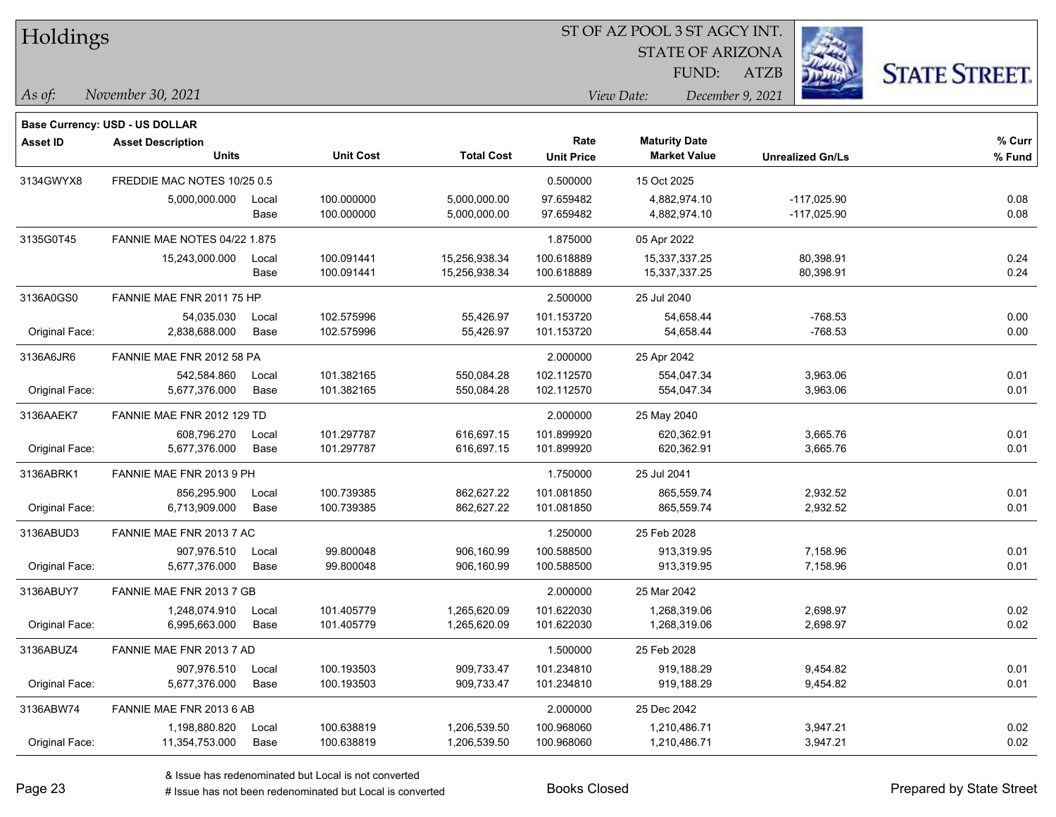# Holdings

ST OF AZ POOL 3 ST AGCY INT.
STATE OF ARIZONA
FUND: ATZB

*As of:* November 30, 2021

*View Date:* December 9, 2021

**Base Currency: USD - US DOLLAR**

| Asset ID | Asset Description / Units | | Unit Cost | Total Cost | Rate / Unit Price | Maturity Date / Market Value | Unrealized Gn/Ls | % Curr / % Fund |
|---|---|---|---|---|---|---|---|---|
| 3134GWYX8 | FREDDIE MAC NOTES 10/25 0.5 | | | | 0.500000 | 15 Oct 2025 | | |
| | 5,000,000.000 | Local | 100.000000 | 5,000,000.00 | 97.659482 | 4,882,974.10 | -117,025.90 | 0.08 |
| | | Base | 100.000000 | 5,000,000.00 | 97.659482 | 4,882,974.10 | -117,025.90 | 0.08 |
| 3135G0T45 | FANNIE MAE NOTES 04/22 1.875 | | | | 1.875000 | 05 Apr 2022 | | |
| | 15,243,000.000 | Local | 100.091441 | 15,256,938.34 | 100.618889 | 15,337,337.25 | 80,398.91 | 0.24 |
| | | Base | 100.091441 | 15,256,938.34 | 100.618889 | 15,337,337.25 | 80,398.91 | 0.24 |
| 3136A0GS0 | FANNIE MAE FNR 2011 75 HP | | | | 2.500000 | 25 Jul 2040 | | |
| | 54,035.030 | Local | 102.575996 | 55,426.97 | 101.153720 | 54,658.44 | -768.53 | 0.00 |
| Original Face: | 2,838,688.000 | Base | 102.575996 | 55,426.97 | 101.153720 | 54,658.44 | -768.53 | 0.00 |
| 3136A6JR6 | FANNIE MAE FNR 2012 58 PA | | | | 2.000000 | 25 Apr 2042 | | |
| | 542,584.860 | Local | 101.382165 | 550,084.28 | 102.112570 | 554,047.34 | 3,963.06 | 0.01 |
| Original Face: | 5,677,376.000 | Base | 101.382165 | 550,084.28 | 102.112570 | 554,047.34 | 3,963.06 | 0.01 |
| 3136AAEK7 | FANNIE MAE FNR 2012 129 TD | | | | 2.000000 | 25 May 2040 | | |
| | 608,796.270 | Local | 101.297787 | 616,697.15 | 101.899920 | 620,362.91 | 3,665.76 | 0.01 |
| Original Face: | 5,677,376.000 | Base | 101.297787 | 616,697.15 | 101.899920 | 620,362.91 | 3,665.76 | 0.01 |
| 3136ABRK1 | FANNIE MAE FNR 2013 9 PH | | | | 1.750000 | 25 Jul 2041 | | |
| | 856,295.900 | Local | 100.739385 | 862,627.22 | 101.081850 | 865,559.74 | 2,932.52 | 0.01 |
| Original Face: | 6,713,909.000 | Base | 100.739385 | 862,627.22 | 101.081850 | 865,559.74 | 2,932.52 | 0.01 |
| 3136ABUD3 | FANNIE MAE FNR 2013 7 AC | | | | 1.250000 | 25 Feb 2028 | | |
| | 907,976.510 | Local | 99.800048 | 906,160.99 | 100.588500 | 913,319.95 | 7,158.96 | 0.01 |
| Original Face: | 5,677,376.000 | Base | 99.800048 | 906,160.99 | 100.588500 | 913,319.95 | 7,158.96 | 0.01 |
| 3136ABUY7 | FANNIE MAE FNR 2013 7 GB | | | | 2.000000 | 25 Mar 2042 | | |
| | 1,248,074.910 | Local | 101.405779 | 1,265,620.09 | 101.622030 | 1,268,319.06 | 2,698.97 | 0.02 |
| Original Face: | 6,995,663.000 | Base | 101.405779 | 1,265,620.09 | 101.622030 | 1,268,319.06 | 2,698.97 | 0.02 |
| 3136ABUZ4 | FANNIE MAE FNR 2013 7 AD | | | | 1.500000 | 25 Feb 2028 | | |
| | 907,976.510 | Local | 100.193503 | 909,733.47 | 101.234810 | 919,188.29 | 9,454.82 | 0.01 |
| Original Face: | 5,677,376.000 | Base | 100.193503 | 909,733.47 | 101.234810 | 919,188.29 | 9,454.82 | 0.01 |
| 3136ABW74 | FANNIE MAE FNR 2013 6 AB | | | | 2.000000 | 25 Dec 2042 | | |
| | 1,198,880.820 | Local | 100.638819 | 1,206,539.50 | 100.968060 | 1,210,486.71 | 3,947.21 | 0.02 |
| Original Face: | 11,354,753.000 | Base | 100.638819 | 1,206,539.50 | 100.968060 | 1,210,486.71 | 3,947.21 | 0.02 |

& Issue has redenominated but Local is not converted
# Issue has not been redenominated but Local is converted

Books Closed

Prepared by State Street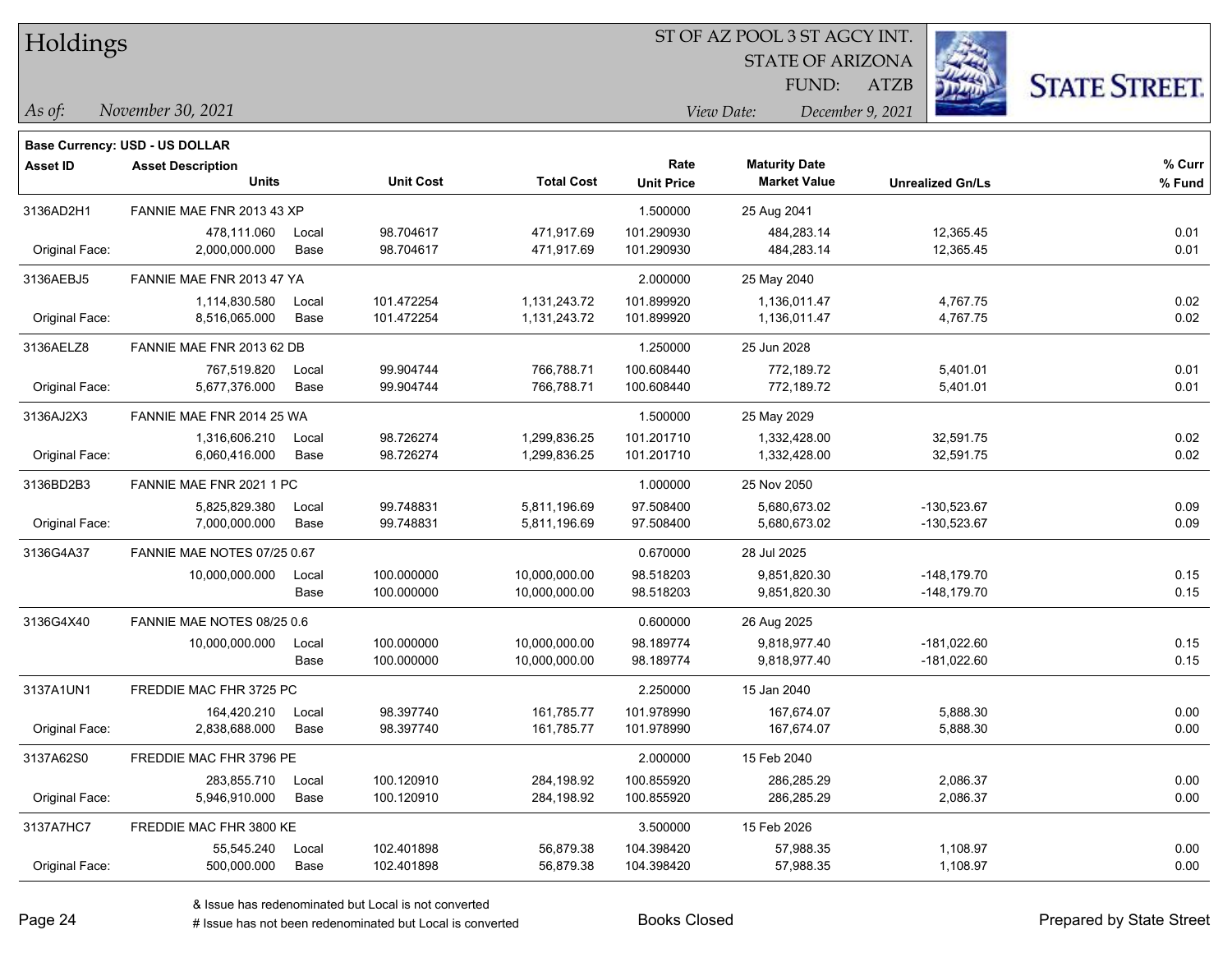# Holdings

ST OF AZ POOL 3 ST AGCY INT.
STATE OF ARIZONA
FUND: ATZB

*As of:* *November 30, 2021*
*View Date:* *December 9, 2021*

STATE STREET.

**Base Currency: USD - US DOLLAR**

| Asset ID | Asset Description / Units | | Unit Cost | Total Cost | Rate / Unit Price | Maturity Date / Market Value | Unrealized Gn/Ls | % Curr / % Fund |
|---|---|---|---|---|---|---|---|---|
| 3136AD2H1 | FANNIE MAE FNR 2013 43 XP | | | | 1.500000 | 25 Aug 2041 | | |
| | 478,111.060 | Local | 98.704617 | 471,917.69 | 101.290930 | 484,283.14 | 12,365.45 | 0.01 |
| Original Face: | 2,000,000.000 | Base | 98.704617 | 471,917.69 | 101.290930 | 484,283.14 | 12,365.45 | 0.01 |
| 3136AEBJ5 | FANNIE MAE FNR 2013 47 YA | | | | 2.000000 | 25 May 2040 | | |
| | 1,114,830.580 | Local | 101.472254 | 1,131,243.72 | 101.899920 | 1,136,011.47 | 4,767.75 | 0.02 |
| Original Face: | 8,516,065.000 | Base | 101.472254 | 1,131,243.72 | 101.899920 | 1,136,011.47 | 4,767.75 | 0.02 |
| 3136AELZ8 | FANNIE MAE FNR 2013 62 DB | | | | 1.250000 | 25 Jun 2028 | | |
| | 767,519.820 | Local | 99.904744 | 766,788.71 | 100.608440 | 772,189.72 | 5,401.01 | 0.01 |
| Original Face: | 5,677,376.000 | Base | 99.904744 | 766,788.71 | 100.608440 | 772,189.72 | 5,401.01 | 0.01 |
| 3136AJ2X3 | FANNIE MAE FNR 2014 25 WA | | | | 1.500000 | 25 May 2029 | | |
| | 1,316,606.210 | Local | 98.726274 | 1,299,836.25 | 101.201710 | 1,332,428.00 | 32,591.75 | 0.02 |
| Original Face: | 6,060,416.000 | Base | 98.726274 | 1,299,836.25 | 101.201710 | 1,332,428.00 | 32,591.75 | 0.02 |
| 3136BD2B3 | FANNIE MAE FNR 2021 1 PC | | | | 1.000000 | 25 Nov 2050 | | |
| | 5,825,829.380 | Local | 99.748831 | 5,811,196.69 | 97.508400 | 5,680,673.02 | -130,523.67 | 0.09 |
| Original Face: | 7,000,000.000 | Base | 99.748831 | 5,811,196.69 | 97.508400 | 5,680,673.02 | -130,523.67 | 0.09 |
| 3136G4A37 | FANNIE MAE NOTES 07/25 0.67 | | | | 0.670000 | 28 Jul 2025 | | |
| | 10,000,000.000 | Local | 100.000000 | 10,000,000.00 | 98.518203 | 9,851,820.30 | -148,179.70 | 0.15 |
| | | Base | 100.000000 | 10,000,000.00 | 98.518203 | 9,851,820.30 | -148,179.70 | 0.15 |
| 3136G4X40 | FANNIE MAE NOTES 08/25 0.6 | | | | 0.600000 | 26 Aug 2025 | | |
| | 10,000,000.000 | Local | 100.000000 | 10,000,000.00 | 98.189774 | 9,818,977.40 | -181,022.60 | 0.15 |
| | | Base | 100.000000 | 10,000,000.00 | 98.189774 | 9,818,977.40 | -181,022.60 | 0.15 |
| 3137A1UN1 | FREDDIE MAC FHR 3725 PC | | | | 2.250000 | 15 Jan 2040 | | |
| | 164,420.210 | Local | 98.397740 | 161,785.77 | 101.978990 | 167,674.07 | 5,888.30 | 0.00 |
| Original Face: | 2,838,688.000 | Base | 98.397740 | 161,785.77 | 101.978990 | 167,674.07 | 5,888.30 | 0.00 |
| 3137A62S0 | FREDDIE MAC FHR 3796 PE | | | | 2.000000 | 15 Feb 2040 | | |
| | 283,855.710 | Local | 100.120910 | 284,198.92 | 100.855920 | 286,285.29 | 2,086.37 | 0.00 |
| Original Face: | 5,946,910.000 | Base | 100.120910 | 284,198.92 | 100.855920 | 286,285.29 | 2,086.37 | 0.00 |
| 3137A7HC7 | FREDDIE MAC FHR 3800 KE | | | | 3.500000 | 15 Feb 2026 | | |
| | 55,545.240 | Local | 102.401898 | 56,879.38 | 104.398420 | 57,988.35 | 1,108.97 | 0.00 |
| Original Face: | 500,000.000 | Base | 102.401898 | 56,879.38 | 104.398420 | 57,988.35 | 1,108.97 | 0.00 |

& Issue has redenominated but Local is not converted
# Issue has not been redenominated but Local is converted

Books Closed

Prepared by State Street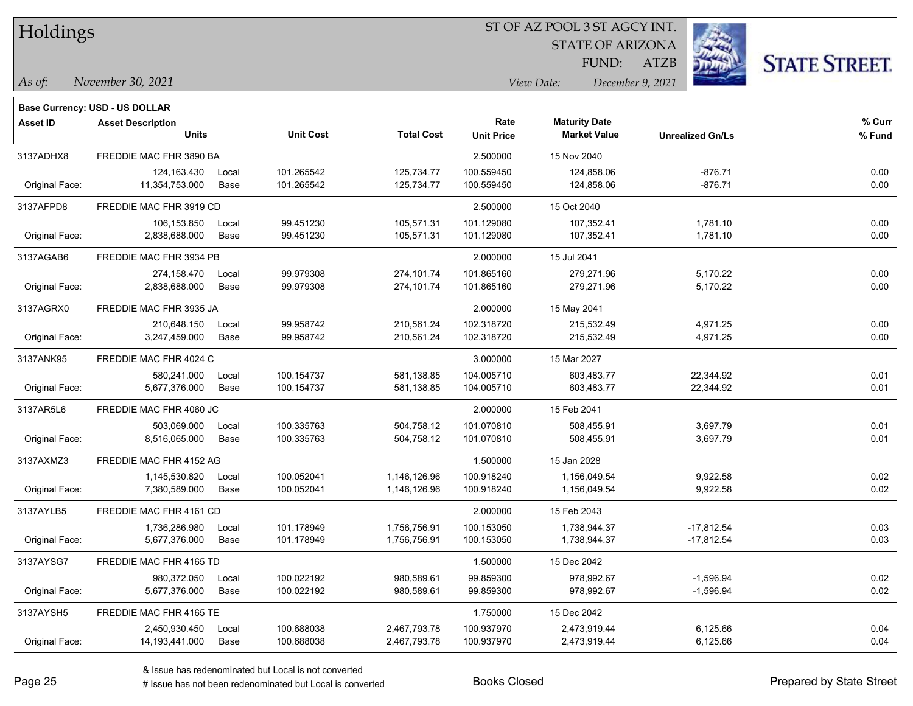# Holdings

ST OF AZ POOL 3 ST AGCY INT.
STATE OF ARIZONA
FUND: ATZB

*As of:* *November 30, 2021*
*View Date:* *December 9, 2021*

**Base Currency: USD - US DOLLAR**

| Asset ID | Asset Description / Units | | Unit Cost | Total Cost | Rate / Unit Price | Maturity Date / Market Value | Unrealized Gn/Ls | % Curr / % Fund |
|---|---|---|---|---|---|---|---|---|
| 3137ADHX8 | FREDDIE MAC FHR 3890 BA | | | | 2.500000 | 15 Nov 2040 | | |
| | 124,163.430 | Local | 101.265542 | 125,734.77 | 100.559450 | 124,858.06 | -876.71 | 0.00 |
| Original Face: | 11,354,753.000 | Base | 101.265542 | 125,734.77 | 100.559450 | 124,858.06 | -876.71 | 0.00 |
| 3137AFPD8 | FREDDIE MAC FHR 3919 CD | | | | 2.500000 | 15 Oct 2040 | | |
| | 106,153.850 | Local | 99.451230 | 105,571.31 | 101.129080 | 107,352.41 | 1,781.10 | 0.00 |
| Original Face: | 2,838,688.000 | Base | 99.451230 | 105,571.31 | 101.129080 | 107,352.41 | 1,781.10 | 0.00 |
| 3137AGAB6 | FREDDIE MAC FHR 3934 PB | | | | 2.000000 | 15 Jul 2041 | | |
| | 274,158.470 | Local | 99.979308 | 274,101.74 | 101.865160 | 279,271.96 | 5,170.22 | 0.00 |
| Original Face: | 2,838,688.000 | Base | 99.979308 | 274,101.74 | 101.865160 | 279,271.96 | 5,170.22 | 0.00 |
| 3137AGRX0 | FREDDIE MAC FHR 3935 JA | | | | 2.000000 | 15 May 2041 | | |
| | 210,648.150 | Local | 99.958742 | 210,561.24 | 102.318720 | 215,532.49 | 4,971.25 | 0.00 |
| Original Face: | 3,247,459.000 | Base | 99.958742 | 210,561.24 | 102.318720 | 215,532.49 | 4,971.25 | 0.00 |
| 3137ANK95 | FREDDIE MAC FHR 4024 C | | | | 3.000000 | 15 Mar 2027 | | |
| | 580,241.000 | Local | 100.154737 | 581,138.85 | 104.005710 | 603,483.77 | 22,344.92 | 0.01 |
| Original Face: | 5,677,376.000 | Base | 100.154737 | 581,138.85 | 104.005710 | 603,483.77 | 22,344.92 | 0.01 |
| 3137AR5L6 | FREDDIE MAC FHR 4060 JC | | | | 2.000000 | 15 Feb 2041 | | |
| | 503,069.000 | Local | 100.335763 | 504,758.12 | 101.070810 | 508,455.91 | 3,697.79 | 0.01 |
| Original Face: | 8,516,065.000 | Base | 100.335763 | 504,758.12 | 101.070810 | 508,455.91 | 3,697.79 | 0.01 |
| 3137AXMZ3 | FREDDIE MAC FHR 4152 AG | | | | 1.500000 | 15 Jan 2028 | | |
| | 1,145,530.820 | Local | 100.052041 | 1,146,126.96 | 100.918240 | 1,156,049.54 | 9,922.58 | 0.02 |
| Original Face: | 7,380,589.000 | Base | 100.052041 | 1,146,126.96 | 100.918240 | 1,156,049.54 | 9,922.58 | 0.02 |
| 3137AYLB5 | FREDDIE MAC FHR 4161 CD | | | | 2.000000 | 15 Feb 2043 | | |
| | 1,736,286.980 | Local | 101.178949 | 1,756,756.91 | 100.153050 | 1,738,944.37 | -17,812.54 | 0.03 |
| Original Face: | 5,677,376.000 | Base | 101.178949 | 1,756,756.91 | 100.153050 | 1,738,944.37 | -17,812.54 | 0.03 |
| 3137AYSG7 | FREDDIE MAC FHR 4165 TD | | | | 1.500000 | 15 Dec 2042 | | |
| | 980,372.050 | Local | 100.022192 | 980,589.61 | 99.859300 | 978,992.67 | -1,596.94 | 0.02 |
| Original Face: | 5,677,376.000 | Base | 100.022192 | 980,589.61 | 99.859300 | 978,992.67 | -1,596.94 | 0.02 |
| 3137AYSH5 | FREDDIE MAC FHR 4165 TE | | | | 1.750000 | 15 Dec 2042 | | |
| | 2,450,930.450 | Local | 100.688038 | 2,467,793.78 | 100.937970 | 2,473,919.44 | 6,125.66 | 0.04 |
| Original Face: | 14,193,441.000 | Base | 100.688038 | 2,467,793.78 | 100.937970 | 2,473,919.44 | 6,125.66 | 0.04 |

& Issue has redenominated but Local is not converted
# Issue has not been redenominated but Local is converted

Books Closed

Prepared by State Street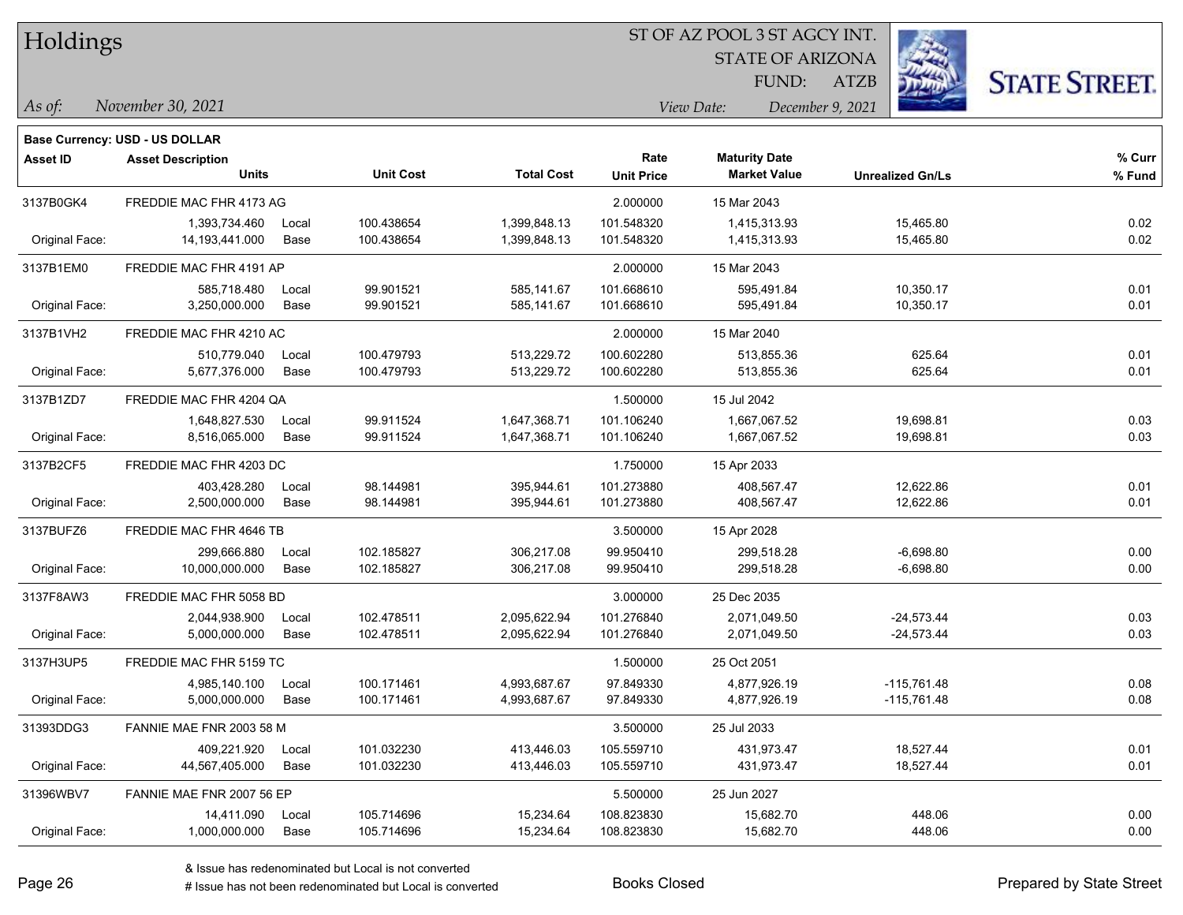# Holdings

ST OF AZ POOL 3 ST AGCY INT.
STATE OF ARIZONA
FUND: ATZB

*As of:* *November 30, 2021*  *View Date:* *December 9, 2021*

**Base Currency: USD - US DOLLAR**

| Asset ID | Asset Description / Units | | Unit Cost | Total Cost | Rate / Unit Price | Maturity Date / Market Value | Unrealized Gn/Ls | % Curr / % Fund |
|---|---|---|---|---|---|---|---|---|
| 3137B0GK4 | FREDDIE MAC FHR 4173 AG | | | | 2.000000 | 15 Mar 2043 | | |
| | 1,393,734.460 | Local | 100.438654 | 1,399,848.13 | 101.548320 | 1,415,313.93 | 15,465.80 | 0.02 |
| Original Face: | 14,193,441.000 | Base | 100.438654 | 1,399,848.13 | 101.548320 | 1,415,313.93 | 15,465.80 | 0.02 |
| 3137B1EM0 | FREDDIE MAC FHR 4191 AP | | | | 2.000000 | 15 Mar 2043 | | |
| | 585,718.480 | Local | 99.901521 | 585,141.67 | 101.668610 | 595,491.84 | 10,350.17 | 0.01 |
| Original Face: | 3,250,000.000 | Base | 99.901521 | 585,141.67 | 101.668610 | 595,491.84 | 10,350.17 | 0.01 |
| 3137B1VH2 | FREDDIE MAC FHR 4210 AC | | | | 2.000000 | 15 Mar 2040 | | |
| | 510,779.040 | Local | 100.479793 | 513,229.72 | 100.602280 | 513,855.36 | 625.64 | 0.01 |
| Original Face: | 5,677,376.000 | Base | 100.479793 | 513,229.72 | 100.602280 | 513,855.36 | 625.64 | 0.01 |
| 3137B1ZD7 | FREDDIE MAC FHR 4204 QA | | | | 1.500000 | 15 Jul 2042 | | |
| | 1,648,827.530 | Local | 99.911524 | 1,647,368.71 | 101.106240 | 1,667,067.52 | 19,698.81 | 0.03 |
| Original Face: | 8,516,065.000 | Base | 99.911524 | 1,647,368.71 | 101.106240 | 1,667,067.52 | 19,698.81 | 0.03 |
| 3137B2CF5 | FREDDIE MAC FHR 4203 DC | | | | 1.750000 | 15 Apr 2033 | | |
| | 403,428.280 | Local | 98.144981 | 395,944.61 | 101.273880 | 408,567.47 | 12,622.86 | 0.01 |
| Original Face: | 2,500,000.000 | Base | 98.144981 | 395,944.61 | 101.273880 | 408,567.47 | 12,622.86 | 0.01 |
| 3137BUFZ6 | FREDDIE MAC FHR 4646 TB | | | | 3.500000 | 15 Apr 2028 | | |
| | 299,666.880 | Local | 102.185827 | 306,217.08 | 99.950410 | 299,518.28 | -6,698.80 | 0.00 |
| Original Face: | 10,000,000.000 | Base | 102.185827 | 306,217.08 | 99.950410 | 299,518.28 | -6,698.80 | 0.00 |
| 3137F8AW3 | FREDDIE MAC FHR 5058 BD | | | | 3.000000 | 25 Dec 2035 | | |
| | 2,044,938.900 | Local | 102.478511 | 2,095,622.94 | 101.276840 | 2,071,049.50 | -24,573.44 | 0.03 |
| Original Face: | 5,000,000.000 | Base | 102.478511 | 2,095,622.94 | 101.276840 | 2,071,049.50 | -24,573.44 | 0.03 |
| 3137H3UP5 | FREDDIE MAC FHR 5159 TC | | | | 1.500000 | 25 Oct 2051 | | |
| | 4,985,140.100 | Local | 100.171461 | 4,993,687.67 | 97.849330 | 4,877,926.19 | -115,761.48 | 0.08 |
| Original Face: | 5,000,000.000 | Base | 100.171461 | 4,993,687.67 | 97.849330 | 4,877,926.19 | -115,761.48 | 0.08 |
| 31393DDG3 | FANNIE MAE FNR 2003 58 M | | | | 3.500000 | 25 Jul 2033 | | |
| | 409,221.920 | Local | 101.032230 | 413,446.03 | 105.559710 | 431,973.47 | 18,527.44 | 0.01 |
| Original Face: | 44,567,405.000 | Base | 101.032230 | 413,446.03 | 105.559710 | 431,973.47 | 18,527.44 | 0.01 |
| 31396WBV7 | FANNIE MAE FNR 2007 56 EP | | | | 5.500000 | 25 Jun 2027 | | |
| | 14,411.090 | Local | 105.714696 | 15,234.64 | 108.823830 | 15,682.70 | 448.06 | 0.00 |
| Original Face: | 1,000,000.000 | Base | 105.714696 | 15,234.64 | 108.823830 | 15,682.70 | 448.06 | 0.00 |

& Issue has redenominated but Local is not converted
# Issue has not been redenominated but Local is converted

Books Closed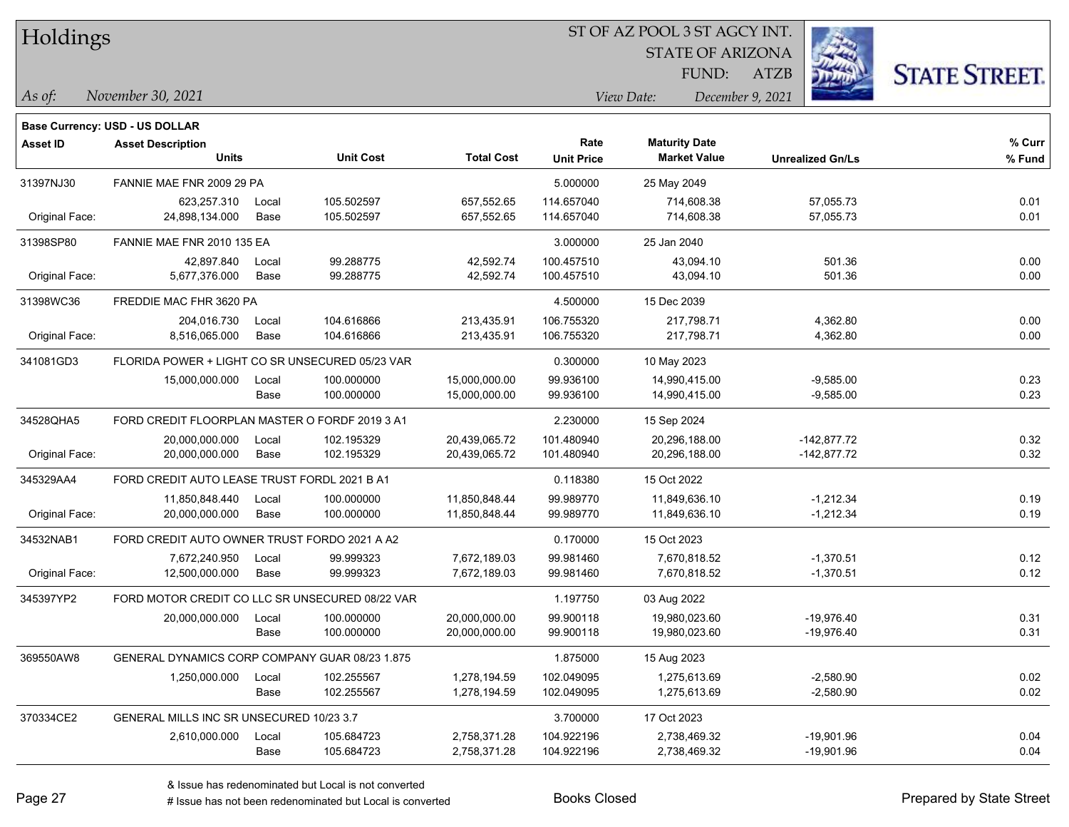# Holdings

ST OF AZ POOL 3 ST AGCY INT.
STATE OF ARIZONA
FUND: ATZB

*As of:* November 30, 2021
*View Date:* December 9, 2021

**Base Currency: USD - US DOLLAR**

| Asset ID | Asset Description / Units | | Unit Cost | Total Cost | Rate / Unit Price | Maturity Date / Market Value | Unrealized Gn/Ls | % Curr / % Fund |
|---|---|---|---|---|---|---|---|---|
| 31397NJ30 | FANNIE MAE FNR 2009 29 PA | | | | 5.000000 | 25 May 2049 | | |
| | 623,257.310 | Local | 105.502597 | 657,552.65 | 114.657040 | 714,608.38 | 57,055.73 | 0.01 |
| Original Face: | 24,898,134.000 | Base | 105.502597 | 657,552.65 | 114.657040 | 714,608.38 | 57,055.73 | 0.01 |
| 31398SP80 | FANNIE MAE FNR 2010 135 EA | | | | 3.000000 | 25 Jan 2040 | | |
| | 42,897.840 | Local | 99.288775 | 42,592.74 | 100.457510 | 43,094.10 | 501.36 | 0.00 |
| Original Face: | 5,677,376.000 | Base | 99.288775 | 42,592.74 | 100.457510 | 43,094.10 | 501.36 | 0.00 |
| 31398WC36 | FREDDIE MAC FHR 3620 PA | | | | 4.500000 | 15 Dec 2039 | | |
| | 204,016.730 | Local | 104.616866 | 213,435.91 | 106.755320 | 217,798.71 | 4,362.80 | 0.00 |
| Original Face: | 8,516,065.000 | Base | 104.616866 | 213,435.91 | 106.755320 | 217,798.71 | 4,362.80 | 0.00 |
| 341081GD3 | FLORIDA POWER + LIGHT CO SR UNSECURED 05/23 VAR | | | | 0.300000 | 10 May 2023 | | |
| | 15,000,000.000 | Local | 100.000000 | 15,000,000.00 | 99.936100 | 14,990,415.00 | -9,585.00 | 0.23 |
| | | Base | 100.000000 | 15,000,000.00 | 99.936100 | 14,990,415.00 | -9,585.00 | 0.23 |
| 34528QHA5 | FORD CREDIT FLOORPLAN MASTER O FORDF 2019 3 A1 | | | | 2.230000 | 15 Sep 2024 | | |
| | 20,000,000.000 | Local | 102.195329 | 20,439,065.72 | 101.480940 | 20,296,188.00 | -142,877.72 | 0.32 |
| Original Face: | 20,000,000.000 | Base | 102.195329 | 20,439,065.72 | 101.480940 | 20,296,188.00 | -142,877.72 | 0.32 |
| 345329AA4 | FORD CREDIT AUTO LEASE TRUST FORDL 2021 B A1 | | | | 0.118380 | 15 Oct 2022 | | |
| | 11,850,848.440 | Local | 100.000000 | 11,850,848.44 | 99.989770 | 11,849,636.10 | -1,212.34 | 0.19 |
| Original Face: | 20,000,000.000 | Base | 100.000000 | 11,850,848.44 | 99.989770 | 11,849,636.10 | -1,212.34 | 0.19 |
| 34532NAB1 | FORD CREDIT AUTO OWNER TRUST FORDO 2021 A A2 | | | | 0.170000 | 15 Oct 2023 | | |
| | 7,672,240.950 | Local | 99.999323 | 7,672,189.03 | 99.981460 | 7,670,818.52 | -1,370.51 | 0.12 |
| Original Face: | 12,500,000.000 | Base | 99.999323 | 7,672,189.03 | 99.981460 | 7,670,818.52 | -1,370.51 | 0.12 |
| 345397YP2 | FORD MOTOR CREDIT CO LLC SR UNSECURED 08/22 VAR | | | | 1.197750 | 03 Aug 2022 | | |
| | 20,000,000.000 | Local | 100.000000 | 20,000,000.00 | 99.900118 | 19,980,023.60 | -19,976.40 | 0.31 |
| | | Base | 100.000000 | 20,000,000.00 | 99.900118 | 19,980,023.60 | -19,976.40 | 0.31 |
| 369550AW8 | GENERAL DYNAMICS CORP COMPANY GUAR 08/23 1.875 | | | | 1.875000 | 15 Aug 2023 | | |
| | 1,250,000.000 | Local | 102.255567 | 1,278,194.59 | 102.049095 | 1,275,613.69 | -2,580.90 | 0.02 |
| | | Base | 102.255567 | 1,278,194.59 | 102.049095 | 1,275,613.69 | -2,580.90 | 0.02 |
| 370334CE2 | GENERAL MILLS INC SR UNSECURED 10/23 3.7 | | | | 3.700000 | 17 Oct 2023 | | |
| | 2,610,000.000 | Local | 105.684723 | 2,758,371.28 | 104.922196 | 2,738,469.32 | -19,901.96 | 0.04 |
| | | Base | 105.684723 | 2,758,371.28 | 104.922196 | 2,738,469.32 | -19,901.96 | 0.04 |

& Issue has redenominated but Local is not converted
# Issue has not been redenominated but Local is converted

Books Closed

Prepared by State Street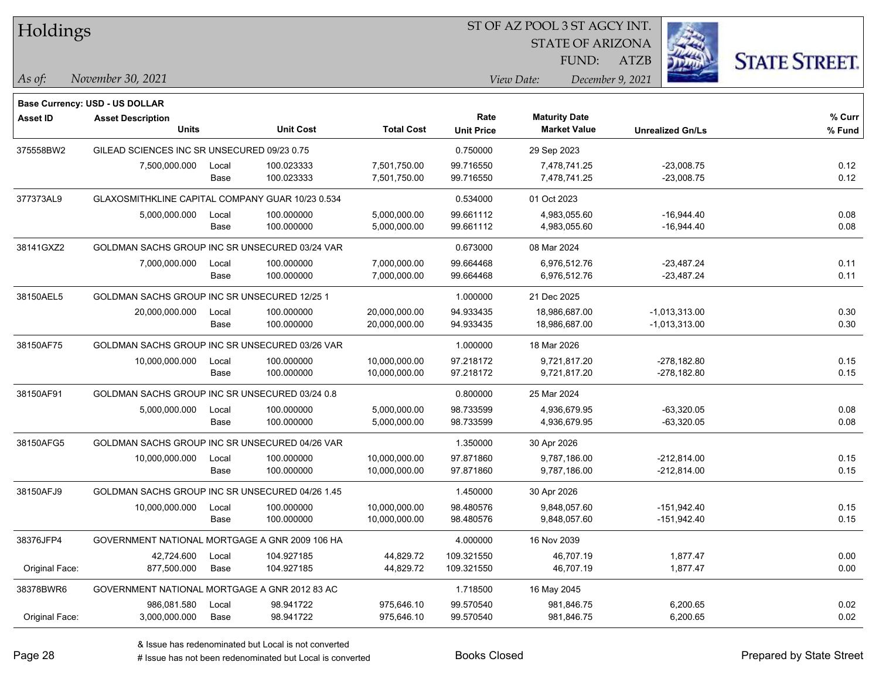# Holdings

ST OF AZ POOL 3 ST AGCY INT.
STATE OF ARIZONA
FUND: ATZB

*As of:* November 30, 2021

*View Date:* December 9, 2021

**Base Currency: USD - US DOLLAR**

| Asset ID | Asset Description / Units | | Unit Cost | Total Cost | Rate / Unit Price | Maturity Date / Market Value | Unrealized Gn/Ls | % Curr / % Fund |
|---|---|---|---|---|---|---|---|---|
| 375558BW2 | GILEAD SCIENCES INC SR UNSECURED 09/23 0.75 | | | | 0.750000 | 29 Sep 2023 | | |
| | 7,500,000.000 | Local | 100.023333 | 7,501,750.00 | 99.716550 | 7,478,741.25 | -23,008.75 | 0.12 |
| | | Base | 100.023333 | 7,501,750.00 | 99.716550 | 7,478,741.25 | -23,008.75 | 0.12 |
| 377373AL9 | GLAXOSMITHKLINE CAPITAL COMPANY GUAR 10/23 0.534 | | | | 0.534000 | 01 Oct 2023 | | |
| | 5,000,000.000 | Local | 100.000000 | 5,000,000.00 | 99.661112 | 4,983,055.60 | -16,944.40 | 0.08 |
| | | Base | 100.000000 | 5,000,000.00 | 99.661112 | 4,983,055.60 | -16,944.40 | 0.08 |
| 38141GXZ2 | GOLDMAN SACHS GROUP INC SR UNSECURED 03/24 VAR | | | | 0.673000 | 08 Mar 2024 | | |
| | 7,000,000.000 | Local | 100.000000 | 7,000,000.00 | 99.664468 | 6,976,512.76 | -23,487.24 | 0.11 |
| | | Base | 100.000000 | 7,000,000.00 | 99.664468 | 6,976,512.76 | -23,487.24 | 0.11 |
| 38150AEL5 | GOLDMAN SACHS GROUP INC SR UNSECURED 12/25 1 | | | | 1.000000 | 21 Dec 2025 | | |
| | 20,000,000.000 | Local | 100.000000 | 20,000,000.00 | 94.933435 | 18,986,687.00 | -1,013,313.00 | 0.30 |
| | | Base | 100.000000 | 20,000,000.00 | 94.933435 | 18,986,687.00 | -1,013,313.00 | 0.30 |
| 38150AF75 | GOLDMAN SACHS GROUP INC SR UNSECURED 03/26 VAR | | | | 1.000000 | 18 Mar 2026 | | |
| | 10,000,000.000 | Local | 100.000000 | 10,000,000.00 | 97.218172 | 9,721,817.20 | -278,182.80 | 0.15 |
| | | Base | 100.000000 | 10,000,000.00 | 97.218172 | 9,721,817.20 | -278,182.80 | 0.15 |
| 38150AF91 | GOLDMAN SACHS GROUP INC SR UNSECURED 03/24 0.8 | | | | 0.800000 | 25 Mar 2024 | | |
| | 5,000,000.000 | Local | 100.000000 | 5,000,000.00 | 98.733599 | 4,936,679.95 | -63,320.05 | 0.08 |
| | | Base | 100.000000 | 5,000,000.00 | 98.733599 | 4,936,679.95 | -63,320.05 | 0.08 |
| 38150AFG5 | GOLDMAN SACHS GROUP INC SR UNSECURED 04/26 VAR | | | | 1.350000 | 30 Apr 2026 | | |
| | 10,000,000.000 | Local | 100.000000 | 10,000,000.00 | 97.871860 | 9,787,186.00 | -212,814.00 | 0.15 |
| | | Base | 100.000000 | 10,000,000.00 | 97.871860 | 9,787,186.00 | -212,814.00 | 0.15 |
| 38150AFJ9 | GOLDMAN SACHS GROUP INC SR UNSECURED 04/26 1.45 | | | | 1.450000 | 30 Apr 2026 | | |
| | 10,000,000.000 | Local | 100.000000 | 10,000,000.00 | 98.480576 | 9,848,057.60 | -151,942.40 | 0.15 |
| | | Base | 100.000000 | 10,000,000.00 | 98.480576 | 9,848,057.60 | -151,942.40 | 0.15 |
| 38376JFP4 | GOVERNMENT NATIONAL MORTGAGE A GNR 2009 106 HA | | | | 4.000000 | 16 Nov 2039 | | |
| | 42,724.600 | Local | 104.927185 | 44,829.72 | 109.321550 | 46,707.19 | 1,877.47 | 0.00 |
| Original Face: | 877,500.000 | Base | 104.927185 | 44,829.72 | 109.321550 | 46,707.19 | 1,877.47 | 0.00 |
| 38378BWR6 | GOVERNMENT NATIONAL MORTGAGE A GNR 2012 83 AC | | | | 1.718500 | 16 May 2045 | | |
| | 986,081.580 | Local | 98.941722 | 975,646.10 | 99.570540 | 981,846.75 | 6,200.65 | 0.02 |
| Original Face: | 3,000,000.000 | Base | 98.941722 | 975,646.10 | 99.570540 | 981,846.75 | 6,200.65 | 0.02 |

& Issue has redenominated but Local is not converted
# Issue has not been redenominated but Local is converted

Books Closed

Prepared by State Street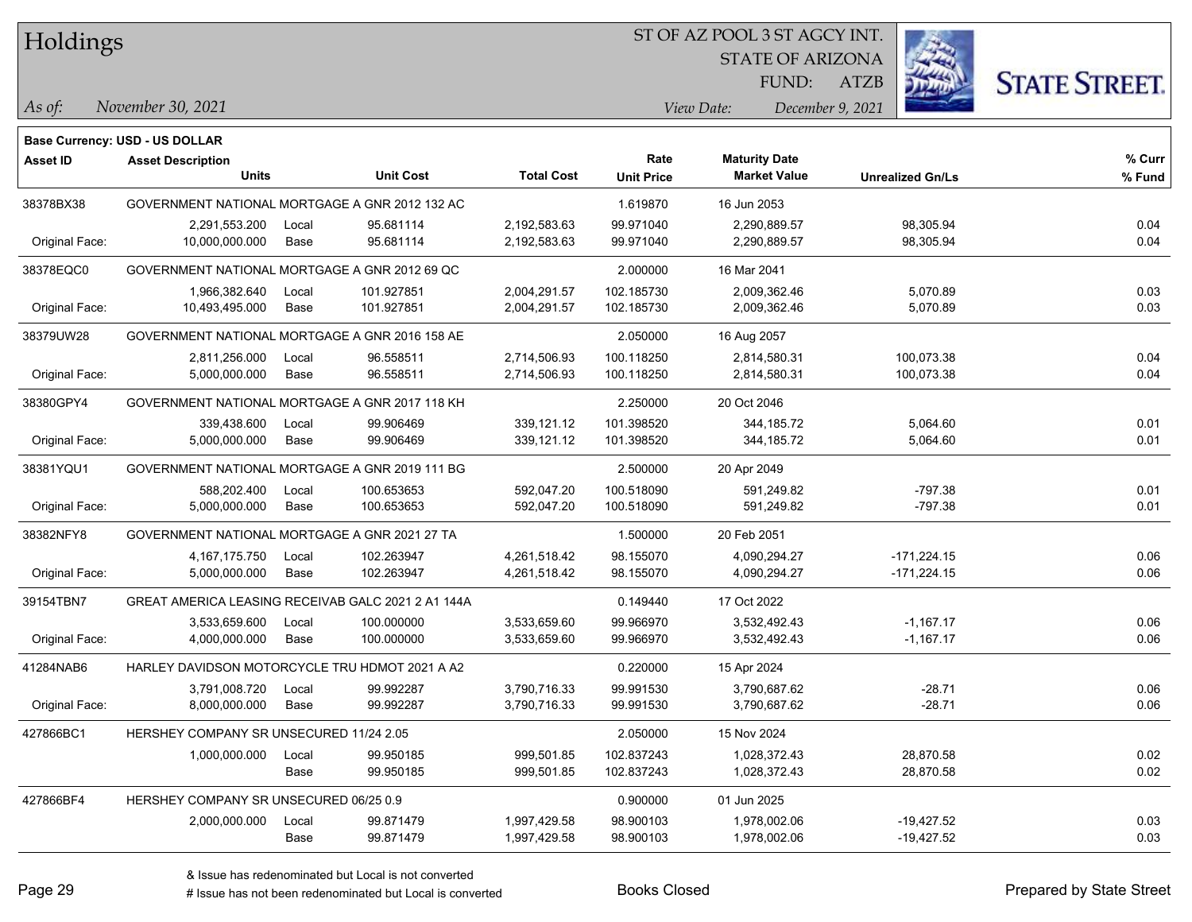# Holdings

ST OF AZ POOL 3 ST AGCY INT.
STATE OF ARIZONA
FUND: ATZB

*As of:* *November 30, 2021*

*View Date:* *December 9, 2021*

**Base Currency: USD - US DOLLAR**

| Asset ID | Asset Description / Units | | Unit Cost | Total Cost | Rate / Unit Price | Maturity Date / Market Value | Unrealized Gn/Ls | % Curr / % Fund |
|---|---|---|---|---|---|---|---|---|
| 38378BX38 | GOVERNMENT NATIONAL MORTGAGE A GNR 2012 132 AC | | | | 1.619870 | 16 Jun 2053 | | |
| | 2,291,553.200 | Local | 95.681114 | 2,192,583.63 | 99.971040 | 2,290,889.57 | 98,305.94 | 0.04 |
| Original Face: | 10,000,000.000 | Base | 95.681114 | 2,192,583.63 | 99.971040 | 2,290,889.57 | 98,305.94 | 0.04 |
| 38378EQC0 | GOVERNMENT NATIONAL MORTGAGE A GNR 2012 69 QC | | | | 2.000000 | 16 Mar 2041 | | |
| | 1,966,382.640 | Local | 101.927851 | 2,004,291.57 | 102.185730 | 2,009,362.46 | 5,070.89 | 0.03 |
| Original Face: | 10,493,495.000 | Base | 101.927851 | 2,004,291.57 | 102.185730 | 2,009,362.46 | 5,070.89 | 0.03 |
| 38379UW28 | GOVERNMENT NATIONAL MORTGAGE A GNR 2016 158 AE | | | | 2.050000 | 16 Aug 2057 | | |
| | 2,811,256.000 | Local | 96.558511 | 2,714,506.93 | 100.118250 | 2,814,580.31 | 100,073.38 | 0.04 |
| Original Face: | 5,000,000.000 | Base | 96.558511 | 2,714,506.93 | 100.118250 | 2,814,580.31 | 100,073.38 | 0.04 |
| 38380GPY4 | GOVERNMENT NATIONAL MORTGAGE A GNR 2017 118 KH | | | | 2.250000 | 20 Oct 2046 | | |
| | 339,438.600 | Local | 99.906469 | 339,121.12 | 101.398520 | 344,185.72 | 5,064.60 | 0.01 |
| Original Face: | 5,000,000.000 | Base | 99.906469 | 339,121.12 | 101.398520 | 344,185.72 | 5,064.60 | 0.01 |
| 38381YQU1 | GOVERNMENT NATIONAL MORTGAGE A GNR 2019 111 BG | | | | 2.500000 | 20 Apr 2049 | | |
| | 588,202.400 | Local | 100.653653 | 592,047.20 | 100.518090 | 591,249.82 | -797.38 | 0.01 |
| Original Face: | 5,000,000.000 | Base | 100.653653 | 592,047.20 | 100.518090 | 591,249.82 | -797.38 | 0.01 |
| 38382NFY8 | GOVERNMENT NATIONAL MORTGAGE A GNR 2021 27 TA | | | | 1.500000 | 20 Feb 2051 | | |
| | 4,167,175.750 | Local | 102.263947 | 4,261,518.42 | 98.155070 | 4,090,294.27 | -171,224.15 | 0.06 |
| Original Face: | 5,000,000.000 | Base | 102.263947 | 4,261,518.42 | 98.155070 | 4,090,294.27 | -171,224.15 | 0.06 |
| 39154TBN7 | GREAT AMERICA LEASING RECEIVAB GALC 2021 2 A1 144A | | | | 0.149440 | 17 Oct 2022 | | |
| | 3,533,659.600 | Local | 100.000000 | 3,533,659.60 | 99.966970 | 3,532,492.43 | -1,167.17 | 0.06 |
| Original Face: | 4,000,000.000 | Base | 100.000000 | 3,533,659.60 | 99.966970 | 3,532,492.43 | -1,167.17 | 0.06 |
| 41284NAB6 | HARLEY DAVIDSON MOTORCYCLE TRU HDMOT 2021 A A2 | | | | 0.220000 | 15 Apr 2024 | | |
| | 3,791,008.720 | Local | 99.992287 | 3,790,716.33 | 99.991530 | 3,790,687.62 | -28.71 | 0.06 |
| Original Face: | 8,000,000.000 | Base | 99.992287 | 3,790,716.33 | 99.991530 | 3,790,687.62 | -28.71 | 0.06 |
| 427866BC1 | HERSHEY COMPANY SR UNSECURED 11/24 2.05 | | | | 2.050000 | 15 Nov 2024 | | |
| | 1,000,000.000 | Local | 99.950185 | 999,501.85 | 102.837243 | 1,028,372.43 | 28,870.58 | 0.02 |
| | | Base | 99.950185 | 999,501.85 | 102.837243 | 1,028,372.43 | 28,870.58 | 0.02 |
| 427866BF4 | HERSHEY COMPANY SR UNSECURED 06/25 0.9 | | | | 0.900000 | 01 Jun 2025 | | |
| | 2,000,000.000 | Local | 99.871479 | 1,997,429.58 | 98.900103 | 1,978,002.06 | -19,427.52 | 0.03 |
| | | Base | 99.871479 | 1,997,429.58 | 98.900103 | 1,978,002.06 | -19,427.52 | 0.03 |

& Issue has redenominated but Local is not converted
# Issue has not been redenominated but Local is converted

Books Closed

Prepared by State Street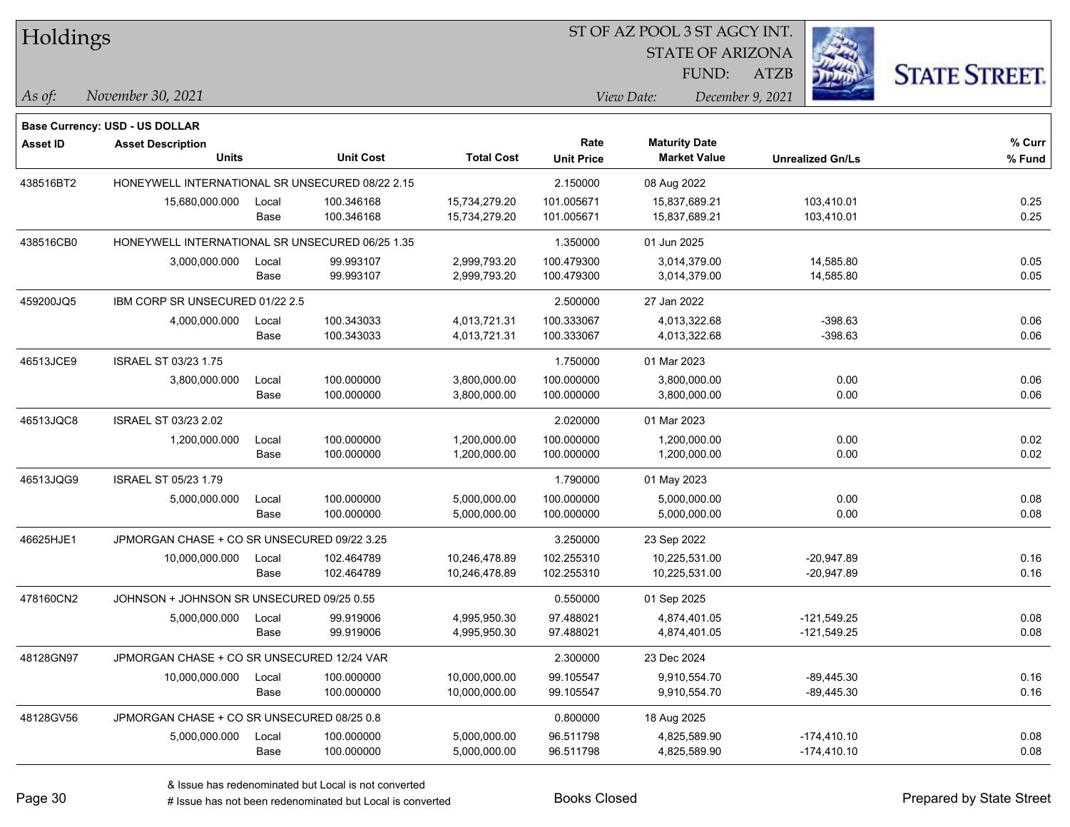**Base Currency: USD - US DOLLAR**

| Asset ID | Asset Description / Units | | Unit Cost | Total Cost | Rate / Unit Price | Maturity Date / Market Value | Unrealized Gn/Ls | % Curr / % Fund |
|---|---|---|---|---|---|---|---|---|
| 438516BT2 | HONEYWELL INTERNATIONAL SR UNSECURED 08/22 2.15 | | | | 2.150000 | 08 Aug 2022 | | |
| | 15,680,000.000 | Local | 100.346168 | 15,734,279.20 | 101.005671 | 15,837,689.21 | 103,410.01 | 0.25 |
| | | Base | 100.346168 | 15,734,279.20 | 101.005671 | 15,837,689.21 | 103,410.01 | 0.25 |
| 438516CB0 | HONEYWELL INTERNATIONAL SR UNSECURED 06/25 1.35 | | | | 1.350000 | 01 Jun 2025 | | |
| | 3,000,000.000 | Local | 99.993107 | 2,999,793.20 | 100.479300 | 3,014,379.00 | 14,585.80 | 0.05 |
| | | Base | 99.993107 | 2,999,793.20 | 100.479300 | 3,014,379.00 | 14,585.80 | 0.05 |
| 459200JQ5 | IBM CORP SR UNSECURED 01/22 2.5 | | | | 2.500000 | 27 Jan 2022 | | |
| | 4,000,000.000 | Local | 100.343033 | 4,013,721.31 | 100.333067 | 4,013,322.68 | -398.63 | 0.06 |
| | | Base | 100.343033 | 4,013,721.31 | 100.333067 | 4,013,322.68 | -398.63 | 0.06 |
| 46513JCE9 | ISRAEL ST 03/23 1.75 | | | | 1.750000 | 01 Mar 2023 | | |
| | 3,800,000.000 | Local | 100.000000 | 3,800,000.00 | 100.000000 | 3,800,000.00 | 0.00 | 0.06 |
| | | Base | 100.000000 | 3,800,000.00 | 100.000000 | 3,800,000.00 | 0.00 | 0.06 |
| 46513JQC8 | ISRAEL ST 03/23 2.02 | | | | 2.020000 | 01 Mar 2023 | | |
| | 1,200,000.000 | Local | 100.000000 | 1,200,000.00 | 100.000000 | 1,200,000.00 | 0.00 | 0.02 |
| | | Base | 100.000000 | 1,200,000.00 | 100.000000 | 1,200,000.00 | 0.00 | 0.02 |
| 46513JQG9 | ISRAEL ST 05/23 1.79 | | | | 1.790000 | 01 May 2023 | | |
| | 5,000,000.000 | Local | 100.000000 | 5,000,000.00 | 100.000000 | 5,000,000.00 | 0.00 | 0.08 |
| | | Base | 100.000000 | 5,000,000.00 | 100.000000 | 5,000,000.00 | 0.00 | 0.08 |
| 46625HJE1 | JPMORGAN CHASE + CO SR UNSECURED 09/22 3.25 | | | | 3.250000 | 23 Sep 2022 | | |
| | 10,000,000.000 | Local | 102.464789 | 10,246,478.89 | 102.255310 | 10,225,531.00 | -20,947.89 | 0.16 |
| | | Base | 102.464789 | 10,246,478.89 | 102.255310 | 10,225,531.00 | -20,947.89 | 0.16 |
| 478160CN2 | JOHNSON + JOHNSON SR UNSECURED 09/25 0.55 | | | | 0.550000 | 01 Sep 2025 | | |
| | 5,000,000.000 | Local | 99.919006 | 4,995,950.30 | 97.488021 | 4,874,401.05 | -121,549.25 | 0.08 |
| | | Base | 99.919006 | 4,995,950.30 | 97.488021 | 4,874,401.05 | -121,549.25 | 0.08 |
| 48128GN97 | JPMORGAN CHASE + CO SR UNSECURED 12/24 VAR | | | | 2.300000 | 23 Dec 2024 | | |
| | 10,000,000.000 | Local | 100.000000 | 10,000,000.00 | 99.105547 | 9,910,554.70 | -89,445.30 | 0.16 |
| | | Base | 100.000000 | 10,000,000.00 | 99.105547 | 9,910,554.70 | -89,445.30 | 0.16 |
| 48128GV56 | JPMORGAN CHASE + CO SR UNSECURED 08/25 0.8 | | | | 0.800000 | 18 Aug 2025 | | |
| | 5,000,000.000 | Local | 100.000000 | 5,000,000.00 | 96.511798 | 4,825,589.90 | -174,410.10 | 0.08 |
| | | Base | 100.000000 | 5,000,000.00 | 96.511798 | 4,825,589.90 | -174,410.10 | 0.08 |

& Issue has redenominated but Local is not converted
# Issue has not been redenominated but Local is converted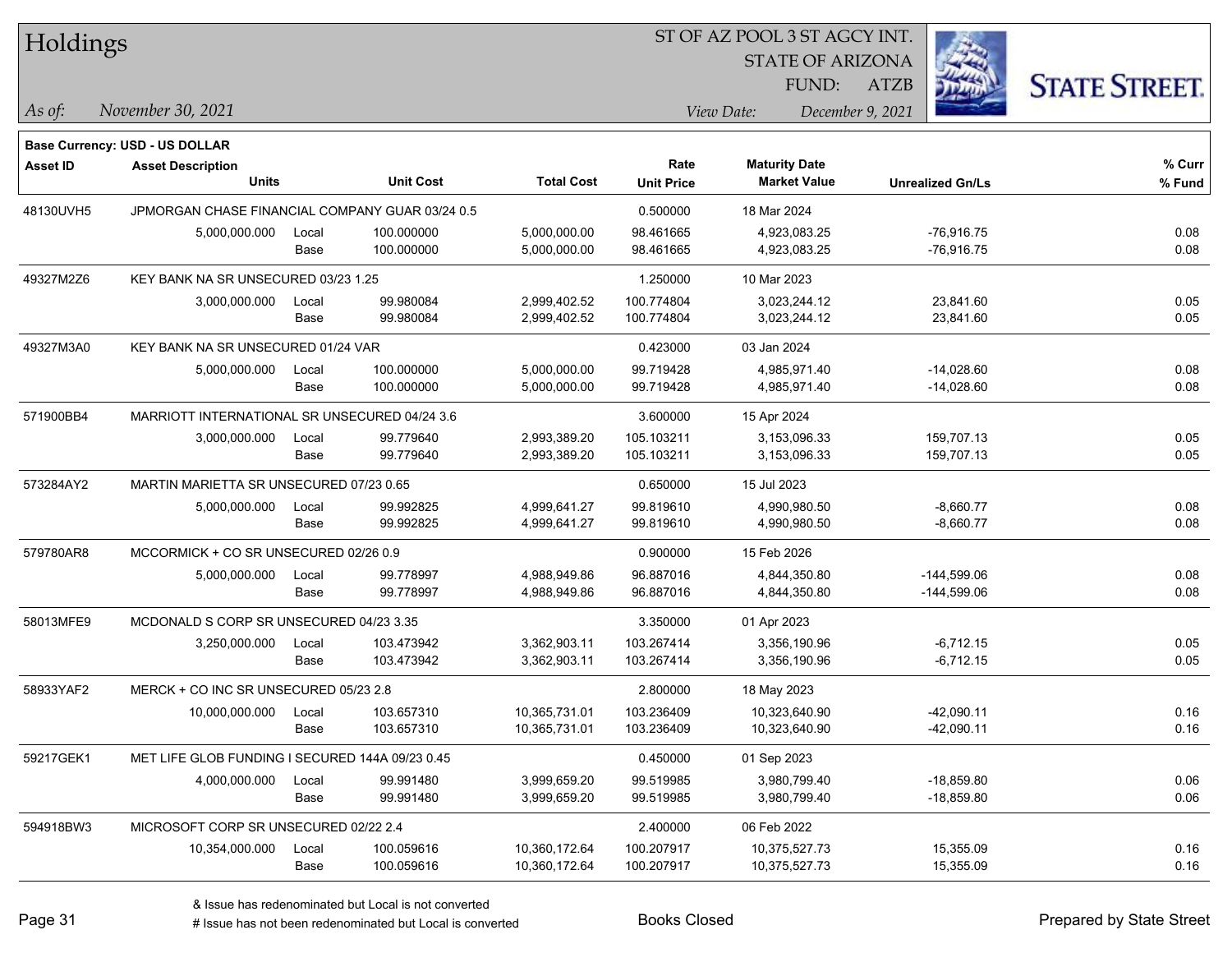# Holdings

ST OF AZ POOL 3 ST AGCY INT.
STATE OF ARIZONA
FUND: ATZB

*As of:* *November 30, 2021*
*View Date:* *December 9, 2021*

**Base Currency: USD - US DOLLAR**

| Asset ID | Asset Description / Units | | Unit Cost | Total Cost | Rate / Unit Price | Maturity Date / Market Value | Unrealized Gn/Ls | % Curr / % Fund |
|---|---|---|---|---|---|---|---|---|
| 48130UVH5 | JPMORGAN CHASE FINANCIAL COMPANY GUAR 03/24 0.5 | | | | 0.500000 | 18 Mar 2024 | | |
| | 5,000,000.000 | Local | 100.000000 | 5,000,000.00 | 98.461665 | 4,923,083.25 | -76,916.75 | 0.08 |
| | | Base | 100.000000 | 5,000,000.00 | 98.461665 | 4,923,083.25 | -76,916.75 | 0.08 |
| 49327M2Z6 | KEY BANK NA SR UNSECURED 03/23 1.25 | | | | 1.250000 | 10 Mar 2023 | | |
| | 3,000,000.000 | Local | 99.980084 | 2,999,402.52 | 100.774804 | 3,023,244.12 | 23,841.60 | 0.05 |
| | | Base | 99.980084 | 2,999,402.52 | 100.774804 | 3,023,244.12 | 23,841.60 | 0.05 |
| 49327M3A0 | KEY BANK NA SR UNSECURED 01/24 VAR | | | | 0.423000 | 03 Jan 2024 | | |
| | 5,000,000.000 | Local | 100.000000 | 5,000,000.00 | 99.719428 | 4,985,971.40 | -14,028.60 | 0.08 |
| | | Base | 100.000000 | 5,000,000.00 | 99.719428 | 4,985,971.40 | -14,028.60 | 0.08 |
| 571900BB4 | MARRIOTT INTERNATIONAL SR UNSECURED 04/24 3.6 | | | | 3.600000 | 15 Apr 2024 | | |
| | 3,000,000.000 | Local | 99.779640 | 2,993,389.20 | 105.103211 | 3,153,096.33 | 159,707.13 | 0.05 |
| | | Base | 99.779640 | 2,993,389.20 | 105.103211 | 3,153,096.33 | 159,707.13 | 0.05 |
| 573284AY2 | MARTIN MARIETTA SR UNSECURED 07/23 0.65 | | | | 0.650000 | 15 Jul 2023 | | |
| | 5,000,000.000 | Local | 99.992825 | 4,999,641.27 | 99.819610 | 4,990,980.50 | -8,660.77 | 0.08 |
| | | Base | 99.992825 | 4,999,641.27 | 99.819610 | 4,990,980.50 | -8,660.77 | 0.08 |
| 579780AR8 | MCCORMICK + CO SR UNSECURED 02/26 0.9 | | | | 0.900000 | 15 Feb 2026 | | |
| | 5,000,000.000 | Local | 99.778997 | 4,988,949.86 | 96.887016 | 4,844,350.80 | -144,599.06 | 0.08 |
| | | Base | 99.778997 | 4,988,949.86 | 96.887016 | 4,844,350.80 | -144,599.06 | 0.08 |
| 58013MFE9 | MCDONALD S CORP SR UNSECURED 04/23 3.35 | | | | 3.350000 | 01 Apr 2023 | | |
| | 3,250,000.000 | Local | 103.473942 | 3,362,903.11 | 103.267414 | 3,356,190.96 | -6,712.15 | 0.05 |
| | | Base | 103.473942 | 3,362,903.11 | 103.267414 | 3,356,190.96 | -6,712.15 | 0.05 |
| 58933YAF2 | MERCK + CO INC SR UNSECURED 05/23 2.8 | | | | 2.800000 | 18 May 2023 | | |
| | 10,000,000.000 | Local | 103.657310 | 10,365,731.01 | 103.236409 | 10,323,640.90 | -42,090.11 | 0.16 |
| | | Base | 103.657310 | 10,365,731.01 | 103.236409 | 10,323,640.90 | -42,090.11 | 0.16 |
| 59217GEK1 | MET LIFE GLOB FUNDING I SECURED 144A 09/23 0.45 | | | | 0.450000 | 01 Sep 2023 | | |
| | 4,000,000.000 | Local | 99.991480 | 3,999,659.20 | 99.519985 | 3,980,799.40 | -18,859.80 | 0.06 |
| | | Base | 99.991480 | 3,999,659.20 | 99.519985 | 3,980,799.40 | -18,859.80 | 0.06 |
| 594918BW3 | MICROSOFT CORP SR UNSECURED 02/22 2.4 | | | | 2.400000 | 06 Feb 2022 | | |
| | 10,354,000.000 | Local | 100.059616 | 10,360,172.64 | 100.207917 | 10,375,527.73 | 15,355.09 | 0.16 |
| | | Base | 100.059616 | 10,360,172.64 | 100.207917 | 10,375,527.73 | 15,355.09 | 0.16 |

& Issue has redenominated but Local is not converted
# Issue has not been redenominated but Local is converted

Books Closed

Prepared by State Street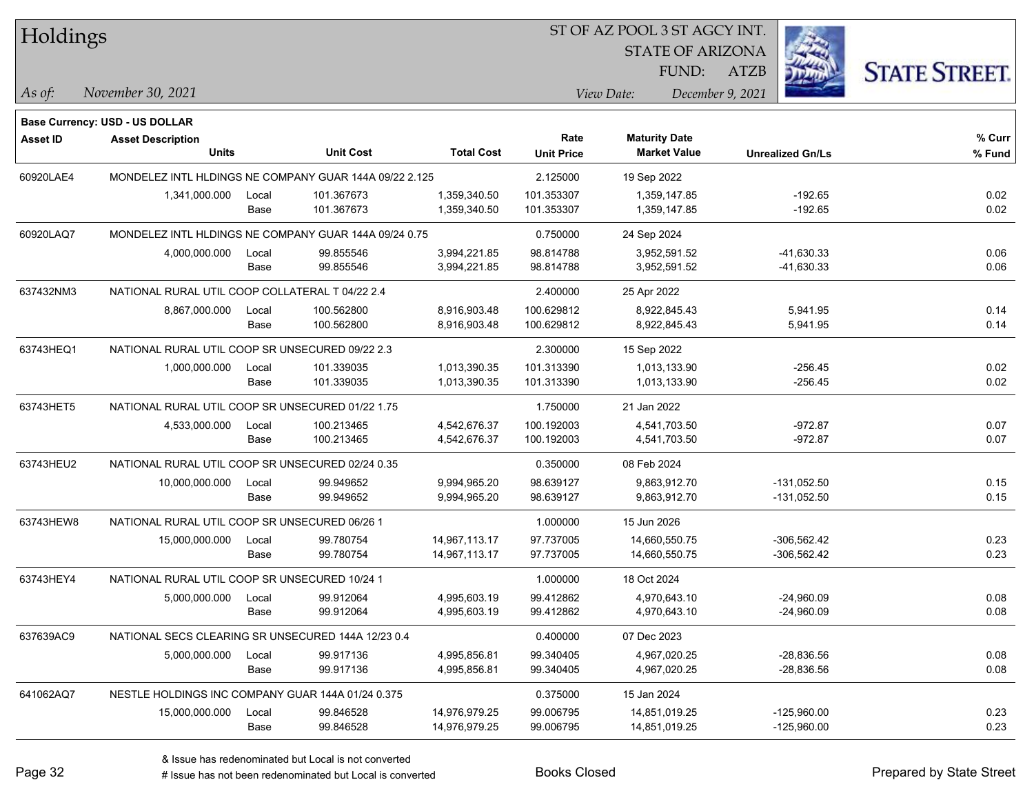# Holdings

ST OF AZ POOL 3 ST AGCY INT.
STATE OF ARIZONA
FUND: ATZB

*As of:* *November 30, 2021*
*View Date:* *December 9, 2021*

**Base Currency: USD - US DOLLAR**

| Asset ID | Asset Description / Units | | Unit Cost | Total Cost | Rate / Unit Price | Maturity Date / Market Value | Unrealized Gn/Ls | % Curr / % Fund |
|---|---|---|---|---|---|---|---|---|
| 60920LAE4 | MONDELEZ INTL HLDINGS NE COMPANY GUAR 144A 09/22 2.125 | | | | 2.125000 | 19 Sep 2022 | | |
| | 1,341,000.000 | Local | 101.367673 | 1,359,340.50 | 101.353307 | 1,359,147.85 | -192.65 | 0.02 |
| | | Base | 101.367673 | 1,359,340.50 | 101.353307 | 1,359,147.85 | -192.65 | 0.02 |
| 60920LAQ7 | MONDELEZ INTL HLDINGS NE COMPANY GUAR 144A 09/24 0.75 | | | | 0.750000 | 24 Sep 2024 | | |
| | 4,000,000.000 | Local | 99.855546 | 3,994,221.85 | 98.814788 | 3,952,591.52 | -41,630.33 | 0.06 |
| | | Base | 99.855546 | 3,994,221.85 | 98.814788 | 3,952,591.52 | -41,630.33 | 0.06 |
| 637432NM3 | NATIONAL RURAL UTIL COOP COLLATERAL T 04/22 2.4 | | | | 2.400000 | 25 Apr 2022 | | |
| | 8,867,000.000 | Local | 100.562800 | 8,916,903.48 | 100.629812 | 8,922,845.43 | 5,941.95 | 0.14 |
| | | Base | 100.562800 | 8,916,903.48 | 100.629812 | 8,922,845.43 | 5,941.95 | 0.14 |
| 63743HEQ1 | NATIONAL RURAL UTIL COOP SR UNSECURED 09/22 2.3 | | | | 2.300000 | 15 Sep 2022 | | |
| | 1,000,000.000 | Local | 101.339035 | 1,013,390.35 | 101.313390 | 1,013,133.90 | -256.45 | 0.02 |
| | | Base | 101.339035 | 1,013,390.35 | 101.313390 | 1,013,133.90 | -256.45 | 0.02 |
| 63743HET5 | NATIONAL RURAL UTIL COOP SR UNSECURED 01/22 1.75 | | | | 1.750000 | 21 Jan 2022 | | |
| | 4,533,000.000 | Local | 100.213465 | 4,542,676.37 | 100.192003 | 4,541,703.50 | -972.87 | 0.07 |
| | | Base | 100.213465 | 4,542,676.37 | 100.192003 | 4,541,703.50 | -972.87 | 0.07 |
| 63743HEU2 | NATIONAL RURAL UTIL COOP SR UNSECURED 02/24 0.35 | | | | 0.350000 | 08 Feb 2024 | | |
| | 10,000,000.000 | Local | 99.949652 | 9,994,965.20 | 98.639127 | 9,863,912.70 | -131,052.50 | 0.15 |
| | | Base | 99.949652 | 9,994,965.20 | 98.639127 | 9,863,912.70 | -131,052.50 | 0.15 |
| 63743HEW8 | NATIONAL RURAL UTIL COOP SR UNSECURED 06/26 1 | | | | 1.000000 | 15 Jun 2026 | | |
| | 15,000,000.000 | Local | 99.780754 | 14,967,113.17 | 97.737005 | 14,660,550.75 | -306,562.42 | 0.23 |
| | | Base | 99.780754 | 14,967,113.17 | 97.737005 | 14,660,550.75 | -306,562.42 | 0.23 |
| 63743HEY4 | NATIONAL RURAL UTIL COOP SR UNSECURED 10/24 1 | | | | 1.000000 | 18 Oct 2024 | | |
| | 5,000,000.000 | Local | 99.912064 | 4,995,603.19 | 99.412862 | 4,970,643.10 | -24,960.09 | 0.08 |
| | | Base | 99.912064 | 4,995,603.19 | 99.412862 | 4,970,643.10 | -24,960.09 | 0.08 |
| 637639AC9 | NATIONAL SECS CLEARING SR UNSECURED 144A 12/23 0.4 | | | | 0.400000 | 07 Dec 2023 | | |
| | 5,000,000.000 | Local | 99.917136 | 4,995,856.81 | 99.340405 | 4,967,020.25 | -28,836.56 | 0.08 |
| | | Base | 99.917136 | 4,995,856.81 | 99.340405 | 4,967,020.25 | -28,836.56 | 0.08 |
| 641062AQ7 | NESTLE HOLDINGS INC COMPANY GUAR 144A 01/24 0.375 | | | | 0.375000 | 15 Jan 2024 | | |
| | 15,000,000.000 | Local | 99.846528 | 14,976,979.25 | 99.006795 | 14,851,019.25 | -125,960.00 | 0.23 |
| | | Base | 99.846528 | 14,976,979.25 | 99.006795 | 14,851,019.25 | -125,960.00 | 0.23 |

& Issue has redenominated but Local is not converted
# Issue has not been redenominated but Local is converted

Books Closed

Prepared by State Street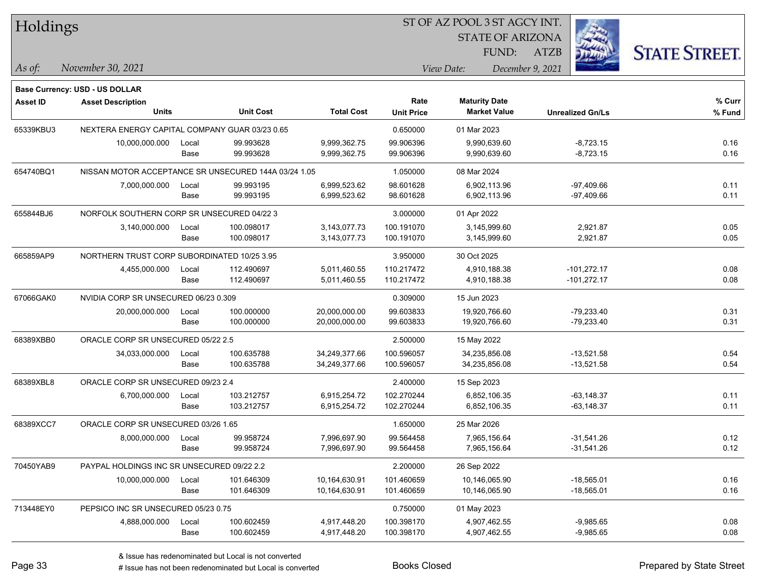# Holdings

ST OF AZ POOL 3 ST AGCY INT.
STATE OF ARIZONA
FUND: ATZB

*As of:* *November 30, 2021*
*View Date:* *December 9, 2021*

STATE STREET.

**Base Currency: USD - US DOLLAR**

| Asset ID | Asset Description / Units | | Unit Cost | Total Cost | Rate / Unit Price | Maturity Date / Market Value | Unrealized Gn/Ls | % Curr / % Fund |
|---|---|---|---|---|---|---|---|---|
| 65339KBU3 | NEXTERA ENERGY CAPITAL COMPANY GUAR 03/23 0.65 | | | | 0.650000 | 01 Mar 2023 | | |
| | 10,000,000.000 | Local | 99.993628 | 9,999,362.75 | 99.906396 | 9,990,639.60 | -8,723.15 | 0.16 |
| | | Base | 99.993628 | 9,999,362.75 | 99.906396 | 9,990,639.60 | -8,723.15 | 0.16 |
| 654740BQ1 | NISSAN MOTOR ACCEPTANCE SR UNSECURED 144A 03/24 1.05 | | | | 1.050000 | 08 Mar 2024 | | |
| | 7,000,000.000 | Local | 99.993195 | 6,999,523.62 | 98.601628 | 6,902,113.96 | -97,409.66 | 0.11 |
| | | Base | 99.993195 | 6,999,523.62 | 98.601628 | 6,902,113.96 | -97,409.66 | 0.11 |
| 655844BJ6 | NORFOLK SOUTHERN CORP SR UNSECURED 04/22 3 | | | | 3.000000 | 01 Apr 2022 | | |
| | 3,140,000.000 | Local | 100.098017 | 3,143,077.73 | 100.191070 | 3,145,999.60 | 2,921.87 | 0.05 |
| | | Base | 100.098017 | 3,143,077.73 | 100.191070 | 3,145,999.60 | 2,921.87 | 0.05 |
| 665859AP9 | NORTHERN TRUST CORP SUBORDINATED 10/25 3.95 | | | | 3.950000 | 30 Oct 2025 | | |
| | 4,455,000.000 | Local | 112.490697 | 5,011,460.55 | 110.217472 | 4,910,188.38 | -101,272.17 | 0.08 |
| | | Base | 112.490697 | 5,011,460.55 | 110.217472 | 4,910,188.38 | -101,272.17 | 0.08 |
| 67066GAK0 | NVIDIA CORP SR UNSECURED 06/23 0.309 | | | | 0.309000 | 15 Jun 2023 | | |
| | 20,000,000.000 | Local | 100.000000 | 20,000,000.00 | 99.603833 | 19,920,766.60 | -79,233.40 | 0.31 |
| | | Base | 100.000000 | 20,000,000.00 | 99.603833 | 19,920,766.60 | -79,233.40 | 0.31 |
| 68389XBB0 | ORACLE CORP SR UNSECURED 05/22 2.5 | | | | 2.500000 | 15 May 2022 | | |
| | 34,033,000.000 | Local | 100.635788 | 34,249,377.66 | 100.596057 | 34,235,856.08 | -13,521.58 | 0.54 |
| | | Base | 100.635788 | 34,249,377.66 | 100.596057 | 34,235,856.08 | -13,521.58 | 0.54 |
| 68389XBL8 | ORACLE CORP SR UNSECURED 09/23 2.4 | | | | 2.400000 | 15 Sep 2023 | | |
| | 6,700,000.000 | Local | 103.212757 | 6,915,254.72 | 102.270244 | 6,852,106.35 | -63,148.37 | 0.11 |
| | | Base | 103.212757 | 6,915,254.72 | 102.270244 | 6,852,106.35 | -63,148.37 | 0.11 |
| 68389XCC7 | ORACLE CORP SR UNSECURED 03/26 1.65 | | | | 1.650000 | 25 Mar 2026 | | |
| | 8,000,000.000 | Local | 99.958724 | 7,996,697.90 | 99.564458 | 7,965,156.64 | -31,541.26 | 0.12 |
| | | Base | 99.958724 | 7,996,697.90 | 99.564458 | 7,965,156.64 | -31,541.26 | 0.12 |
| 70450YAB9 | PAYPAL HOLDINGS INC SR UNSECURED 09/22 2.2 | | | | 2.200000 | 26 Sep 2022 | | |
| | 10,000,000.000 | Local | 101.646309 | 10,164,630.91 | 101.460659 | 10,146,065.90 | -18,565.01 | 0.16 |
| | | Base | 101.646309 | 10,164,630.91 | 101.460659 | 10,146,065.90 | -18,565.01 | 0.16 |
| 713448EY0 | PEPSICO INC SR UNSECURED 05/23 0.75 | | | | 0.750000 | 01 May 2023 | | |
| | 4,888,000.000 | Local | 100.602459 | 4,917,448.20 | 100.398170 | 4,907,462.55 | -9,985.65 | 0.08 |
| | | Base | 100.602459 | 4,917,448.20 | 100.398170 | 4,907,462.55 | -9,985.65 | 0.08 |

& Issue has redenominated but Local is not converted
# Issue has not been redenominated but Local is converted

Books Closed

Prepared by State Street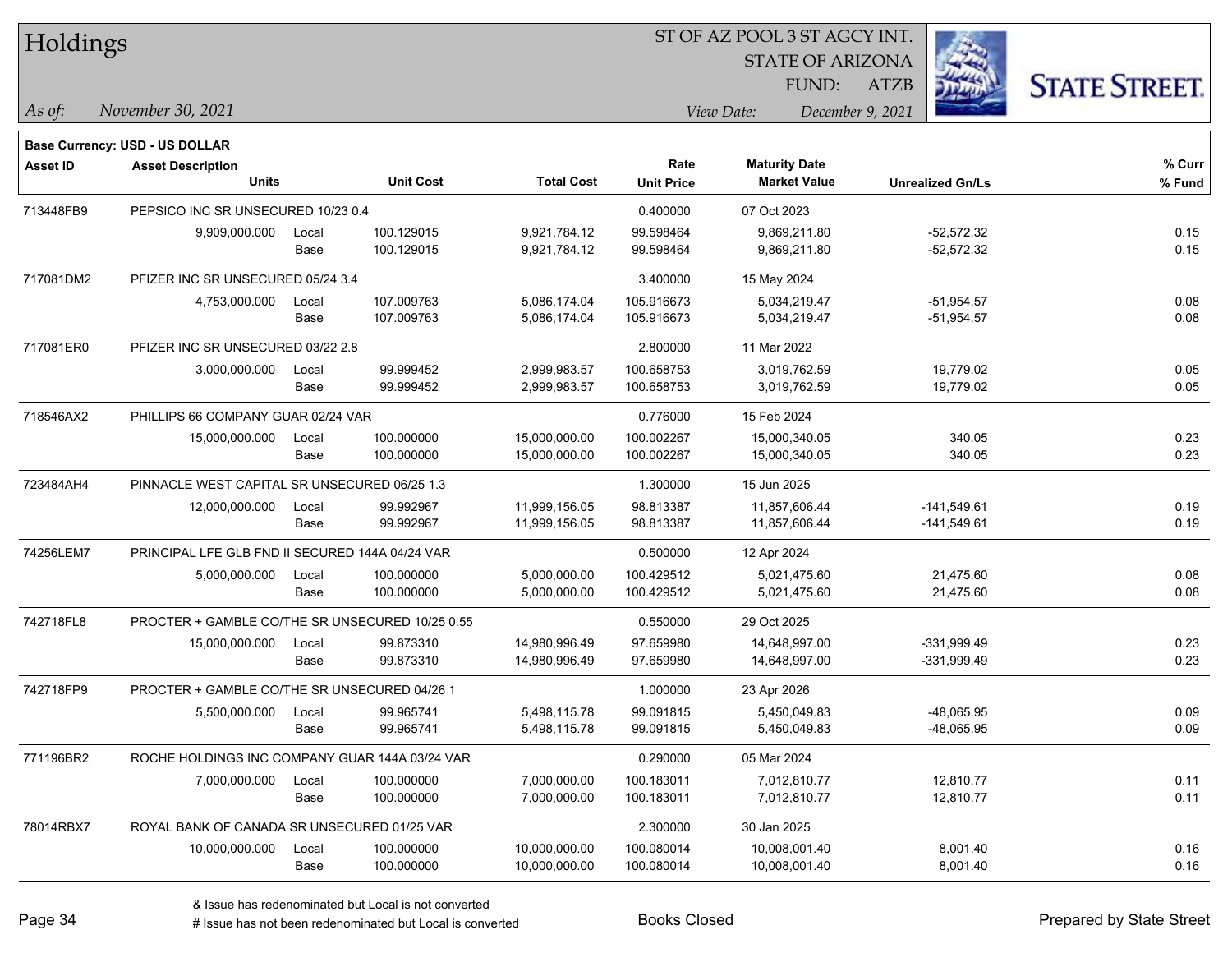# Holdings

ST OF AZ POOL 3 ST AGCY INT.
STATE OF ARIZONA
FUND: ATZB

*As of:* November 30, 2021
*View Date:* December 9, 2021

**Base Currency: USD - US DOLLAR**

| Asset ID | Asset Description / Units | | Unit Cost | Total Cost | Rate / Unit Price | Maturity Date / Market Value | Unrealized Gn/Ls | % Curr / % Fund |
|---|---|---|---|---|---|---|---|---|
| 713448FB9 | PEPSICO INC SR UNSECURED 10/23 0.4 | | | | 0.400000 | 07 Oct 2023 | | |
| | 9,909,000.000 | Local | 100.129015 | 9,921,784.12 | 99.598464 | 9,869,211.80 | -52,572.32 | 0.15 |
| | | Base | 100.129015 | 9,921,784.12 | 99.598464 | 9,869,211.80 | -52,572.32 | 0.15 |
| 717081DM2 | PFIZER INC SR UNSECURED 05/24 3.4 | | | | 3.400000 | 15 May 2024 | | |
| | 4,753,000.000 | Local | 107.009763 | 5,086,174.04 | 105.916673 | 5,034,219.47 | -51,954.57 | 0.08 |
| | | Base | 107.009763 | 5,086,174.04 | 105.916673 | 5,034,219.47 | -51,954.57 | 0.08 |
| 717081ER0 | PFIZER INC SR UNSECURED 03/22 2.8 | | | | 2.800000 | 11 Mar 2022 | | |
| | 3,000,000.000 | Local | 99.999452 | 2,999,983.57 | 100.658753 | 3,019,762.59 | 19,779.02 | 0.05 |
| | | Base | 99.999452 | 2,999,983.57 | 100.658753 | 3,019,762.59 | 19,779.02 | 0.05 |
| 718546AX2 | PHILLIPS 66 COMPANY GUAR 02/24 VAR | | | | 0.776000 | 15 Feb 2024 | | |
| | 15,000,000.000 | Local | 100.000000 | 15,000,000.00 | 100.002267 | 15,000,340.05 | 340.05 | 0.23 |
| | | Base | 100.000000 | 15,000,000.00 | 100.002267 | 15,000,340.05 | 340.05 | 0.23 |
| 723484AH4 | PINNACLE WEST CAPITAL SR UNSECURED 06/25 1.3 | | | | 1.300000 | 15 Jun 2025 | | |
| | 12,000,000.000 | Local | 99.992967 | 11,999,156.05 | 98.813387 | 11,857,606.44 | -141,549.61 | 0.19 |
| | | Base | 99.992967 | 11,999,156.05 | 98.813387 | 11,857,606.44 | -141,549.61 | 0.19 |
| 74256LEM7 | PRINCIPAL LFE GLB FND II SECURED 144A 04/24 VAR | | | | 0.500000 | 12 Apr 2024 | | |
| | 5,000,000.000 | Local | 100.000000 | 5,000,000.00 | 100.429512 | 5,021,475.60 | 21,475.60 | 0.08 |
| | | Base | 100.000000 | 5,000,000.00 | 100.429512 | 5,021,475.60 | 21,475.60 | 0.08 |
| 742718FL8 | PROCTER + GAMBLE CO/THE SR UNSECURED 10/25 0.55 | | | | 0.550000 | 29 Oct 2025 | | |
| | 15,000,000.000 | Local | 99.873310 | 14,980,996.49 | 97.659980 | 14,648,997.00 | -331,999.49 | 0.23 |
| | | Base | 99.873310 | 14,980,996.49 | 97.659980 | 14,648,997.00 | -331,999.49 | 0.23 |
| 742718FP9 | PROCTER + GAMBLE CO/THE SR UNSECURED 04/26 1 | | | | 1.000000 | 23 Apr 2026 | | |
| | 5,500,000.000 | Local | 99.965741 | 5,498,115.78 | 99.091815 | 5,450,049.83 | -48,065.95 | 0.09 |
| | | Base | 99.965741 | 5,498,115.78 | 99.091815 | 5,450,049.83 | -48,065.95 | 0.09 |
| 771196BR2 | ROCHE HOLDINGS INC COMPANY GUAR 144A 03/24 VAR | | | | 0.290000 | 05 Mar 2024 | | |
| | 7,000,000.000 | Local | 100.000000 | 7,000,000.00 | 100.183011 | 7,012,810.77 | 12,810.77 | 0.11 |
| | | Base | 100.000000 | 7,000,000.00 | 100.183011 | 7,012,810.77 | 12,810.77 | 0.11 |
| 78014RBX7 | ROYAL BANK OF CANADA SR UNSECURED 01/25 VAR | | | | 2.300000 | 30 Jan 2025 | | |
| | 10,000,000.000 | Local | 100.000000 | 10,000,000.00 | 100.080014 | 10,008,001.40 | 8,001.40 | 0.16 |
| | | Base | 100.000000 | 10,000,000.00 | 100.080014 | 10,008,001.40 | 8,001.40 | 0.16 |

& Issue has redenominated but Local is not converted
# Issue has not been redenominated but Local is converted

Books Closed

Prepared by State Street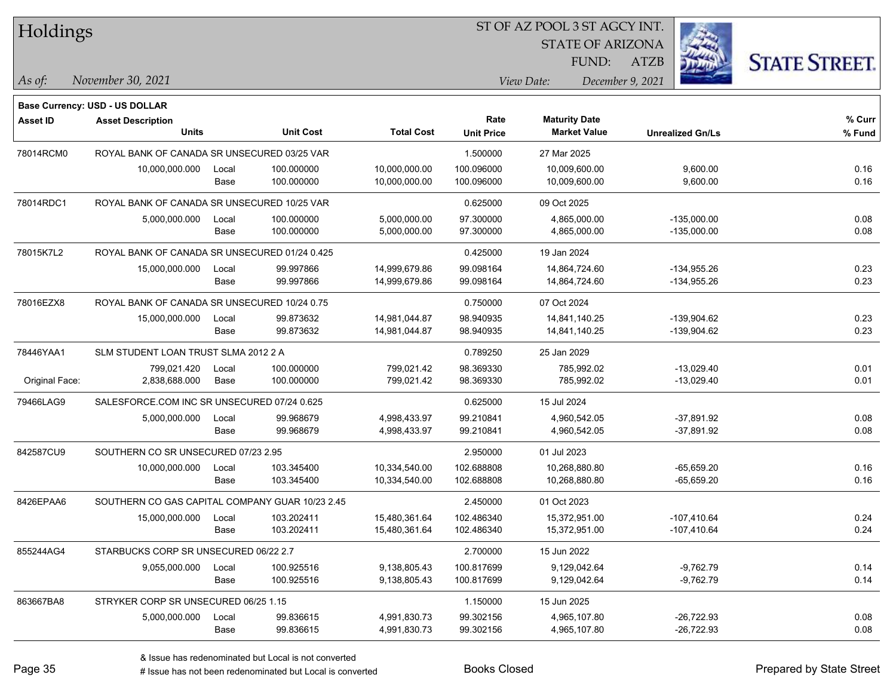# Holdings

ST OF AZ POOL 3 ST AGCY INT.
STATE OF ARIZONA
FUND: ATZB

*As of:* November 30, 2021

*View Date:* December 9, 2021

**Base Currency: USD - US DOLLAR**

| Asset ID | Asset Description / Units | | Unit Cost | Total Cost | Rate / Unit Price | Maturity Date / Market Value | Unrealized Gn/Ls | % Curr / % Fund |
|---|---|---|---|---|---|---|---|---|
| 78014RCM0 | ROYAL BANK OF CANADA SR UNSECURED 03/25 VAR | | | | 1.500000 | 27 Mar 2025 | | |
| | 10,000,000.000 | Local | 100.000000 | 10,000,000.00 | 100.096000 | 10,009,600.00 | 9,600.00 | 0.16 |
| | | Base | 100.000000 | 10,000,000.00 | 100.096000 | 10,009,600.00 | 9,600.00 | 0.16 |
| 78014RDC1 | ROYAL BANK OF CANADA SR UNSECURED 10/25 VAR | | | | 0.625000 | 09 Oct 2025 | | |
| | 5,000,000.000 | Local | 100.000000 | 5,000,000.00 | 97.300000 | 4,865,000.00 | -135,000.00 | 0.08 |
| | | Base | 100.000000 | 5,000,000.00 | 97.300000 | 4,865,000.00 | -135,000.00 | 0.08 |
| 78015K7L2 | ROYAL BANK OF CANADA SR UNSECURED 01/24 0.425 | | | | 0.425000 | 19 Jan 2024 | | |
| | 15,000,000.000 | Local | 99.997866 | 14,999,679.86 | 99.098164 | 14,864,724.60 | -134,955.26 | 0.23 |
| | | Base | 99.997866 | 14,999,679.86 | 99.098164 | 14,864,724.60 | -134,955.26 | 0.23 |
| 78016EZX8 | ROYAL BANK OF CANADA SR UNSECURED 10/24 0.75 | | | | 0.750000 | 07 Oct 2024 | | |
| | 15,000,000.000 | Local | 99.873632 | 14,981,044.87 | 98.940935 | 14,841,140.25 | -139,904.62 | 0.23 |
| | | Base | 99.873632 | 14,981,044.87 | 98.940935 | 14,841,140.25 | -139,904.62 | 0.23 |
| 78446YAA1 | SLM STUDENT LOAN TRUST SLMA 2012 2 A | | | | 0.789250 | 25 Jan 2029 | | |
| | 799,021.420 | Local | 100.000000 | 799,021.42 | 98.369330 | 785,992.02 | -13,029.40 | 0.01 |
| Original Face: | 2,838,688.000 | Base | 100.000000 | 799,021.42 | 98.369330 | 785,992.02 | -13,029.40 | 0.01 |
| 79466LAG9 | SALESFORCE.COM INC SR UNSECURED 07/24 0.625 | | | | 0.625000 | 15 Jul 2024 | | |
| | 5,000,000.000 | Local | 99.968679 | 4,998,433.97 | 99.210841 | 4,960,542.05 | -37,891.92 | 0.08 |
| | | Base | 99.968679 | 4,998,433.97 | 99.210841 | 4,960,542.05 | -37,891.92 | 0.08 |
| 842587CU9 | SOUTHERN CO SR UNSECURED 07/23 2.95 | | | | 2.950000 | 01 Jul 2023 | | |
| | 10,000,000.000 | Local | 103.345400 | 10,334,540.00 | 102.688808 | 10,268,880.80 | -65,659.20 | 0.16 |
| | | Base | 103.345400 | 10,334,540.00 | 102.688808 | 10,268,880.80 | -65,659.20 | 0.16 |
| 8426EPAA6 | SOUTHERN CO GAS CAPITAL COMPANY GUAR 10/23 2.45 | | | | 2.450000 | 01 Oct 2023 | | |
| | 15,000,000.000 | Local | 103.202411 | 15,480,361.64 | 102.486340 | 15,372,951.00 | -107,410.64 | 0.24 |
| | | Base | 103.202411 | 15,480,361.64 | 102.486340 | 15,372,951.00 | -107,410.64 | 0.24 |
| 855244AG4 | STARBUCKS CORP SR UNSECURED 06/22 2.7 | | | | 2.700000 | 15 Jun 2022 | | |
| | 9,055,000.000 | Local | 100.925516 | 9,138,805.43 | 100.817699 | 9,129,042.64 | -9,762.79 | 0.14 |
| | | Base | 100.925516 | 9,138,805.43 | 100.817699 | 9,129,042.64 | -9,762.79 | 0.14 |
| 863667BA8 | STRYKER CORP SR UNSECURED 06/25 1.15 | | | | 1.150000 | 15 Jun 2025 | | |
| | 5,000,000.000 | Local | 99.836615 | 4,991,830.73 | 99.302156 | 4,965,107.80 | -26,722.93 | 0.08 |
| | | Base | 99.836615 | 4,991,830.73 | 99.302156 | 4,965,107.80 | -26,722.93 | 0.08 |

& Issue has redenominated but Local is not converted
# Issue has not been redenominated but Local is converted

Books Closed

Prepared by State Street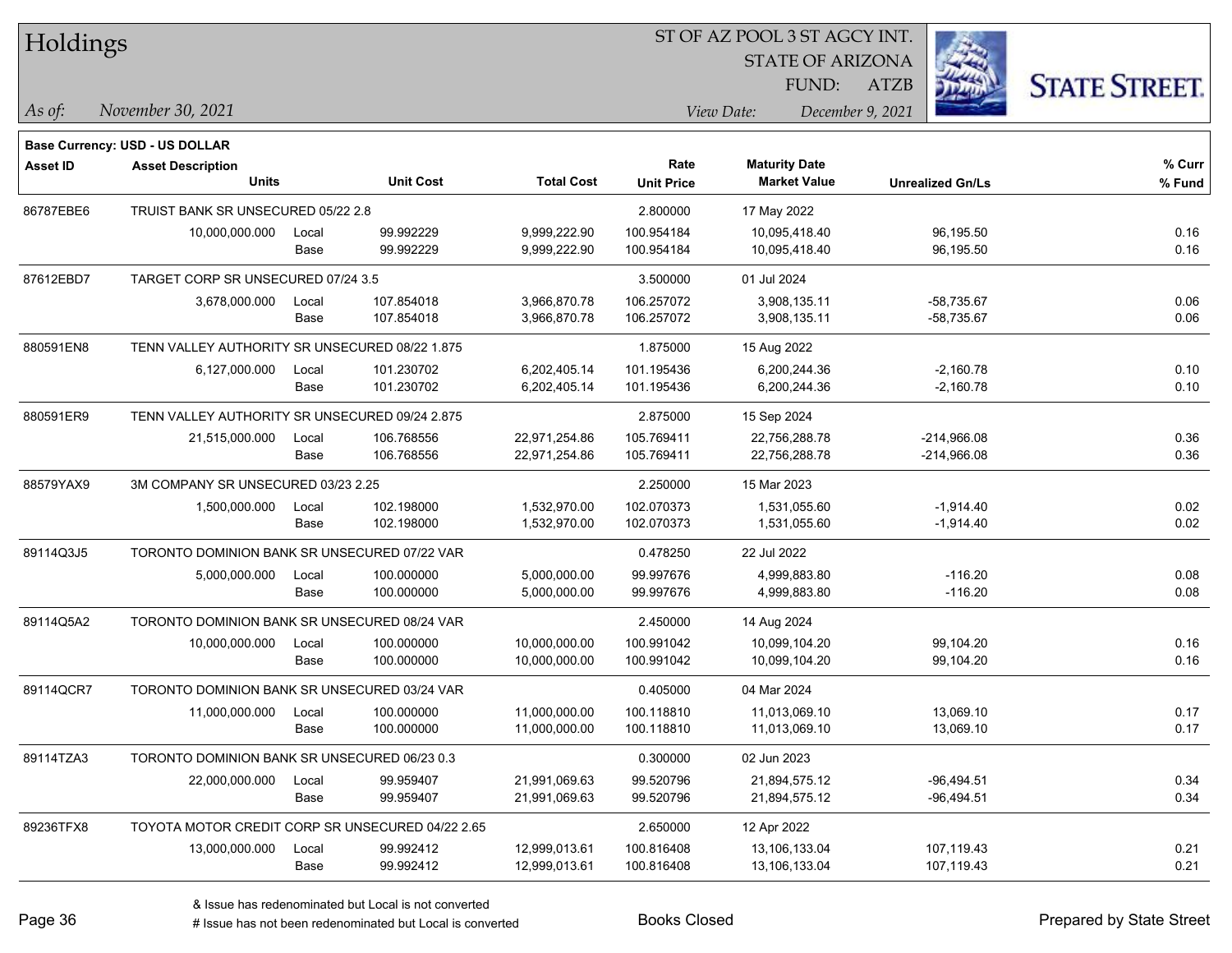# Holdings

ST OF AZ POOL 3 ST AGCY INT.
STATE OF ARIZONA
FUND: ATZB

*As of:* November 30, 2021 | *View Date:* December 9, 2021

**Base Currency: USD - US DOLLAR**

| Asset ID | Asset Description Units | | Unit Cost | Total Cost | Rate Unit Price | Maturity Date Market Value | Unrealized Gn/Ls | % Curr % Fund |
|---|---|---|---|---|---|---|---|---|
| 86787EBE6 | TRUIST BANK SR UNSECURED 05/22 2.8 | | | | 2.800000 | 17 May 2022 | | |
| | 10,000,000.000 | Local | 99.992229 | 9,999,222.90 | 100.954184 | 10,095,418.40 | 96,195.50 | 0.16 |
| | | Base | 99.992229 | 9,999,222.90 | 100.954184 | 10,095,418.40 | 96,195.50 | 0.16 |
| 87612EBD7 | TARGET CORP SR UNSECURED 07/24 3.5 | | | | 3.500000 | 01 Jul 2024 | | |
| | 3,678,000.000 | Local | 107.854018 | 3,966,870.78 | 106.257072 | 3,908,135.11 | -58,735.67 | 0.06 |
| | | Base | 107.854018 | 3,966,870.78 | 106.257072 | 3,908,135.11 | -58,735.67 | 0.06 |
| 880591EN8 | TENN VALLEY AUTHORITY SR UNSECURED 08/22 1.875 | | | | 1.875000 | 15 Aug 2022 | | |
| | 6,127,000.000 | Local | 101.230702 | 6,202,405.14 | 101.195436 | 6,200,244.36 | -2,160.78 | 0.10 |
| | | Base | 101.230702 | 6,202,405.14 | 101.195436 | 6,200,244.36 | -2,160.78 | 0.10 |
| 880591ER9 | TENN VALLEY AUTHORITY SR UNSECURED 09/24 2.875 | | | | 2.875000 | 15 Sep 2024 | | |
| | 21,515,000.000 | Local | 106.768556 | 22,971,254.86 | 105.769411 | 22,756,288.78 | -214,966.08 | 0.36 |
| | | Base | 106.768556 | 22,971,254.86 | 105.769411 | 22,756,288.78 | -214,966.08 | 0.36 |
| 88579YAX9 | 3M COMPANY SR UNSECURED 03/23 2.25 | | | | 2.250000 | 15 Mar 2023 | | |
| | 1,500,000.000 | Local | 102.198000 | 1,532,970.00 | 102.070373 | 1,531,055.60 | -1,914.40 | 0.02 |
| | | Base | 102.198000 | 1,532,970.00 | 102.070373 | 1,531,055.60 | -1,914.40 | 0.02 |
| 89114Q3J5 | TORONTO DOMINION BANK SR UNSECURED 07/22 VAR | | | | 0.478250 | 22 Jul 2022 | | |
| | 5,000,000.000 | Local | 100.000000 | 5,000,000.00 | 99.997676 | 4,999,883.80 | -116.20 | 0.08 |
| | | Base | 100.000000 | 5,000,000.00 | 99.997676 | 4,999,883.80 | -116.20 | 0.08 |
| 89114Q5A2 | TORONTO DOMINION BANK SR UNSECURED 08/24 VAR | | | | 2.450000 | 14 Aug 2024 | | |
| | 10,000,000.000 | Local | 100.000000 | 10,000,000.00 | 100.991042 | 10,099,104.20 | 99,104.20 | 0.16 |
| | | Base | 100.000000 | 10,000,000.00 | 100.991042 | 10,099,104.20 | 99,104.20 | 0.16 |
| 89114QCR7 | TORONTO DOMINION BANK SR UNSECURED 03/24 VAR | | | | 0.405000 | 04 Mar 2024 | | |
| | 11,000,000.000 | Local | 100.000000 | 11,000,000.00 | 100.118810 | 11,013,069.10 | 13,069.10 | 0.17 |
| | | Base | 100.000000 | 11,000,000.00 | 100.118810 | 11,013,069.10 | 13,069.10 | 0.17 |
| 89114TZA3 | TORONTO DOMINION BANK SR UNSECURED 06/23 0.3 | | | | 0.300000 | 02 Jun 2023 | | |
| | 22,000,000.000 | Local | 99.959407 | 21,991,069.63 | 99.520796 | 21,894,575.12 | -96,494.51 | 0.34 |
| | | Base | 99.959407 | 21,991,069.63 | 99.520796 | 21,894,575.12 | -96,494.51 | 0.34 |
| 89236TFX8 | TOYOTA MOTOR CREDIT CORP SR UNSECURED 04/22 2.65 | | | | 2.650000 | 12 Apr 2022 | | |
| | 13,000,000.000 | Local | 99.992412 | 12,999,013.61 | 100.816408 | 13,106,133.04 | 107,119.43 | 0.21 |
| | | Base | 99.992412 | 12,999,013.61 | 100.816408 | 13,106,133.04 | 107,119.43 | 0.21 |

& Issue has redenominated but Local is not converted
# Issue has not been redenominated but Local is converted

Books Closed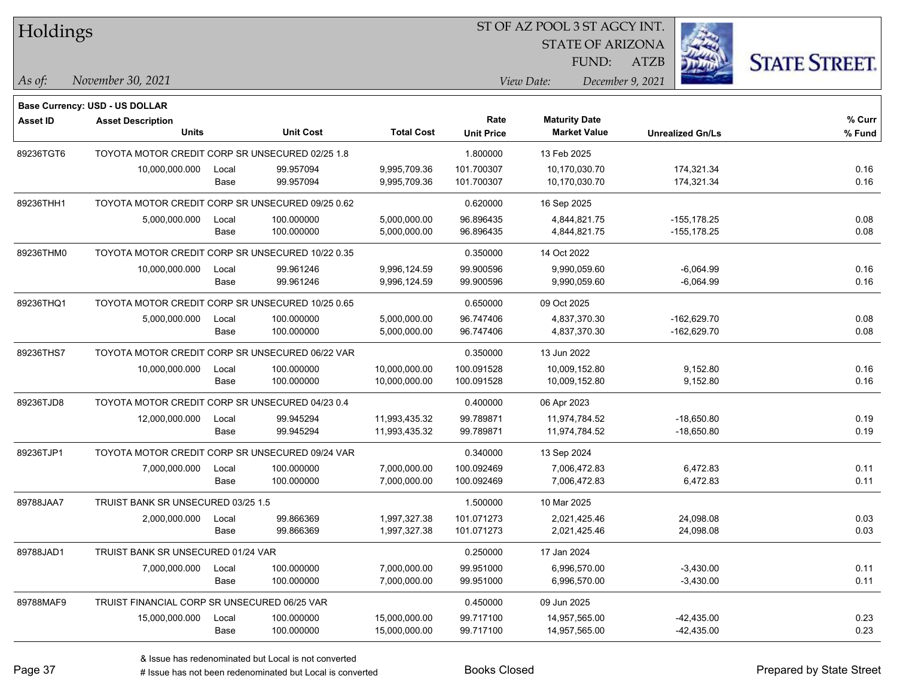# Holdings

ST OF AZ POOL 3 ST AGCY INT.
STATE OF ARIZONA
FUND: ATZB

*As of:* November 30, 2021

*View Date:* December 9, 2021

**Base Currency: USD - US DOLLAR**

| Asset ID | Asset Description / Units | | Unit Cost | Total Cost | Rate / Unit Price | Maturity Date / Market Value | Unrealized Gn/Ls | % Curr / % Fund |
|---|---|---|---|---|---|---|---|---|
| 89236TGT6 | TOYOTA MOTOR CREDIT CORP SR UNSECURED 02/25 1.8 | | | | 1.800000 | 13 Feb 2025 | | |
| | 10,000,000.000 | Local | 99.957094 | 9,995,709.36 | 101.700307 | 10,170,030.70 | 174,321.34 | 0.16 |
| | | Base | 99.957094 | 9,995,709.36 | 101.700307 | 10,170,030.70 | 174,321.34 | 0.16 |
| 89236THH1 | TOYOTA MOTOR CREDIT CORP SR UNSECURED 09/25 0.62 | | | | 0.620000 | 16 Sep 2025 | | |
| | 5,000,000.000 | Local | 100.000000 | 5,000,000.00 | 96.896435 | 4,844,821.75 | -155,178.25 | 0.08 |
| | | Base | 100.000000 | 5,000,000.00 | 96.896435 | 4,844,821.75 | -155,178.25 | 0.08 |
| 89236THM0 | TOYOTA MOTOR CREDIT CORP SR UNSECURED 10/22 0.35 | | | | 0.350000 | 14 Oct 2022 | | |
| | 10,000,000.000 | Local | 99.961246 | 9,996,124.59 | 99.900596 | 9,990,059.60 | -6,064.99 | 0.16 |
| | | Base | 99.961246 | 9,996,124.59 | 99.900596 | 9,990,059.60 | -6,064.99 | 0.16 |
| 89236THQ1 | TOYOTA MOTOR CREDIT CORP SR UNSECURED 10/25 0.65 | | | | 0.650000 | 09 Oct 2025 | | |
| | 5,000,000.000 | Local | 100.000000 | 5,000,000.00 | 96.747406 | 4,837,370.30 | -162,629.70 | 0.08 |
| | | Base | 100.000000 | 5,000,000.00 | 96.747406 | 4,837,370.30 | -162,629.70 | 0.08 |
| 89236THS7 | TOYOTA MOTOR CREDIT CORP SR UNSECURED 06/22 VAR | | | | 0.350000 | 13 Jun 2022 | | |
| | 10,000,000.000 | Local | 100.000000 | 10,000,000.00 | 100.091528 | 10,009,152.80 | 9,152.80 | 0.16 |
| | | Base | 100.000000 | 10,000,000.00 | 100.091528 | 10,009,152.80 | 9,152.80 | 0.16 |
| 89236TJD8 | TOYOTA MOTOR CREDIT CORP SR UNSECURED 04/23 0.4 | | | | 0.400000 | 06 Apr 2023 | | |
| | 12,000,000.000 | Local | 99.945294 | 11,993,435.32 | 99.789871 | 11,974,784.52 | -18,650.80 | 0.19 |
| | | Base | 99.945294 | 11,993,435.32 | 99.789871 | 11,974,784.52 | -18,650.80 | 0.19 |
| 89236TJP1 | TOYOTA MOTOR CREDIT CORP SR UNSECURED 09/24 VAR | | | | 0.340000 | 13 Sep 2024 | | |
| | 7,000,000.000 | Local | 100.000000 | 7,000,000.00 | 100.092469 | 7,006,472.83 | 6,472.83 | 0.11 |
| | | Base | 100.000000 | 7,000,000.00 | 100.092469 | 7,006,472.83 | 6,472.83 | 0.11 |
| 89788JAA7 | TRUIST BANK SR UNSECURED 03/25 1.5 | | | | 1.500000 | 10 Mar 2025 | | |
| | 2,000,000.000 | Local | 99.866369 | 1,997,327.38 | 101.071273 | 2,021,425.46 | 24,098.08 | 0.03 |
| | | Base | 99.866369 | 1,997,327.38 | 101.071273 | 2,021,425.46 | 24,098.08 | 0.03 |
| 89788JAD1 | TRUIST BANK SR UNSECURED 01/24 VAR | | | | 0.250000 | 17 Jan 2024 | | |
| | 7,000,000.000 | Local | 100.000000 | 7,000,000.00 | 99.951000 | 6,996,570.00 | -3,430.00 | 0.11 |
| | | Base | 100.000000 | 7,000,000.00 | 99.951000 | 6,996,570.00 | -3,430.00 | 0.11 |
| 89788MAF9 | TRUIST FINANCIAL CORP SR UNSECURED 06/25 VAR | | | | 0.450000 | 09 Jun 2025 | | |
| | 15,000,000.000 | Local | 100.000000 | 15,000,000.00 | 99.717100 | 14,957,565.00 | -42,435.00 | 0.23 |
| | | Base | 100.000000 | 15,000,000.00 | 99.717100 | 14,957,565.00 | -42,435.00 | 0.23 |

& Issue has redenominated but Local is not converted

# Issue has not been redenominated but Local is converted

Books Closed

Prepared by State Street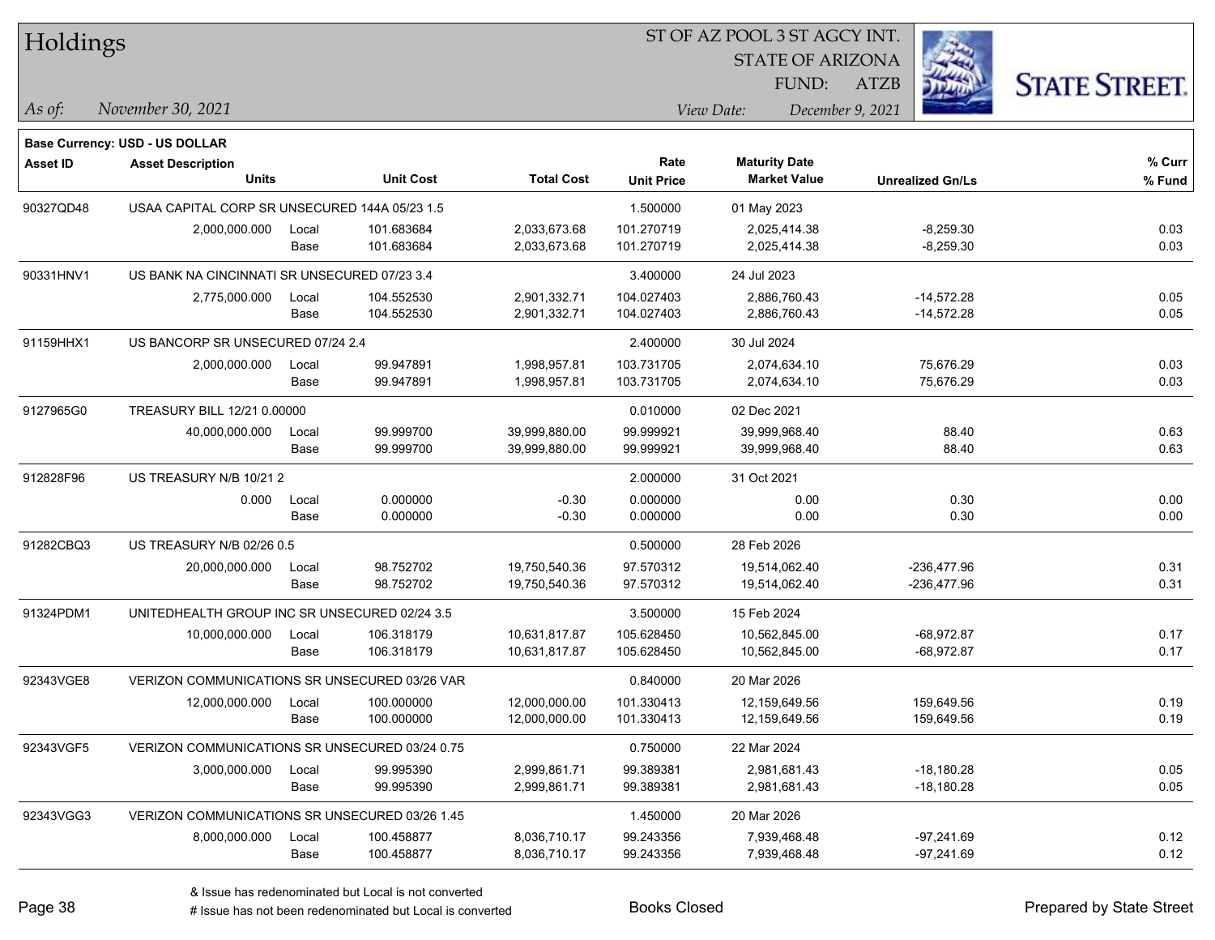# Holdings

ST OF AZ POOL 3 ST AGCY INT.
STATE OF ARIZONA
FUND: ATZB

*As of:* *November 30, 2021*

*View Date:* *December 9, 2021*

**Base Currency: USD - US DOLLAR**

| Asset ID | Asset Description / Units | | Unit Cost | Total Cost | Rate / Unit Price | Maturity Date / Market Value | Unrealized Gn/Ls | % Curr / % Fund |
|---|---|---|---|---|---|---|---|---|
| 90327QD48 | USAA CAPITAL CORP SR UNSECURED 144A 05/23 1.5 | | | | 1.500000 | 01 May 2023 | | |
| | 2,000,000.000 | Local | 101.683684 | 2,033,673.68 | 101.270719 | 2,025,414.38 | -8,259.30 | 0.03 |
| | | Base | 101.683684 | 2,033,673.68 | 101.270719 | 2,025,414.38 | -8,259.30 | 0.03 |
| 90331HNV1 | US BANK NA CINCINNATI SR UNSECURED 07/23 3.4 | | | | 3.400000 | 24 Jul 2023 | | |
| | 2,775,000.000 | Local | 104.552530 | 2,901,332.71 | 104.027403 | 2,886,760.43 | -14,572.28 | 0.05 |
| | | Base | 104.552530 | 2,901,332.71 | 104.027403 | 2,886,760.43 | -14,572.28 | 0.05 |
| 91159HHX1 | US BANCORP SR UNSECURED 07/24 2.4 | | | | 2.400000 | 30 Jul 2024 | | |
| | 2,000,000.000 | Local | 99.947891 | 1,998,957.81 | 103.731705 | 2,074,634.10 | 75,676.29 | 0.03 |
| | | Base | 99.947891 | 1,998,957.81 | 103.731705 | 2,074,634.10 | 75,676.29 | 0.03 |
| 9127965G0 | TREASURY BILL 12/21 0.00000 | | | | 0.010000 | 02 Dec 2021 | | |
| | 40,000,000.000 | Local | 99.999700 | 39,999,880.00 | 99.999921 | 39,999,968.40 | 88.40 | 0.63 |
| | | Base | 99.999700 | 39,999,880.00 | 99.999921 | 39,999,968.40 | 88.40 | 0.63 |
| 912828F96 | US TREASURY N/B 10/21 2 | | | | 2.000000 | 31 Oct 2021 | | |
| | 0.000 | Local | 0.000000 | -0.30 | 0.000000 | 0.00 | 0.30 | 0.00 |
| | | Base | 0.000000 | -0.30 | 0.000000 | 0.00 | 0.30 | 0.00 |
| 91282CBQ3 | US TREASURY N/B 02/26 0.5 | | | | 0.500000 | 28 Feb 2026 | | |
| | 20,000,000.000 | Local | 98.752702 | 19,750,540.36 | 97.570312 | 19,514,062.40 | -236,477.96 | 0.31 |
| | | Base | 98.752702 | 19,750,540.36 | 97.570312 | 19,514,062.40 | -236,477.96 | 0.31 |
| 91324PDM1 | UNITEDHEALTH GROUP INC SR UNSECURED 02/24 3.5 | | | | 3.500000 | 15 Feb 2024 | | |
| | 10,000,000.000 | Local | 106.318179 | 10,631,817.87 | 105.628450 | 10,562,845.00 | -68,972.87 | 0.17 |
| | | Base | 106.318179 | 10,631,817.87 | 105.628450 | 10,562,845.00 | -68,972.87 | 0.17 |
| 92343VGE8 | VERIZON COMMUNICATIONS SR UNSECURED 03/26 VAR | | | | 0.840000 | 20 Mar 2026 | | |
| | 12,000,000.000 | Local | 100.000000 | 12,000,000.00 | 101.330413 | 12,159,649.56 | 159,649.56 | 0.19 |
| | | Base | 100.000000 | 12,000,000.00 | 101.330413 | 12,159,649.56 | 159,649.56 | 0.19 |
| 92343VGF5 | VERIZON COMMUNICATIONS SR UNSECURED 03/24 0.75 | | | | 0.750000 | 22 Mar 2024 | | |
| | 3,000,000.000 | Local | 99.995390 | 2,999,861.71 | 99.389381 | 2,981,681.43 | -18,180.28 | 0.05 |
| | | Base | 99.995390 | 2,999,861.71 | 99.389381 | 2,981,681.43 | -18,180.28 | 0.05 |
| 92343VGG3 | VERIZON COMMUNICATIONS SR UNSECURED 03/26 1.45 | | | | 1.450000 | 20 Mar 2026 | | |
| | 8,000,000.000 | Local | 100.458877 | 8,036,710.17 | 99.243356 | 7,939,468.48 | -97,241.69 | 0.12 |
| | | Base | 100.458877 | 8,036,710.17 | 99.243356 | 7,939,468.48 | -97,241.69 | 0.12 |

& Issue has redenominated but Local is not converted

# Issue has not been redenominated but Local is converted

Books Closed

Prepared by State Street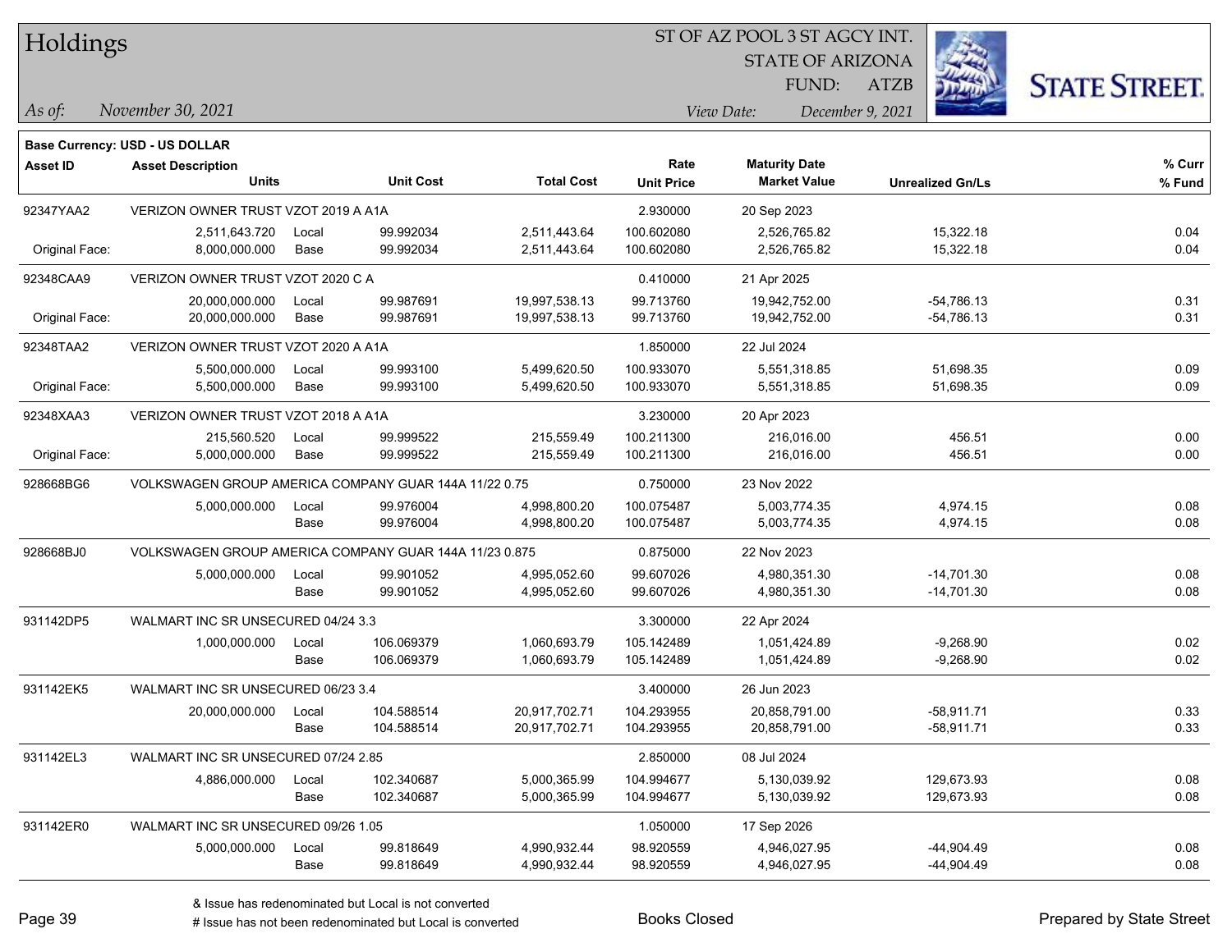# Holdings

ST OF AZ POOL 3 ST AGCY INT.
STATE OF ARIZONA
FUND: ATZB

*As of:* November 30, 2021
*View Date:* December 9, 2021

**Base Currency: USD - US DOLLAR**

| Asset ID | Asset Description / Units | | Unit Cost | Total Cost | Rate / Unit Price | Maturity Date / Market Value | Unrealized Gn/Ls | % Curr / % Fund |
|---|---|---|---|---|---|---|---|---|
| 92347YAA2 | VERIZON OWNER TRUST VZOT 2019 A A1A | | | | 2.930000 | 20 Sep 2023 | | |
| | 2,511,643.720 | Local | 99.992034 | 2,511,443.64 | 100.602080 | 2,526,765.82 | 15,322.18 | 0.04 |
| Original Face: | 8,000,000.000 | Base | 99.992034 | 2,511,443.64 | 100.602080 | 2,526,765.82 | 15,322.18 | 0.04 |
| 92348CAA9 | VERIZON OWNER TRUST VZOT 2020 C A | | | | 0.410000 | 21 Apr 2025 | | |
| | 20,000,000.000 | Local | 99.987691 | 19,997,538.13 | 99.713760 | 19,942,752.00 | -54,786.13 | 0.31 |
| Original Face: | 20,000,000.000 | Base | 99.987691 | 19,997,538.13 | 99.713760 | 19,942,752.00 | -54,786.13 | 0.31 |
| 92348TAA2 | VERIZON OWNER TRUST VZOT 2020 A A1A | | | | 1.850000 | 22 Jul 2024 | | |
| | 5,500,000.000 | Local | 99.993100 | 5,499,620.50 | 100.933070 | 5,551,318.85 | 51,698.35 | 0.09 |
| Original Face: | 5,500,000.000 | Base | 99.993100 | 5,499,620.50 | 100.933070 | 5,551,318.85 | 51,698.35 | 0.09 |
| 92348XAA3 | VERIZON OWNER TRUST VZOT 2018 A A1A | | | | 3.230000 | 20 Apr 2023 | | |
| | 215,560.520 | Local | 99.999522 | 215,559.49 | 100.211300 | 216,016.00 | 456.51 | 0.00 |
| Original Face: | 5,000,000.000 | Base | 99.999522 | 215,559.49 | 100.211300 | 216,016.00 | 456.51 | 0.00 |
| 928668BG6 | VOLKSWAGEN GROUP AMERICA COMPANY GUAR 144A 11/22 0.75 | | | | 0.750000 | 23 Nov 2022 | | |
| | 5,000,000.000 | Local | 99.976004 | 4,998,800.20 | 100.075487 | 5,003,774.35 | 4,974.15 | 0.08 |
| | | Base | 99.976004 | 4,998,800.20 | 100.075487 | 5,003,774.35 | 4,974.15 | 0.08 |
| 928668BJ0 | VOLKSWAGEN GROUP AMERICA COMPANY GUAR 144A 11/23 0.875 | | | | 0.875000 | 22 Nov 2023 | | |
| | 5,000,000.000 | Local | 99.901052 | 4,995,052.60 | 99.607026 | 4,980,351.30 | -14,701.30 | 0.08 |
| | | Base | 99.901052 | 4,995,052.60 | 99.607026 | 4,980,351.30 | -14,701.30 | 0.08 |
| 931142DP5 | WALMART INC SR UNSECURED 04/24 3.3 | | | | 3.300000 | 22 Apr 2024 | | |
| | 1,000,000.000 | Local | 106.069379 | 1,060,693.79 | 105.142489 | 1,051,424.89 | -9,268.90 | 0.02 |
| | | Base | 106.069379 | 1,060,693.79 | 105.142489 | 1,051,424.89 | -9,268.90 | 0.02 |
| 931142EK5 | WALMART INC SR UNSECURED 06/23 3.4 | | | | 3.400000 | 26 Jun 2023 | | |
| | 20,000,000.000 | Local | 104.588514 | 20,917,702.71 | 104.293955 | 20,858,791.00 | -58,911.71 | 0.33 |
| | | Base | 104.588514 | 20,917,702.71 | 104.293955 | 20,858,791.00 | -58,911.71 | 0.33 |
| 931142EL3 | WALMART INC SR UNSECURED 07/24 2.85 | | | | 2.850000 | 08 Jul 2024 | | |
| | 4,886,000.000 | Local | 102.340687 | 5,000,365.99 | 104.994677 | 5,130,039.92 | 129,673.93 | 0.08 |
| | | Base | 102.340687 | 5,000,365.99 | 104.994677 | 5,130,039.92 | 129,673.93 | 0.08 |
| 931142ER0 | WALMART INC SR UNSECURED 09/26 1.05 | | | | 1.050000 | 17 Sep 2026 | | |
| | 5,000,000.000 | Local | 99.818649 | 4,990,932.44 | 98.920559 | 4,946,027.95 | -44,904.49 | 0.08 |
| | | Base | 99.818649 | 4,990,932.44 | 98.920559 | 4,946,027.95 | -44,904.49 | 0.08 |

& Issue has redenominated but Local is not converted
# Issue has not been redenominated but Local is converted

Books Closed

Prepared by State Street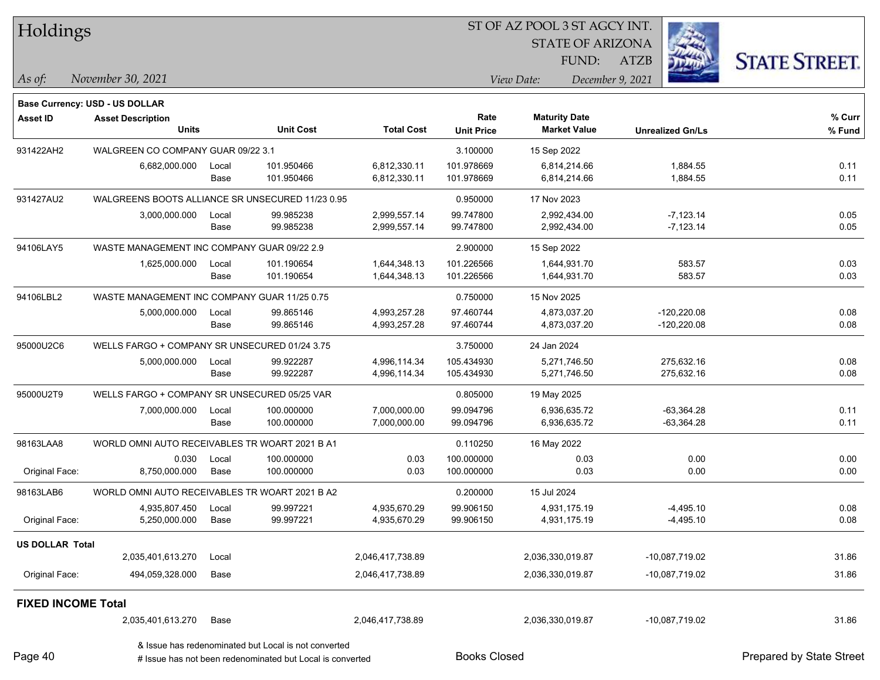# Holdings

ST OF AZ POOL 3 ST AGCY INT.
STATE OF ARIZONA
FUND: ATZB

*As of:* *November 30, 2021*
*View Date:* *December 9, 2021*

**Base Currency: USD - US DOLLAR**

| Asset ID | Asset Description / Units | | Unit Cost | Total Cost | Rate / Unit Price | Maturity Date / Market Value | Unrealized Gn/Ls | % Curr / % Fund |
|---|---|---|---|---|---|---|---|---|
| 931422AH2 | WALGREEN CO COMPANY GUAR 09/22 3.1 | | | | 3.100000 | 15 Sep 2022 | | |
| | 6,682,000.000 | Local | 101.950466 | 6,812,330.11 | 101.978669 | 6,814,214.66 | 1,884.55 | 0.11 |
| | | Base | 101.950466 | 6,812,330.11 | 101.978669 | 6,814,214.66 | 1,884.55 | 0.11 |
| 931427AU2 | WALGREENS BOOTS ALLIANCE SR UNSECURED 11/23 0.95 | | | | 0.950000 | 17 Nov 2023 | | |
| | 3,000,000.000 | Local | 99.985238 | 2,999,557.14 | 99.747800 | 2,992,434.00 | -7,123.14 | 0.05 |
| | | Base | 99.985238 | 2,999,557.14 | 99.747800 | 2,992,434.00 | -7,123.14 | 0.05 |
| 94106LAY5 | WASTE MANAGEMENT INC COMPANY GUAR 09/22 2.9 | | | | 2.900000 | 15 Sep 2022 | | |
| | 1,625,000.000 | Local | 101.190654 | 1,644,348.13 | 101.226566 | 1,644,931.70 | 583.57 | 0.03 |
| | | Base | 101.190654 | 1,644,348.13 | 101.226566 | 1,644,931.70 | 583.57 | 0.03 |
| 94106LBL2 | WASTE MANAGEMENT INC COMPANY GUAR 11/25 0.75 | | | | 0.750000 | 15 Nov 2025 | | |
| | 5,000,000.000 | Local | 99.865146 | 4,993,257.28 | 97.460744 | 4,873,037.20 | -120,220.08 | 0.08 |
| | | Base | 99.865146 | 4,993,257.28 | 97.460744 | 4,873,037.20 | -120,220.08 | 0.08 |
| 95000U2C6 | WELLS FARGO + COMPANY SR UNSECURED 01/24 3.75 | | | | 3.750000 | 24 Jan 2024 | | |
| | 5,000,000.000 | Local | 99.922287 | 4,996,114.34 | 105.434930 | 5,271,746.50 | 275,632.16 | 0.08 |
| | | Base | 99.922287 | 4,996,114.34 | 105.434930 | 5,271,746.50 | 275,632.16 | 0.08 |
| 95000U2T9 | WELLS FARGO + COMPANY SR UNSECURED 05/25 VAR | | | | 0.805000 | 19 May 2025 | | |
| | 7,000,000.000 | Local | 100.000000 | 7,000,000.00 | 99.094796 | 6,936,635.72 | -63,364.28 | 0.11 |
| | | Base | 100.000000 | 7,000,000.00 | 99.094796 | 6,936,635.72 | -63,364.28 | 0.11 |
| 98163LAA8 | WORLD OMNI AUTO RECEIVABLES TR WOART 2021 B A1 | | | | 0.110250 | 16 May 2022 | | |
| | 0.030 | Local | 100.000000 | 0.03 | 100.000000 | 0.03 | 0.00 | 0.00 |
| Original Face: | 8,750,000.000 | Base | 100.000000 | 0.03 | 100.000000 | 0.03 | 0.00 | 0.00 |
| 98163LAB6 | WORLD OMNI AUTO RECEIVABLES TR WOART 2021 B A2 | | | | 0.200000 | 15 Jul 2024 | | |
| | 4,935,807.450 | Local | 99.997221 | 4,935,670.29 | 99.906150 | 4,931,175.19 | -4,495.10 | 0.08 |
| Original Face: | 5,250,000.000 | Base | 99.997221 | 4,935,670.29 | 99.906150 | 4,931,175.19 | -4,495.10 | 0.08 |
| **US DOLLAR Total** | | | | | | | | |
| | 2,035,401,613.270 | Local | | 2,046,417,738.89 | | 2,036,330,019.87 | -10,087,719.02 | 31.86 |
| Original Face: | 494,059,328.000 | Base | | 2,046,417,738.89 | | 2,036,330,019.87 | -10,087,719.02 | 31.86 |
| **FIXED INCOME Total** | | | | | | | | |
| | 2,035,401,613.270 | Base | | 2,046,417,738.89 | | 2,036,330,019.87 | -10,087,719.02 | 31.86 |

& Issue has redenominated but Local is not converted
# Issue has not been redenominated but Local is converted

Books Closed

Prepared by State Street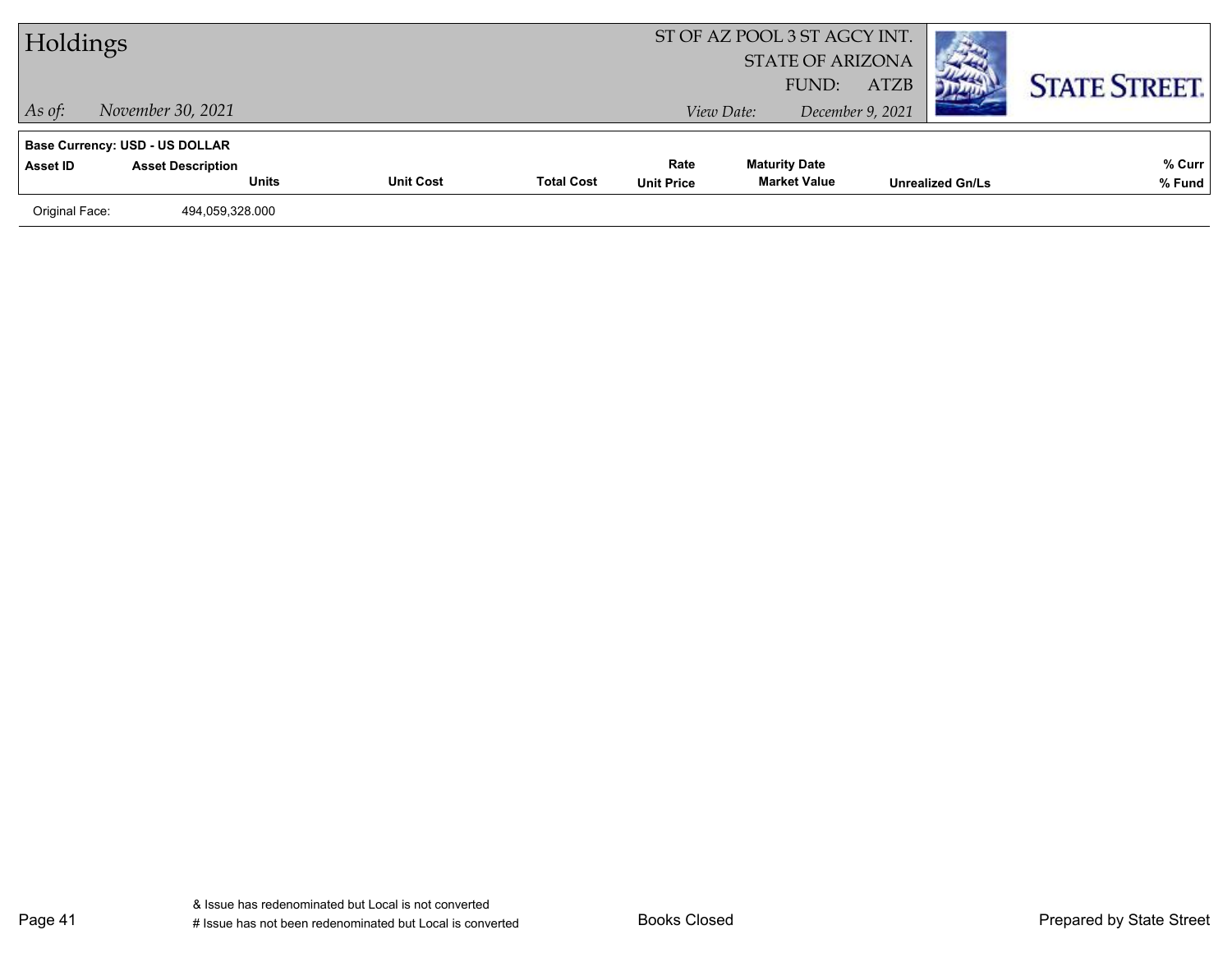Base Currency: USD - US DOLLAR

| Asset ID | Asset Description / Units | Unit Cost | Total Cost | Rate / Unit Price | Maturity Date / Market Value | Unrealized Gn/Ls | % Curr / % Fund |
|---|---|---|---|---|---|---|---|
| Original Face: | 494,059,328.000 | | | | | | |

& Issue has redenominated but Local is not converted

# Issue has not been redenominated but Local is converted

Books Closed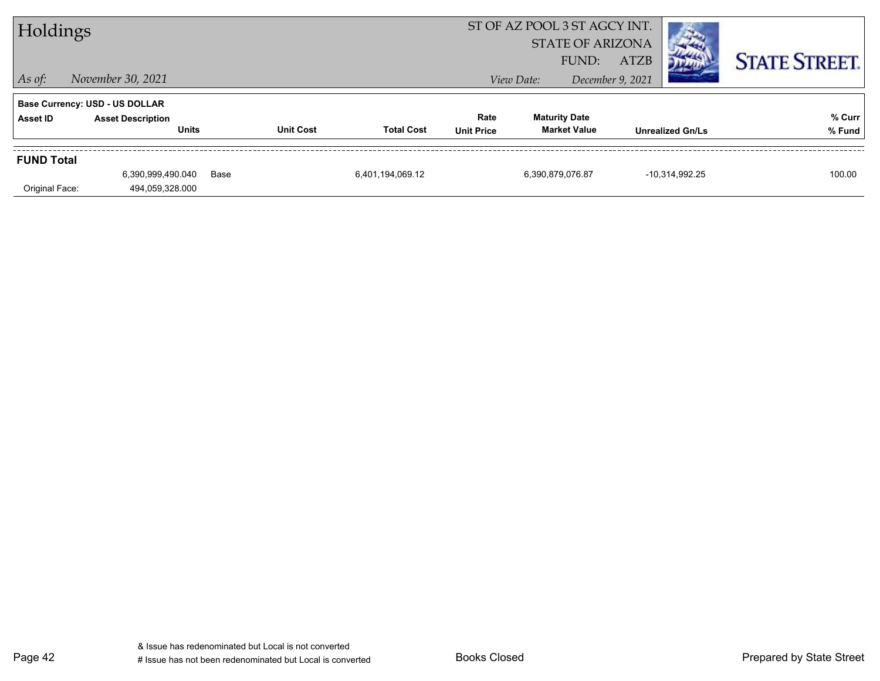# Holdings

ST OF AZ POOL 3 ST AGCY INT.
STATE OF ARIZONA
FUND: ATZB

*As of:* *November 30, 2021*

*View Date:* *December 9, 2021*

**STATE STREET.**

**Base Currency: USD - US DOLLAR**

| Asset ID | Asset Description / Units | | Unit Cost | Total Cost | Rate / Unit Price | Maturity Date / Market Value | Unrealized Gn/Ls | % Curr / % Fund |
|---|---|---|---|---|---|---|---|---|
| **FUND Total** | | | | | | | | |
| | 6,390,999,490.040 | Base | | 6,401,194,069.12 | | 6,390,879,076.87 | -10,314,992.25 | 100.00 |
| Original Face: | 494,059,328.000 | | | | | | | |

& Issue has redenominated but Local is not converted
# Issue has not been redenominated but Local is converted

Books Closed

Prepared by State Street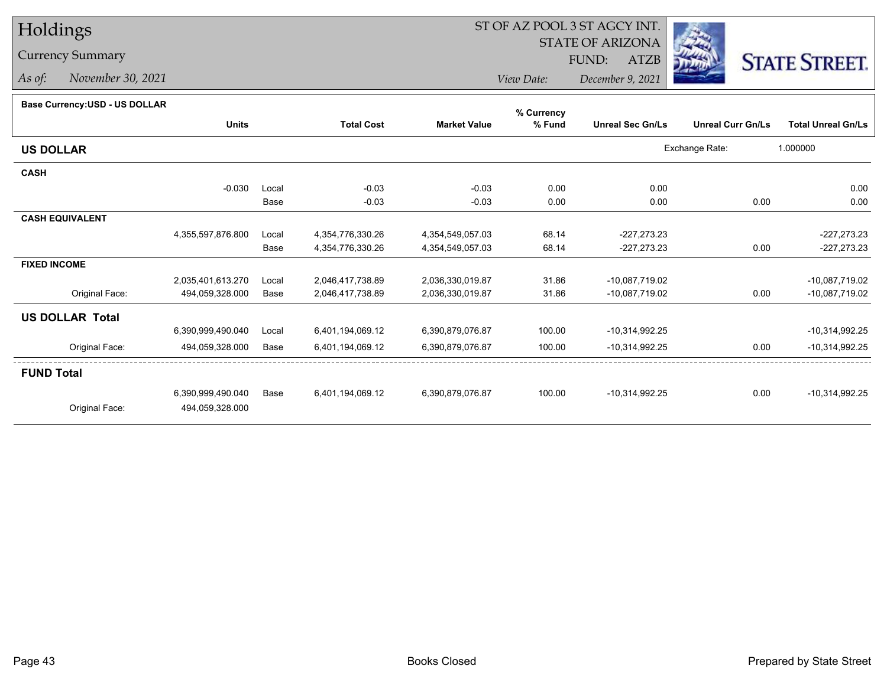# Holdings

## Currency Summary

*As of:* November 30, 2021

ST OF AZ POOL 3 ST AGCY INT.
STATE OF ARIZONA
FUND: ATZB
*View Date:* December 9, 2021

STATE STREET.

**Base Currency:USD - US DOLLAR**

| | Units | | Total Cost | Market Value | % Currency % Fund | Unreal Sec Gn/Ls | Unreal Curr Gn/Ls | Total Unreal Gn/Ls |
|---|---|---|---|---|---|---|---|---|
| **US DOLLAR** | | | | | | Exchange Rate: | 1.000000 | |
| **CASH** | | | | | | | | |
| | -0.030 | Local | -0.03 | -0.03 | 0.00 | 0.00 | | 0.00 |
| | | Base | -0.03 | -0.03 | 0.00 | 0.00 | 0.00 | 0.00 |
| **CASH EQUIVALENT** | | | | | | | | |
| | 4,355,597,876.800 | Local | 4,354,776,330.26 | 4,354,549,057.03 | 68.14 | -227,273.23 | | -227,273.23 |
| | | Base | 4,354,776,330.26 | 4,354,549,057.03 | 68.14 | -227,273.23 | 0.00 | -227,273.23 |
| **FIXED INCOME** | | | | | | | | |
| | 2,035,401,613.270 | Local | 2,046,417,738.89 | 2,036,330,019.87 | 31.86 | -10,087,719.02 | | -10,087,719.02 |
| Original Face: | 494,059,328.000 | Base | 2,046,417,738.89 | 2,036,330,019.87 | 31.86 | -10,087,719.02 | 0.00 | -10,087,719.02 |
| **US DOLLAR Total** | | | | | | | | |
| | 6,390,999,490.040 | Local | 6,401,194,069.12 | 6,390,879,076.87 | 100.00 | -10,314,992.25 | | -10,314,992.25 |
| Original Face: | 494,059,328.000 | Base | 6,401,194,069.12 | 6,390,879,076.87 | 100.00 | -10,314,992.25 | 0.00 | -10,314,992.25 |
| **FUND Total** | | | | | | | | |
| | 6,390,999,490.040 | Base | 6,401,194,069.12 | 6,390,879,076.87 | 100.00 | -10,314,992.25 | 0.00 | -10,314,992.25 |
| Original Face: | 494,059,328.000 | | | | | | | |

Books Closed

Prepared by State Street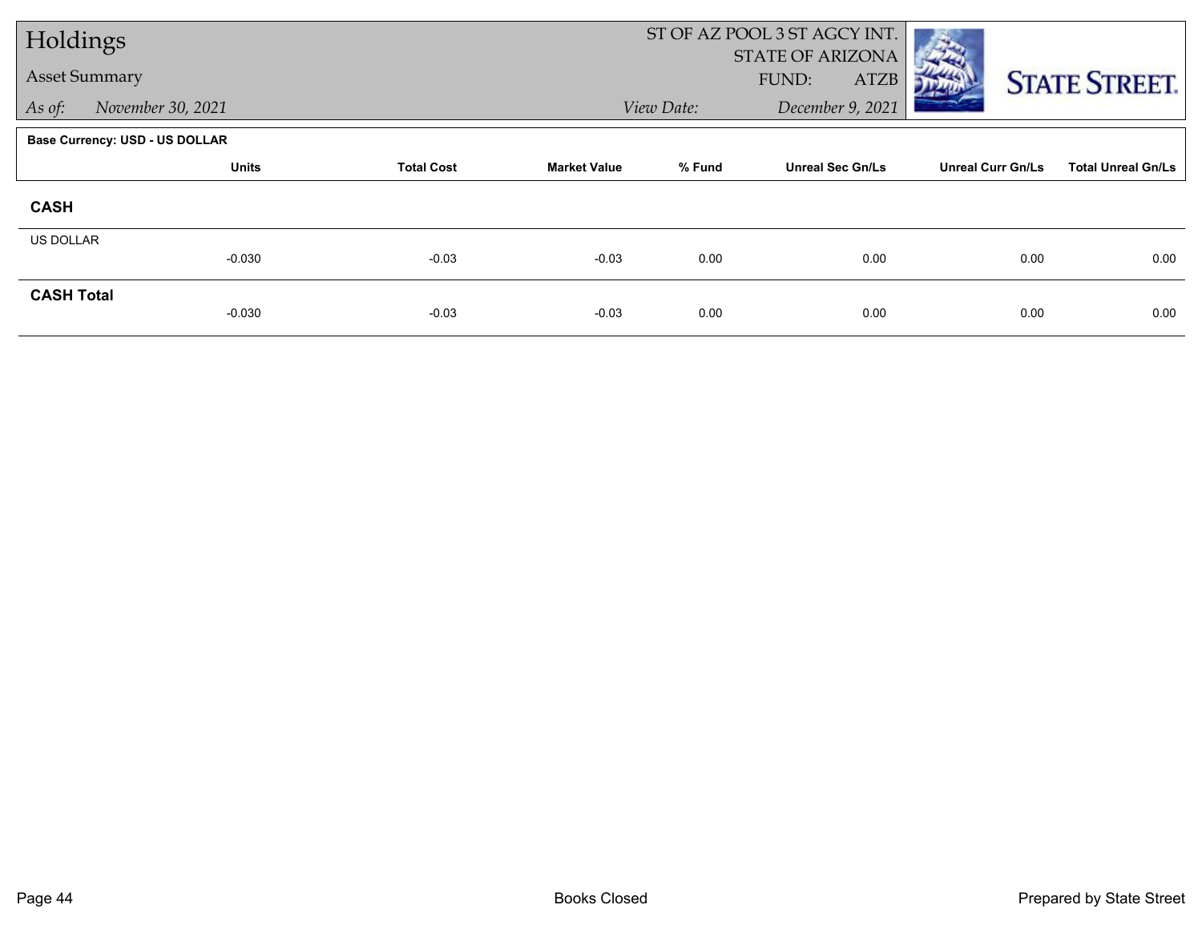# Holdings

## Asset Summary

*As of:* *November 30, 2021*

ST OF AZ POOL 3 ST AGCY INT.
STATE OF ARIZONA
FUND: ATZB

*View Date:* *December 9, 2021*

**Base Currency: USD - US DOLLAR**

| | Units | Total Cost | Market Value | % Fund | Unreal Sec Gn/Ls | Unreal Curr Gn/Ls | Total Unreal Gn/Ls |
|---|---|---|---|---|---|---|---|
| **CASH** | | | | | | | |
| US DOLLAR | -0.030 | -0.03 | -0.03 | 0.00 | 0.00 | 0.00 | 0.00 |
| **CASH Total** | -0.030 | -0.03 | -0.03 | 0.00 | 0.00 | 0.00 | 0.00 |

Books Closed

Prepared by State Street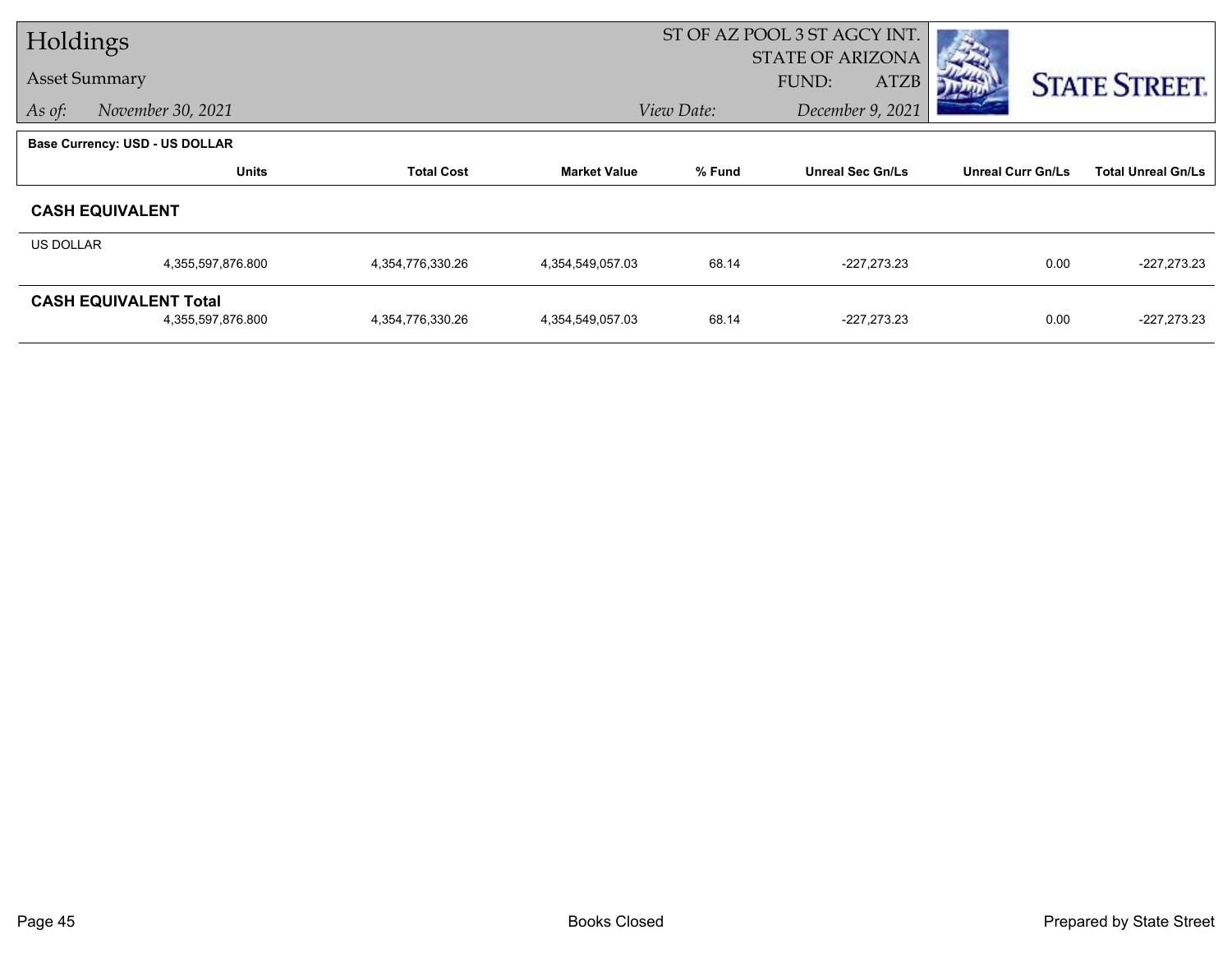# Holdings

**Asset Summary**

*As of:* *November 30, 2021*

ST OF AZ POOL 3 ST AGCY INT.
STATE OF ARIZONA
FUND: ATZB

*View Date:* *December 9, 2021*

**Base Currency: USD - US DOLLAR**

| | Units | Total Cost | Market Value | % Fund | Unreal Sec Gn/Ls | Unreal Curr Gn/Ls | Total Unreal Gn/Ls |
|---|---|---|---|---|---|---|---|
| **CASH EQUIVALENT** | | | | | | | |
| US DOLLAR | | | | | | | |
| | 4,355,597,876.800 | 4,354,776,330.26 | 4,354,549,057.03 | 68.14 | -227,273.23 | 0.00 | -227,273.23 |
| **CASH EQUIVALENT Total** | | | | | | | |
| | 4,355,597,876.800 | 4,354,776,330.26 | 4,354,549,057.03 | 68.14 | -227,273.23 | 0.00 | -227,273.23 |

Books Closed

Prepared by State Street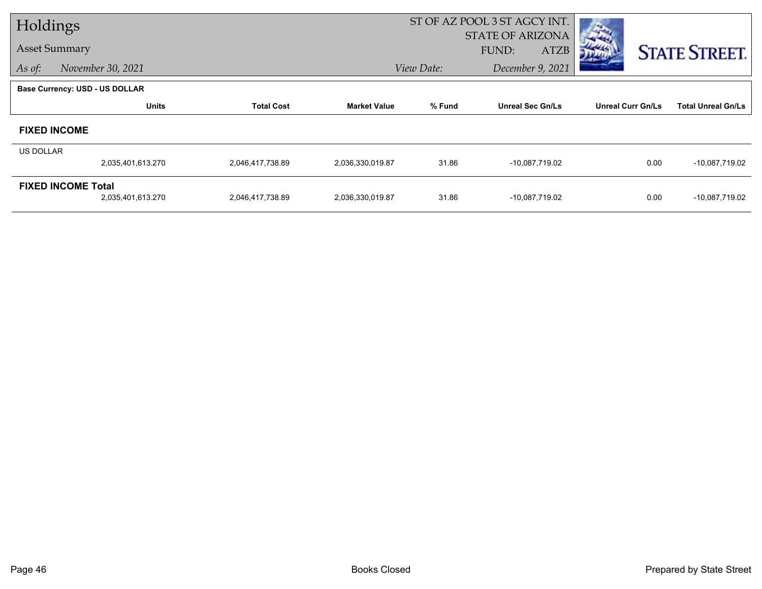# Holdings

## Asset Summary

*As of:* November 30, 2021

ST OF AZ POOL 3 ST AGCY INT.
STATE OF ARIZONA
FUND: ATZB

*View Date:* December 9, 2021

**Base Currency: USD - US DOLLAR**

| | Units | Total Cost | Market Value | % Fund | Unreal Sec Gn/Ls | Unreal Curr Gn/Ls | Total Unreal Gn/Ls |
|---|---|---|---|---|---|---|---|
| **FIXED INCOME** | | | | | | | |
| US DOLLAR | 2,035,401,613.270 | 2,046,417,738.89 | 2,036,330,019.87 | 31.86 | -10,087,719.02 | 0.00 | -10,087,719.02 |
| **FIXED INCOME Total** | 2,035,401,613.270 | 2,046,417,738.89 | 2,036,330,019.87 | 31.86 | -10,087,719.02 | 0.00 | -10,087,719.02 |

Books Closed

Prepared by State Street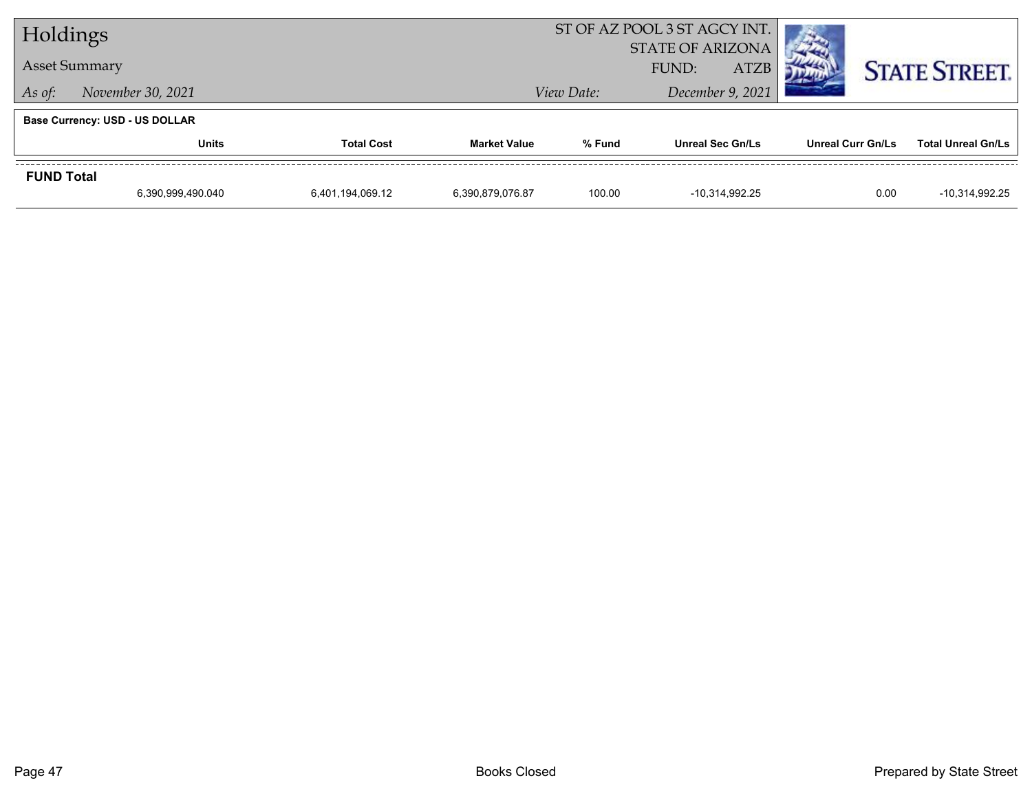# Holdings

## Asset Summary

*As of:* *November 30, 2021*

ST OF AZ POOL 3 ST AGCY INT.
STATE OF ARIZONA
FUND: ATZB

*View Date:* *December 9, 2021*

STATE STREET.

**Base Currency: USD - US DOLLAR**

| | Units | Total Cost | Market Value | % Fund | Unreal Sec Gn/Ls | Unreal Curr Gn/Ls | Total Unreal Gn/Ls |
|---|---|---|---|---|---|---|---|
| **FUND Total** | | | | | | | |
| | 6,390,999,490.040 | 6,401,194,069.12 | 6,390,879,076.87 | 100.00 | -10,314,992.25 | 0.00 | -10,314,992.25 |

Books Closed

Prepared by State Street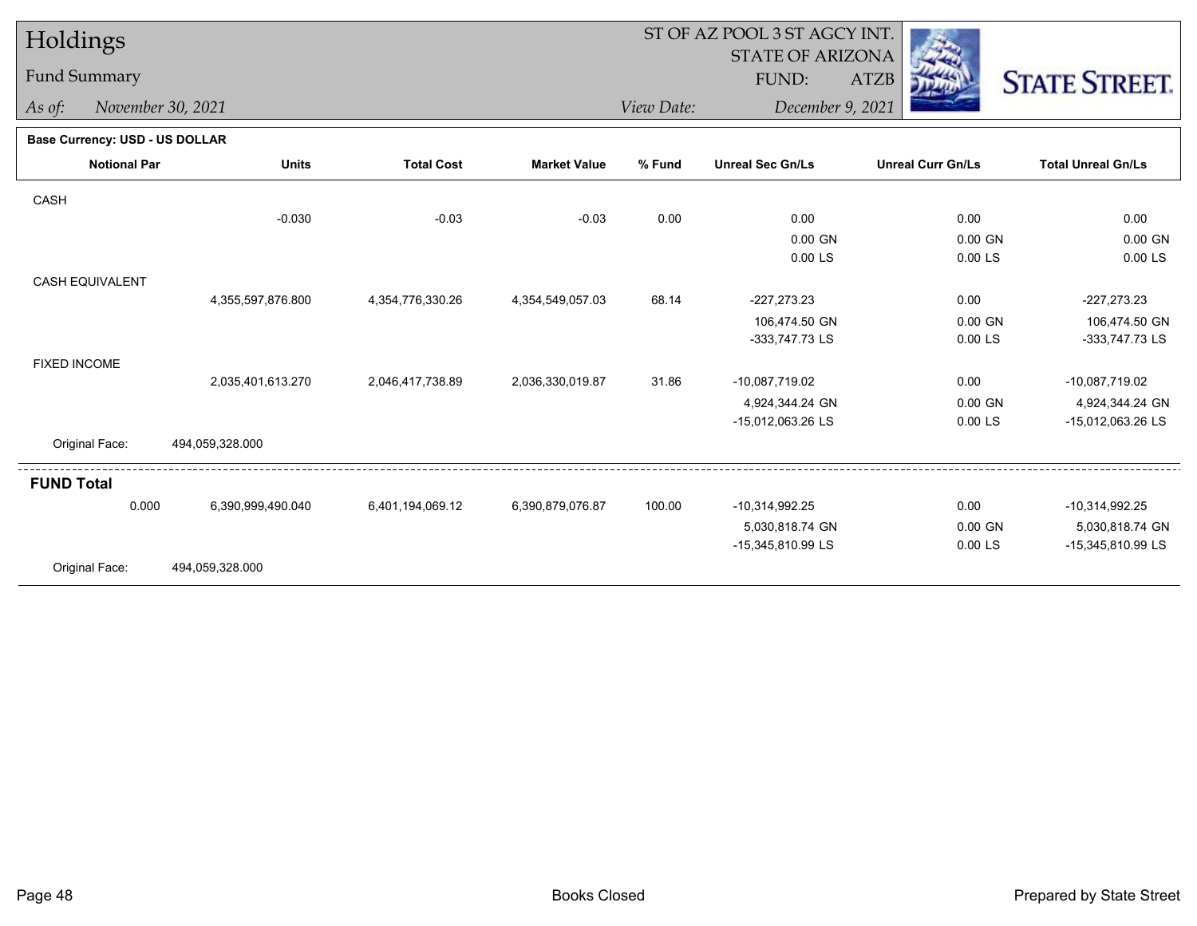# Holdings

Fund Summary

*As of:* November 30, 2021

ST OF AZ POOL 3 ST AGCY INT.
STATE OF ARIZONA
FUND: ATZB

*View Date:* December 9, 2021

STATE STREET.

**Base Currency: USD - US DOLLAR**

| Notional Par | Units | Total Cost | Market Value | % Fund | Unreal Sec Gn/Ls | Unreal Curr Gn/Ls | Total Unreal Gn/Ls |
|---|---|---|---|---|---|---|---|
| CASH | | | | | | | |
| | -0.030 | -0.03 | -0.03 | 0.00 | 0.00 | 0.00 | 0.00 |
| | | | | | 0.00 GN | 0.00 GN | 0.00 GN |
| | | | | | 0.00 LS | 0.00 LS | 0.00 LS |
| CASH EQUIVALENT | | | | | | | |
| | 4,355,597,876.800 | 4,354,776,330.26 | 4,354,549,057.03 | 68.14 | -227,273.23 | 0.00 | -227,273.23 |
| | | | | | 106,474.50 GN | 0.00 GN | 106,474.50 GN |
| | | | | | -333,747.73 LS | 0.00 LS | -333,747.73 LS |
| FIXED INCOME | | | | | | | |
| | 2,035,401,613.270 | 2,046,417,738.89 | 2,036,330,019.87 | 31.86 | -10,087,719.02 | 0.00 | -10,087,719.02 |
| | | | | | 4,924,344.24 GN | 0.00 GN | 4,924,344.24 GN |
| | | | | | -15,012,063.26 LS | 0.00 LS | -15,012,063.26 LS |
| Original Face: 494,059,328.000 | | | | | | | |
| **FUND Total** | | | | | | | |
| 0.000 | 6,390,999,490.040 | 6,401,194,069.12 | 6,390,879,076.87 | 100.00 | -10,314,992.25 | 0.00 | -10,314,992.25 |
| | | | | | 5,030,818.74 GN | 0.00 GN | 5,030,818.74 GN |
| | | | | | -15,345,810.99 LS | 0.00 LS | -15,345,810.99 LS |
| Original Face: 494,059,328.000 | | | | | | | |

Books Closed

Prepared by State Street